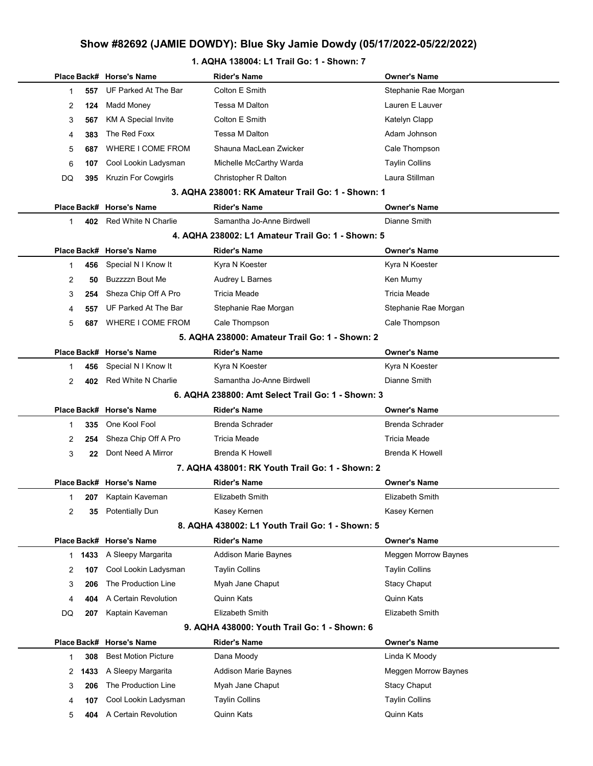# Show #82692 (JAMIE DOWDY): Blue Sky Jamie Dowdy (05/17/2022-05/22/2022)

### 1. AQHA 138004: L1 Trail Go: 1 - Shown: 7

| Place | Back# | Horse's Name | Rider's Name | Owner's Name |
|---|---|---|---|---|
| 1 | 557 | UF Parked At The Bar | Colton E Smith | Stephanie Rae Morgan |
| 2 | 124 | Madd Money | Tessa M Dalton | Lauren E Lauver |
| 3 | 567 | KM A Special Invite | Colton E Smith | Katelyn Clapp |
| 4 | 383 | The Red Foxx | Tessa M Dalton | Adam Johnson |
| 5 | 687 | WHERE I COME FROM | Shauna MacLean Zwicker | Cale Thompson |
| 6 | 107 | Cool Lookin Ladysman | Michelle McCarthy Warda | Taylin Collins |
| DQ | 395 | Kruzin For Cowgirls | Christopher R Dalton | Laura Stillman |

### 3. AQHA 238001: RK Amateur Trail Go: 1 - Shown: 1

| Place | Back# | Horse's Name | Rider's Name | Owner's Name |
|---|---|---|---|---|
| 1 | 402 | Red White N Charlie | Samantha Jo-Anne Birdwell | Dianne Smith |

### 4. AQHA 238002: L1 Amateur Trail Go: 1 - Shown: 5

| Place | Back# | Horse's Name | Rider's Name | Owner's Name |
|---|---|---|---|---|
| 1 | 456 | Special N I Know It | Kyra N Koester | Kyra N Koester |
| 2 | 50 | Buzzzzn Bout Me | Audrey L Barnes | Ken Mumy |
| 3 | 254 | Sheza Chip Off A Pro | Tricia Meade | Tricia Meade |
| 4 | 557 | UF Parked At The Bar | Stephanie Rae Morgan | Stephanie Rae Morgan |
| 5 | 687 | WHERE I COME FROM | Cale Thompson | Cale Thompson |

### 5. AQHA 238000: Amateur Trail Go: 1 - Shown: 2

| Place | Back# | Horse's Name | Rider's Name | Owner's Name |
|---|---|---|---|---|
| 1 | 456 | Special N I Know It | Kyra N Koester | Kyra N Koester |
| 2 | 402 | Red White N Charlie | Samantha Jo-Anne Birdwell | Dianne Smith |

### 6. AQHA 238800: Amt Select Trail Go: 1 - Shown: 3

| Place | Back# | Horse's Name | Rider's Name | Owner's Name |
|---|---|---|---|---|
| 1 | 335 | One Kool Fool | Brenda Schrader | Brenda Schrader |
| 2 | 254 | Sheza Chip Off A Pro | Tricia Meade | Tricia Meade |
| 3 | 22 | Dont Need A Mirror | Brenda K Howell | Brenda K Howell |

### 7. AQHA 438001: RK Youth Trail Go: 1 - Shown: 2

| Place | Back# | Horse's Name | Rider's Name | Owner's Name |
|---|---|---|---|---|
| 1 | 207 | Kaptain Kaveman | Elizabeth Smith | Elizabeth Smith |
| 2 | 35 | Potentially Dun | Kasey Kernen | Kasey Kernen |

### 8. AQHA 438002: L1 Youth Trail Go: 1 - Shown: 5

| Place | Back# | Horse's Name | Rider's Name | Owner's Name |
|---|---|---|---|---|
| 1 | 1433 | A Sleepy Margarita | Addison Marie Baynes | Meggen Morrow Baynes |
| 2 | 107 | Cool Lookin Ladysman | Taylin Collins | Taylin Collins |
| 3 | 206 | The Production Line | Myah Jane Chaput | Stacy Chaput |
| 4 | 404 | A Certain Revolution | Quinn Kats | Quinn Kats |
| DQ | 207 | Kaptain Kaveman | Elizabeth Smith | Elizabeth Smith |

### 9. AQHA 438000: Youth Trail Go: 1 - Shown: 6

| Place | Back# | Horse's Name | Rider's Name | Owner's Name |
|---|---|---|---|---|
| 1 | 308 | Best Motion Picture | Dana Moody | Linda K Moody |
| 2 | 1433 | A Sleepy Margarita | Addison Marie Baynes | Meggen Morrow Baynes |
| 3 | 206 | The Production Line | Myah Jane Chaput | Stacy Chaput |
| 4 | 107 | Cool Lookin Ladysman | Taylin Collins | Taylin Collins |
| 5 | 404 | A Certain Revolution | Quinn Kats | Quinn Kats |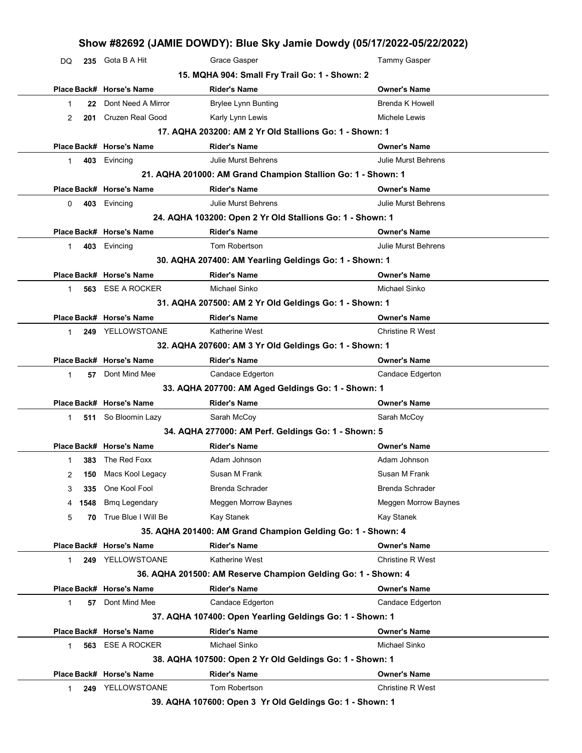# Show #82692 (JAMIE DOWDY): Blue Sky Jamie Dowdy (05/17/2022-05/22/2022)

| Place | Back# | Horse's Name | Rider's Name | Owner's Name |
|---|---|---|---|---|
| DQ | 235 | Gota B A Hit | Grace Gasper | Tammy Gasper |

### 15. MQHA 904: Small Fry Trail Go: 1 - Shown: 2

| Place | Back# | Horse's Name | Rider's Name | Owner's Name |
|---|---|---|---|---|
| 1 | 22 | Dont Need A Mirror | Brylee Lynn Bunting | Brenda K Howell |
| 2 | 201 | Cruzen Real Good | Karly Lynn Lewis | Michele Lewis |

### 17. AQHA 203200: AM 2 Yr Old Stallions Go: 1 - Shown: 1

| Place | Back# | Horse's Name | Rider's Name | Owner's Name |
|---|---|---|---|---|
| 1 | 403 | Evincing | Julie Murst Behrens | Julie Murst Behrens |

### 21. AQHA 201000: AM Grand Champion Stallion Go: 1 - Shown: 1

| Place | Back# | Horse's Name | Rider's Name | Owner's Name |
|---|---|---|---|---|
| 0 | 403 | Evincing | Julie Murst Behrens | Julie Murst Behrens |

### 24. AQHA 103200: Open 2 Yr Old Stallions Go: 1 - Shown: 1

| Place | Back# | Horse's Name | Rider's Name | Owner's Name |
|---|---|---|---|---|
| 1 | 403 | Evincing | Tom Robertson | Julie Murst Behrens |

### 30. AQHA 207400: AM Yearling Geldings Go: 1 - Shown: 1

| Place | Back# | Horse's Name | Rider's Name | Owner's Name |
|---|---|---|---|---|
| 1 | 563 | ESE A ROCKER | Michael Sinko | Michael Sinko |

### 31. AQHA 207500: AM 2 Yr Old Geldings Go: 1 - Shown: 1

| Place | Back# | Horse's Name | Rider's Name | Owner's Name |
|---|---|---|---|---|
| 1 | 249 | YELLOWSTOANE | Katherine West | Christine R West |

### 32. AQHA 207600: AM 3 Yr Old Geldings Go: 1 - Shown: 1

| Place | Back# | Horse's Name | Rider's Name | Owner's Name |
|---|---|---|---|---|
| 1 | 57 | Dont Mind Mee | Candace Edgerton | Candace Edgerton |

### 33. AQHA 207700: AM Aged Geldings Go: 1 - Shown: 1

| Place | Back# | Horse's Name | Rider's Name | Owner's Name |
|---|---|---|---|---|
| 1 | 511 | So Bloomin Lazy | Sarah McCoy | Sarah McCoy |

### 34. AQHA 277000: AM Perf. Geldings Go: 1 - Shown: 5

| Place | Back# | Horse's Name | Rider's Name | Owner's Name |
|---|---|---|---|---|
| 1 | 383 | The Red Foxx | Adam Johnson | Adam Johnson |
| 2 | 150 | Macs Kool Legacy | Susan M Frank | Susan M Frank |
| 3 | 335 | One Kool Fool | Brenda Schrader | Brenda Schrader |
| 4 | 1548 | Bmq Legendary | Meggen Morrow Baynes | Meggen Morrow Baynes |
| 5 | 70 | True Blue I Will Be | Kay Stanek | Kay Stanek |

### 35. AQHA 201400: AM Grand Champion Gelding Go: 1 - Shown: 4

| Place | Back# | Horse's Name | Rider's Name | Owner's Name |
|---|---|---|---|---|
| 1 | 249 | YELLOWSTOANE | Katherine West | Christine R West |

### 36. AQHA 201500: AM Reserve Champion Gelding Go: 1 - Shown: 4

| Place | Back# | Horse's Name | Rider's Name | Owner's Name |
|---|---|---|---|---|
| 1 | 57 | Dont Mind Mee | Candace Edgerton | Candace Edgerton |

### 37. AQHA 107400: Open Yearling Geldings Go: 1 - Shown: 1

| Place | Back# | Horse's Name | Rider's Name | Owner's Name |
|---|---|---|---|---|
| 1 | 563 | ESE A ROCKER | Michael Sinko | Michael Sinko |

### 38. AQHA 107500: Open 2 Yr Old Geldings Go: 1 - Shown: 1

| Place | Back# | Horse's Name | Rider's Name | Owner's Name |
|---|---|---|---|---|
| 1 | 249 | YELLOWSTOANE | Tom Robertson | Christine R West |

### 39. AQHA 107600: Open 3 Yr Old Geldings Go: 1 - Shown: 1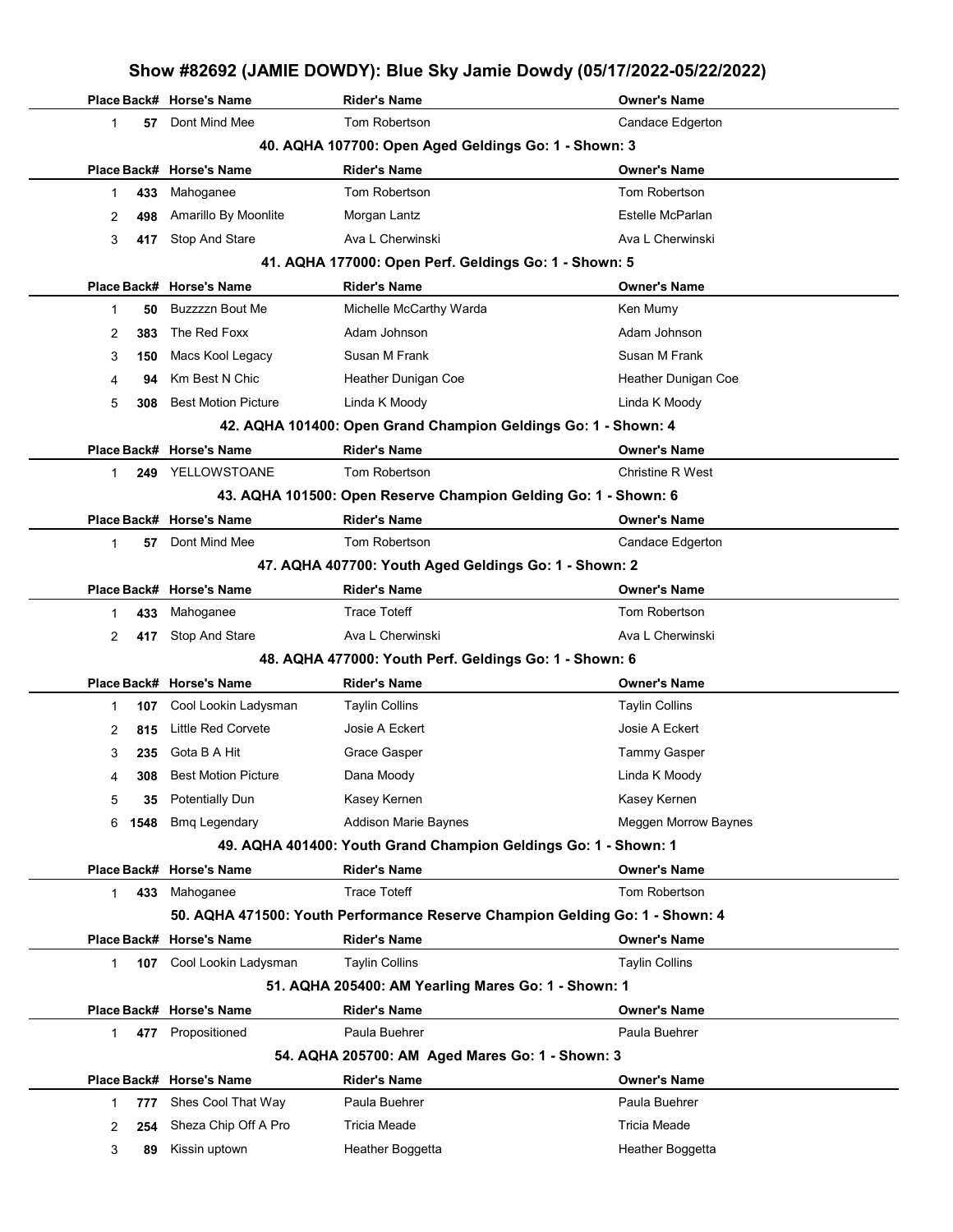| Place | Back# | Horse's Name | Rider's Name | Owner's Name |
|---|---|---|---|---|
| 1 | 57 | Dont Mind Mee | Tom Robertson | Candace Edgerton |

### 40. AQHA 107700: Open Aged Geldings Go: 1 - Shown: 3

| Place | Back# | Horse's Name | Rider's Name | Owner's Name |
|---|---|---|---|---|
| 1 | 433 | Mahoganee | Tom Robertson | Tom Robertson |
| 2 | 498 | Amarillo By Moonlite | Morgan Lantz | Estelle McParlan |
| 3 | 417 | Stop And Stare | Ava L Cherwinski | Ava L Cherwinski |

### 41. AQHA 177000: Open Perf. Geldings Go: 1 - Shown: 5

| Place | Back# | Horse's Name | Rider's Name | Owner's Name |
|---|---|---|---|---|
| 1 | 50 | Buzzzzn Bout Me | Michelle McCarthy Warda | Ken Mumy |
| 2 | 383 | The Red Foxx | Adam Johnson | Adam Johnson |
| 3 | 150 | Macs Kool Legacy | Susan M Frank | Susan M Frank |
| 4 | 94 | Km Best N Chic | Heather Dunigan Coe | Heather Dunigan Coe |
| 5 | 308 | Best Motion Picture | Linda K Moody | Linda K Moody |

### 42. AQHA 101400: Open Grand Champion Geldings Go: 1 - Shown: 4

| Place | Back# | Horse's Name | Rider's Name | Owner's Name |
|---|---|---|---|---|
| 1 | 249 | YELLOWSTOANE | Tom Robertson | Christine R West |

### 43. AQHA 101500: Open Reserve Champion Gelding Go: 1 - Shown: 6

| Place | Back# | Horse's Name | Rider's Name | Owner's Name |
|---|---|---|---|---|
| 1 | 57 | Dont Mind Mee | Tom Robertson | Candace Edgerton |

### 47. AQHA 407700: Youth Aged Geldings Go: 1 - Shown: 2

| Place | Back# | Horse's Name | Rider's Name | Owner's Name |
|---|---|---|---|---|
| 1 | 433 | Mahoganee | Trace Toteff | Tom Robertson |
| 2 | 417 | Stop And Stare | Ava L Cherwinski | Ava L Cherwinski |

### 48. AQHA 477000: Youth Perf. Geldings Go: 1 - Shown: 6

| Place | Back# | Horse's Name | Rider's Name | Owner's Name |
|---|---|---|---|---|
| 1 | 107 | Cool Lookin Ladysman | Taylin Collins | Taylin Collins |
| 2 | 815 | Little Red Corvete | Josie A Eckert | Josie A Eckert |
| 3 | 235 | Gota B A Hit | Grace Gasper | Tammy Gasper |
| 4 | 308 | Best Motion Picture | Dana Moody | Linda K Moody |
| 5 | 35 | Potentially Dun | Kasey Kernen | Kasey Kernen |
| 6 | 1548 | Bmq Legendary | Addison Marie Baynes | Meggen Morrow Baynes |

### 49. AQHA 401400: Youth Grand Champion Geldings Go: 1 - Shown: 1

| Place | Back# | Horse's Name | Rider's Name | Owner's Name |
|---|---|---|---|---|
| 1 | 433 | Mahoganee | Trace Toteff | Tom Robertson |

### 50. AQHA 471500: Youth Performance Reserve Champion Gelding Go: 1 - Shown: 4

| Place | Back# | Horse's Name | Rider's Name | Owner's Name |
|---|---|---|---|---|
| 1 | 107 | Cool Lookin Ladysman | Taylin Collins | Taylin Collins |

### 51. AQHA 205400: AM Yearling Mares Go: 1 - Shown: 1

| Place | Back# | Horse's Name | Rider's Name | Owner's Name |
|---|---|---|---|---|
| 1 | 477 | Propositioned | Paula Buehrer | Paula Buehrer |

### 54. AQHA 205700: AM Aged Mares Go: 1 - Shown: 3

| Place | Back# | Horse's Name | Rider's Name | Owner's Name |
|---|---|---|---|---|
| 1 | 777 | Shes Cool That Way | Paula Buehrer | Paula Buehrer |
| 2 | 254 | Sheza Chip Off A Pro | Tricia Meade | Tricia Meade |
| 3 | 89 | Kissin uptown | Heather Boggetta | Heather Boggetta |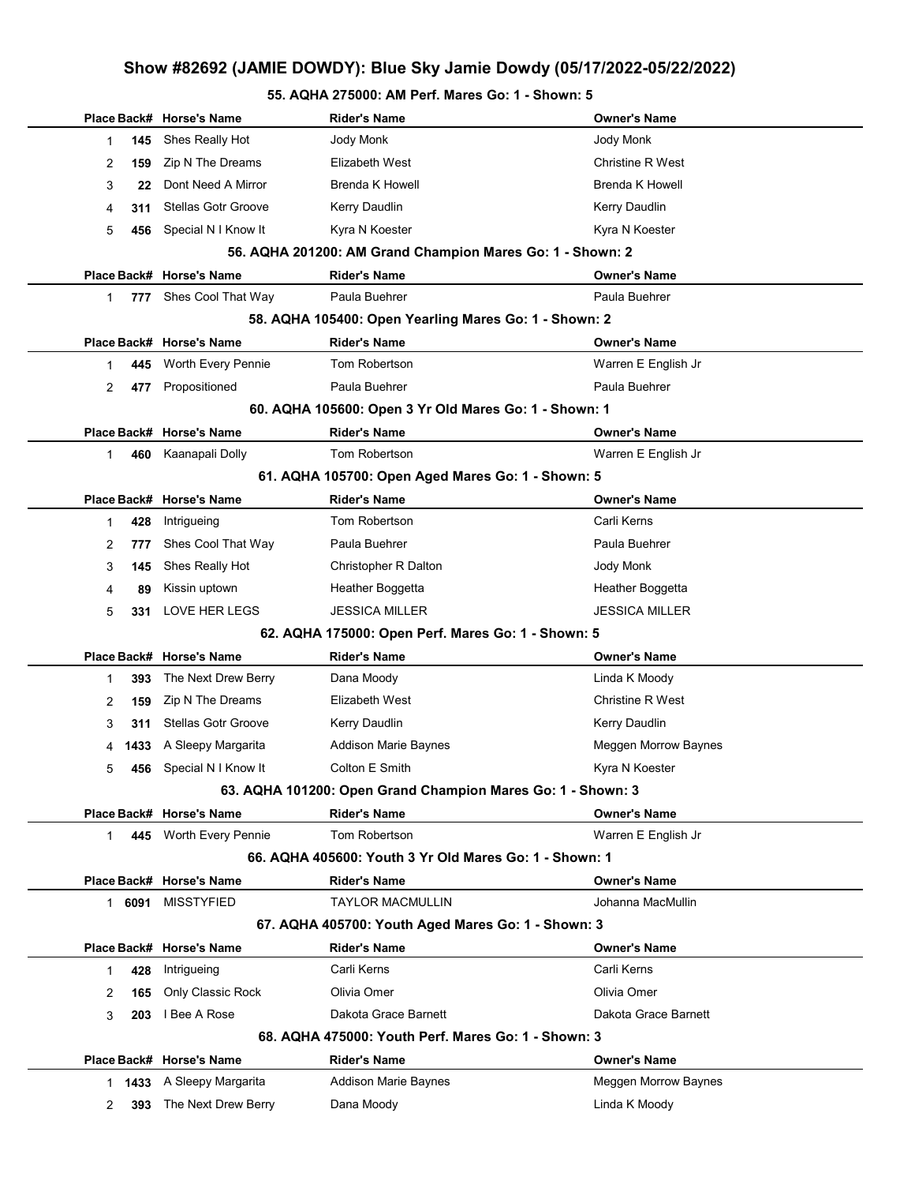## Show #82692 (JAMIE DOWDY): Blue Sky Jamie Dowdy (05/17/2022-05/22/2022)

### 55. AQHA 275000: AM Perf. Mares Go: 1 - Shown: 5

| Place | Back# | Horse's Name | Rider's Name | Owner's Name |
|---|---|---|---|---|
| 1 | 145 | Shes Really Hot | Jody Monk | Jody Monk |
| 2 | 159 | Zip N The Dreams | Elizabeth West | Christine R West |
| 3 | 22 | Dont Need A Mirror | Brenda K Howell | Brenda K Howell |
| 4 | 311 | Stellas Gotr Groove | Kerry Daudlin | Kerry Daudlin |
| 5 | 456 | Special N I Know It | Kyra N Koester | Kyra N Koester |

### 56. AQHA 201200: AM Grand Champion Mares Go: 1 - Shown: 2

| Place | Back# | Horse's Name | Rider's Name | Owner's Name |
|---|---|---|---|---|
| 1 | 777 | Shes Cool That Way | Paula Buehrer | Paula Buehrer |

### 58. AQHA 105400: Open Yearling Mares Go: 1 - Shown: 2

| Place | Back# | Horse's Name | Rider's Name | Owner's Name |
|---|---|---|---|---|
| 1 | 445 | Worth Every Pennie | Tom Robertson | Warren E English Jr |
| 2 | 477 | Propositioned | Paula Buehrer | Paula Buehrer |

### 60. AQHA 105600: Open 3 Yr Old Mares Go: 1 - Shown: 1

| Place | Back# | Horse's Name | Rider's Name | Owner's Name |
|---|---|---|---|---|
| 1 | 460 | Kaanapali Dolly | Tom Robertson | Warren E English Jr |

### 61. AQHA 105700: Open Aged Mares Go: 1 - Shown: 5

| Place | Back# | Horse's Name | Rider's Name | Owner's Name |
|---|---|---|---|---|
| 1 | 428 | Intrigueing | Tom Robertson | Carli Kerns |
| 2 | 777 | Shes Cool That Way | Paula Buehrer | Paula Buehrer |
| 3 | 145 | Shes Really Hot | Christopher R Dalton | Jody Monk |
| 4 | 89 | Kissin uptown | Heather Boggetta | Heather Boggetta |
| 5 | 331 | LOVE HER LEGS | JESSICA MILLER | JESSICA MILLER |

### 62. AQHA 175000: Open Perf. Mares Go: 1 - Shown: 5

| Place | Back# | Horse's Name | Rider's Name | Owner's Name |
|---|---|---|---|---|
| 1 | 393 | The Next Drew Berry | Dana Moody | Linda K Moody |
| 2 | 159 | Zip N The Dreams | Elizabeth West | Christine R West |
| 3 | 311 | Stellas Gotr Groove | Kerry Daudlin | Kerry Daudlin |
| 4 | 1433 | A Sleepy Margarita | Addison Marie Baynes | Meggen Morrow Baynes |
| 5 | 456 | Special N I Know It | Colton E Smith | Kyra N Koester |

### 63. AQHA 101200: Open Grand Champion Mares Go: 1 - Shown: 3

| Place | Back# | Horse's Name | Rider's Name | Owner's Name |
|---|---|---|---|---|
| 1 | 445 | Worth Every Pennie | Tom Robertson | Warren E English Jr |

### 66. AQHA 405600: Youth 3 Yr Old Mares Go: 1 - Shown: 1

| Place | Back# | Horse's Name | Rider's Name | Owner's Name |
|---|---|---|---|---|
| 1 | 6091 | MISSTYFIED | TAYLOR MACMULLIN | Johanna MacMullin |

### 67. AQHA 405700: Youth Aged Mares Go: 1 - Shown: 3

| Place | Back# | Horse's Name | Rider's Name | Owner's Name |
|---|---|---|---|---|
| 1 | 428 | Intrigueing | Carli Kerns | Carli Kerns |
| 2 | 165 | Only Classic Rock | Olivia Omer | Olivia Omer |
| 3 | 203 | I Bee A Rose | Dakota Grace Barnett | Dakota Grace Barnett |

### 68. AQHA 475000: Youth Perf. Mares Go: 1 - Shown: 3

| Place | Back# | Horse's Name | Rider's Name | Owner's Name |
|---|---|---|---|---|
| 1 | 1433 | A Sleepy Margarita | Addison Marie Baynes | Meggen Morrow Baynes |
| 2 | 393 | The Next Drew Berry | Dana Moody | Linda K Moody |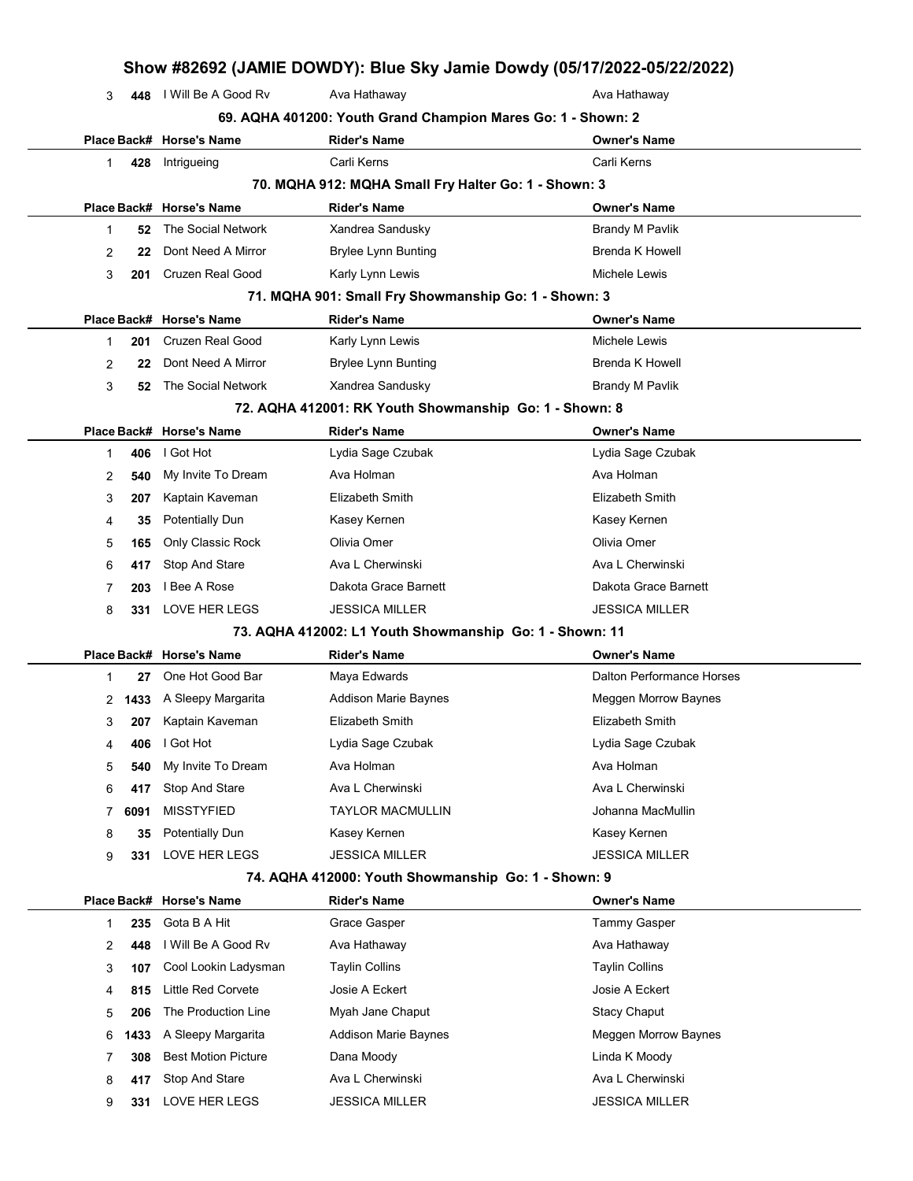| Place | Back# | Horse's Name | Rider's Name | Owner's Name |
|---|---|---|---|---|
| 3 | 448 | I Will Be A Good Rv | Ava Hathaway | Ava Hathaway |

### 69. AQHA 401200: Youth Grand Champion Mares Go: 1 - Shown: 2

| Place | Back# | Horse's Name | Rider's Name | Owner's Name |
|---|---|---|---|---|
| 1 | 428 | Intrigueing | Carli Kerns | Carli Kerns |

### 70. MQHA 912: MQHA Small Fry Halter Go: 1 - Shown: 3

| Place | Back# | Horse's Name | Rider's Name | Owner's Name |
|---|---|---|---|---|
| 1 | 52 | The Social Network | Xandrea Sandusky | Brandy M Pavlik |
| 2 | 22 | Dont Need A Mirror | Brylee Lynn Bunting | Brenda K Howell |
| 3 | 201 | Cruzen Real Good | Karly Lynn Lewis | Michele Lewis |

### 71. MQHA 901: Small Fry Showmanship Go: 1 - Shown: 3

| Place | Back# | Horse's Name | Rider's Name | Owner's Name |
|---|---|---|---|---|
| 1 | 201 | Cruzen Real Good | Karly Lynn Lewis | Michele Lewis |
| 2 | 22 | Dont Need A Mirror | Brylee Lynn Bunting | Brenda K Howell |
| 3 | 52 | The Social Network | Xandrea Sandusky | Brandy M Pavlik |

### 72. AQHA 412001: RK Youth Showmanship Go: 1 - Shown: 8

| Place | Back# | Horse's Name | Rider's Name | Owner's Name |
|---|---|---|---|---|
| 1 | 406 | I Got Hot | Lydia Sage Czubak | Lydia Sage Czubak |
| 2 | 540 | My Invite To Dream | Ava Holman | Ava Holman |
| 3 | 207 | Kaptain Kaveman | Elizabeth Smith | Elizabeth Smith |
| 4 | 35 | Potentially Dun | Kasey Kernen | Kasey Kernen |
| 5 | 165 | Only Classic Rock | Olivia Omer | Olivia Omer |
| 6 | 417 | Stop And Stare | Ava L Cherwinski | Ava L Cherwinski |
| 7 | 203 | I Bee A Rose | Dakota Grace Barnett | Dakota Grace Barnett |
| 8 | 331 | LOVE HER LEGS | JESSICA MILLER | JESSICA MILLER |

### 73. AQHA 412002: L1 Youth Showmanship Go: 1 - Shown: 11

| Place | Back# | Horse's Name | Rider's Name | Owner's Name |
|---|---|---|---|---|
| 1 | 27 | One Hot Good Bar | Maya Edwards | Dalton Performance Horses |
| 2 | 1433 | A Sleepy Margarita | Addison Marie Baynes | Meggen Morrow Baynes |
| 3 | 207 | Kaptain Kaveman | Elizabeth Smith | Elizabeth Smith |
| 4 | 406 | I Got Hot | Lydia Sage Czubak | Lydia Sage Czubak |
| 5 | 540 | My Invite To Dream | Ava Holman | Ava Holman |
| 6 | 417 | Stop And Stare | Ava L Cherwinski | Ava L Cherwinski |
| 7 | 6091 | MISSTYFIED | TAYLOR MACMULLIN | Johanna MacMullin |
| 8 | 35 | Potentially Dun | Kasey Kernen | Kasey Kernen |
| 9 | 331 | LOVE HER LEGS | JESSICA MILLER | JESSICA MILLER |

### 74. AQHA 412000: Youth Showmanship Go: 1 - Shown: 9

| Place | Back# | Horse's Name | Rider's Name | Owner's Name |
|---|---|---|---|---|
| 1 | 235 | Gota B A Hit | Grace Gasper | Tammy Gasper |
| 2 | 448 | I Will Be A Good Rv | Ava Hathaway | Ava Hathaway |
| 3 | 107 | Cool Lookin Ladysman | Taylin Collins | Taylin Collins |
| 4 | 815 | Little Red Corvete | Josie A Eckert | Josie A Eckert |
| 5 | 206 | The Production Line | Myah Jane Chaput | Stacy Chaput |
| 6 | 1433 | A Sleepy Margarita | Addison Marie Baynes | Meggen Morrow Baynes |
| 7 | 308 | Best Motion Picture | Dana Moody | Linda K Moody |
| 8 | 417 | Stop And Stare | Ava L Cherwinski | Ava L Cherwinski |
| 9 | 331 | LOVE HER LEGS | JESSICA MILLER | JESSICA MILLER |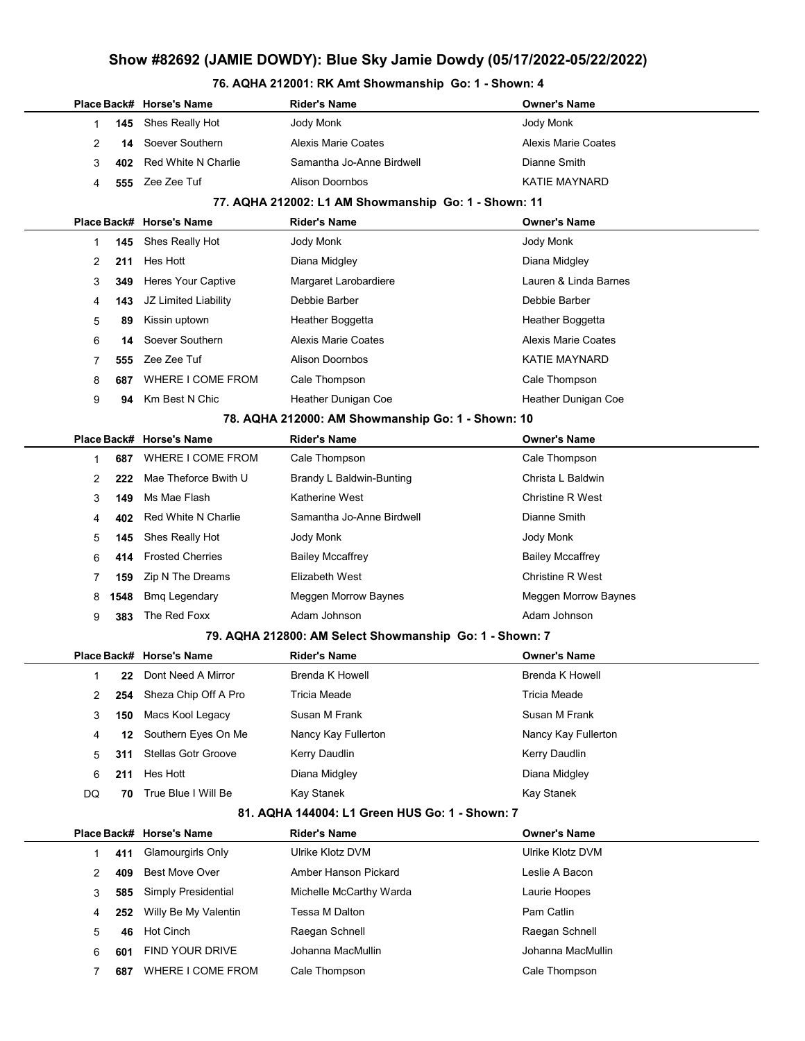## Show #82692 (JAMIE DOWDY): Blue Sky Jamie Dowdy (05/17/2022-05/22/2022)

### 76. AQHA 212001: RK Amt Showmanship Go: 1 - Shown: 4

| Place | Back# | Horse's Name | Rider's Name | Owner's Name |
|---|---|---|---|---|
| 1 | 145 | Shes Really Hot | Jody Monk | Jody Monk |
| 2 | 14 | Soever Southern | Alexis Marie Coates | Alexis Marie Coates |
| 3 | 402 | Red White N Charlie | Samantha Jo-Anne Birdwell | Dianne Smith |
| 4 | 555 | Zee Zee Tuf | Alison Doornbos | KATIE MAYNARD |

### 77. AQHA 212002: L1 AM Showmanship Go: 1 - Shown: 11

| Place | Back# | Horse's Name | Rider's Name | Owner's Name |
|---|---|---|---|---|
| 1 | 145 | Shes Really Hot | Jody Monk | Jody Monk |
| 2 | 211 | Hes Hott | Diana Midgley | Diana Midgley |
| 3 | 349 | Heres Your Captive | Margaret Larobardiere | Lauren & Linda Barnes |
| 4 | 143 | JZ Limited Liability | Debbie Barber | Debbie Barber |
| 5 | 89 | Kissin uptown | Heather Boggetta | Heather Boggetta |
| 6 | 14 | Soever Southern | Alexis Marie Coates | Alexis Marie Coates |
| 7 | 555 | Zee Zee Tuf | Alison Doornbos | KATIE MAYNARD |
| 8 | 687 | WHERE I COME FROM | Cale Thompson | Cale Thompson |
| 9 | 94 | Km Best N Chic | Heather Dunigan Coe | Heather Dunigan Coe |

### 78. AQHA 212000: AM Showmanship Go: 1 - Shown: 10

| Place | Back# | Horse's Name | Rider's Name | Owner's Name |
|---|---|---|---|---|
| 1 | 687 | WHERE I COME FROM | Cale Thompson | Cale Thompson |
| 2 | 222 | Mae Theforce Bwith U | Brandy L Baldwin-Bunting | Christa L Baldwin |
| 3 | 149 | Ms Mae Flash | Katherine West | Christine R West |
| 4 | 402 | Red White N Charlie | Samantha Jo-Anne Birdwell | Dianne Smith |
| 5 | 145 | Shes Really Hot | Jody Monk | Jody Monk |
| 6 | 414 | Frosted Cherries | Bailey Mccaffrey | Bailey Mccaffrey |
| 7 | 159 | Zip N The Dreams | Elizabeth West | Christine R West |
| 8 | 1548 | Bmq Legendary | Meggen Morrow Baynes | Meggen Morrow Baynes |
| 9 | 383 | The Red Foxx | Adam Johnson | Adam Johnson |

### 79. AQHA 212800: AM Select Showmanship Go: 1 - Shown: 7

| Place | Back# | Horse's Name | Rider's Name | Owner's Name |
|---|---|---|---|---|
| 1 | 22 | Dont Need A Mirror | Brenda K Howell | Brenda K Howell |
| 2 | 254 | Sheza Chip Off A Pro | Tricia Meade | Tricia Meade |
| 3 | 150 | Macs Kool Legacy | Susan M Frank | Susan M Frank |
| 4 | 12 | Southern Eyes On Me | Nancy Kay Fullerton | Nancy Kay Fullerton |
| 5 | 311 | Stellas Gotr Groove | Kerry Daudlin | Kerry Daudlin |
| 6 | 211 | Hes Hott | Diana Midgley | Diana Midgley |
| DQ | 70 | True Blue I Will Be | Kay Stanek | Kay Stanek |

### 81. AQHA 144004: L1 Green HUS Go: 1 - Shown: 7

| Place | Back# | Horse's Name | Rider's Name | Owner's Name |
|---|---|---|---|---|
| 1 | 411 | Glamourgirls Only | Ulrike Klotz DVM | Ulrike Klotz DVM |
| 2 | 409 | Best Move Over | Amber Hanson Pickard | Leslie A Bacon |
| 3 | 585 | Simply Presidential | Michelle McCarthy Warda | Laurie Hoopes |
| 4 | 252 | Willy Be My Valentin | Tessa M Dalton | Pam Catlin |
| 5 | 46 | Hot Cinch | Raegan Schnell | Raegan Schnell |
| 6 | 601 | FIND YOUR DRIVE | Johanna MacMullin | Johanna MacMullin |
| 7 | 687 | WHERE I COME FROM | Cale Thompson | Cale Thompson |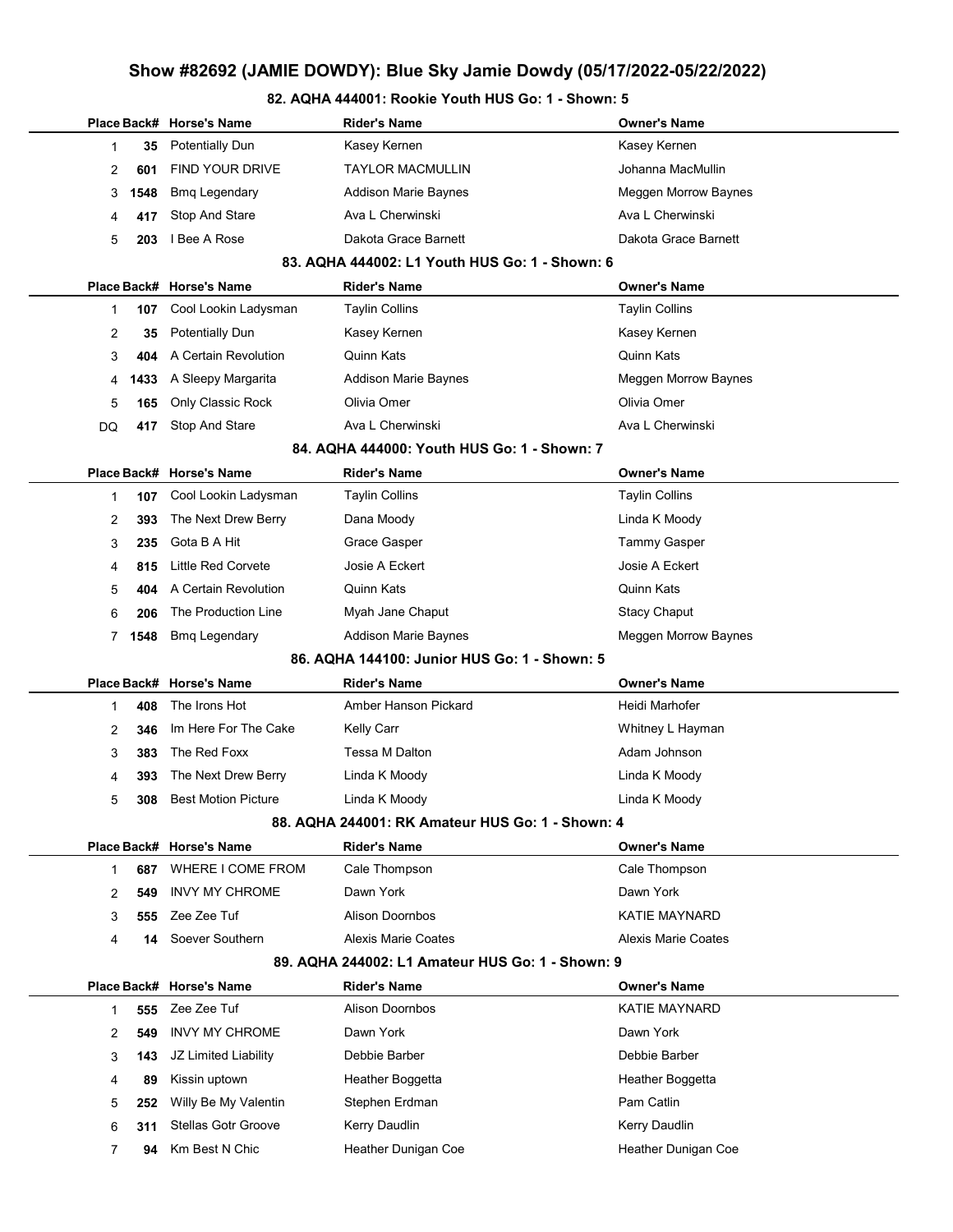## Show #82692 (JAMIE DOWDY): Blue Sky Jamie Dowdy (05/17/2022-05/22/2022)

### 82. AQHA 444001: Rookie Youth HUS Go: 1 - Shown: 5

| Place | Back# | Horse's Name | Rider's Name | Owner's Name |
|---|---|---|---|---|
| 1 | 35 | Potentially Dun | Kasey Kernen | Kasey Kernen |
| 2 | 601 | FIND YOUR DRIVE | TAYLOR MACMULLIN | Johanna MacMullin |
| 3 | 1548 | Bmq Legendary | Addison Marie Baynes | Meggen Morrow Baynes |
| 4 | 417 | Stop And Stare | Ava L Cherwinski | Ava L Cherwinski |
| 5 | 203 | I Bee A Rose | Dakota Grace Barnett | Dakota Grace Barnett |

### 83. AQHA 444002: L1 Youth HUS Go: 1 - Shown: 6

| Place | Back# | Horse's Name | Rider's Name | Owner's Name |
|---|---|---|---|---|
| 1 | 107 | Cool Lookin Ladysman | Taylin Collins | Taylin Collins |
| 2 | 35 | Potentially Dun | Kasey Kernen | Kasey Kernen |
| 3 | 404 | A Certain Revolution | Quinn Kats | Quinn Kats |
| 4 | 1433 | A Sleepy Margarita | Addison Marie Baynes | Meggen Morrow Baynes |
| 5 | 165 | Only Classic Rock | Olivia Omer | Olivia Omer |
| DQ | 417 | Stop And Stare | Ava L Cherwinski | Ava L Cherwinski |

### 84. AQHA 444000: Youth HUS Go: 1 - Shown: 7

| Place | Back# | Horse's Name | Rider's Name | Owner's Name |
|---|---|---|---|---|
| 1 | 107 | Cool Lookin Ladysman | Taylin Collins | Taylin Collins |
| 2 | 393 | The Next Drew Berry | Dana Moody | Linda K Moody |
| 3 | 235 | Gota B A Hit | Grace Gasper | Tammy Gasper |
| 4 | 815 | Little Red Corvete | Josie A Eckert | Josie A Eckert |
| 5 | 404 | A Certain Revolution | Quinn Kats | Quinn Kats |
| 6 | 206 | The Production Line | Myah Jane Chaput | Stacy Chaput |
| 7 | 1548 | Bmq Legendary | Addison Marie Baynes | Meggen Morrow Baynes |

### 86. AQHA 144100: Junior HUS Go: 1 - Shown: 5

| Place | Back# | Horse's Name | Rider's Name | Owner's Name |
|---|---|---|---|---|
| 1 | 408 | The Irons Hot | Amber Hanson Pickard | Heidi Marhofer |
| 2 | 346 | Im Here For The Cake | Kelly Carr | Whitney L Hayman |
| 3 | 383 | The Red Foxx | Tessa M Dalton | Adam Johnson |
| 4 | 393 | The Next Drew Berry | Linda K Moody | Linda K Moody |
| 5 | 308 | Best Motion Picture | Linda K Moody | Linda K Moody |

### 88. AQHA 244001: RK Amateur HUS Go: 1 - Shown: 4

| Place | Back# | Horse's Name | Rider's Name | Owner's Name |
|---|---|---|---|---|
| 1 | 687 | WHERE I COME FROM | Cale Thompson | Cale Thompson |
| 2 | 549 | INVY MY CHROME | Dawn York | Dawn York |
| 3 | 555 | Zee Zee Tuf | Alison Doornbos | KATIE MAYNARD |
| 4 | 14 | Soever Southern | Alexis Marie Coates | Alexis Marie Coates |

### 89. AQHA 244002: L1 Amateur HUS Go: 1 - Shown: 9

| Place | Back# | Horse's Name | Rider's Name | Owner's Name |
|---|---|---|---|---|
| 1 | 555 | Zee Zee Tuf | Alison Doornbos | KATIE MAYNARD |
| 2 | 549 | INVY MY CHROME | Dawn York | Dawn York |
| 3 | 143 | JZ Limited Liability | Debbie Barber | Debbie Barber |
| 4 | 89 | Kissin uptown | Heather Boggetta | Heather Boggetta |
| 5 | 252 | Willy Be My Valentin | Stephen Erdman | Pam Catlin |
| 6 | 311 | Stellas Gotr Groove | Kerry Daudlin | Kerry Daudlin |
| 7 | 94 | Km Best N Chic | Heather Dunigan Coe | Heather Dunigan Coe |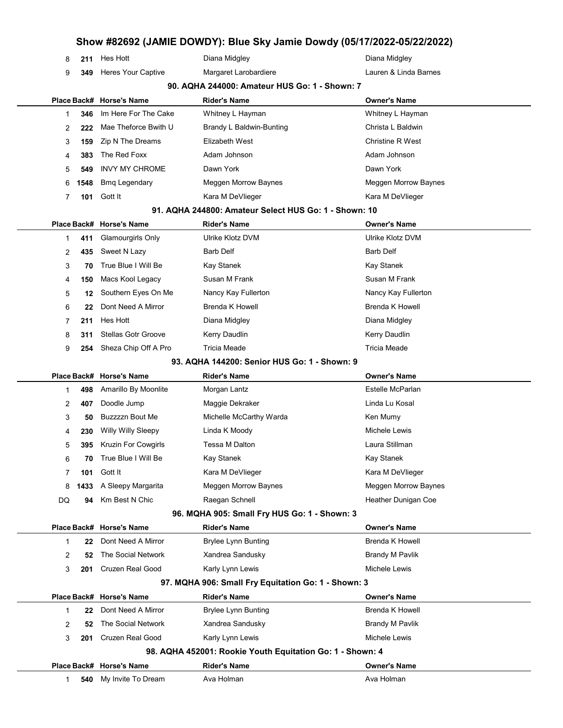| Place | Back# | Horse's Name | Rider's Name | Owner's Name |
|---|---|---|---|---|
| 8 | 211 | Hes Hott | Diana Midgley | Diana Midgley |
| 9 | 349 | Heres Your Captive | Margaret Larobardiere | Lauren & Linda Barnes |

### 90. AQHA 244000: Amateur HUS Go: 1 - Shown: 7

| Place | Back# | Horse's Name | Rider's Name | Owner's Name |
|---|---|---|---|---|
| 1 | 346 | Im Here For The Cake | Whitney L Hayman | Whitney L Hayman |
| 2 | 222 | Mae Theforce Bwith U | Brandy L Baldwin-Bunting | Christa L Baldwin |
| 3 | 159 | Zip N The Dreams | Elizabeth West | Christine R West |
| 4 | 383 | The Red Foxx | Adam Johnson | Adam Johnson |
| 5 | 549 | INVY MY CHROME | Dawn York | Dawn York |
| 6 | 1548 | Bmq Legendary | Meggen Morrow Baynes | Meggen Morrow Baynes |
| 7 | 101 | Gott It | Kara M DeVlieger | Kara M DeVlieger |

### 91. AQHA 244800: Amateur Select HUS Go: 1 - Shown: 10

| Place | Back# | Horse's Name | Rider's Name | Owner's Name |
|---|---|---|---|---|
| 1 | 411 | Glamourgirls Only | Ulrike Klotz DVM | Ulrike Klotz DVM |
| 2 | 435 | Sweet N Lazy | Barb Delf | Barb Delf |
| 3 | 70 | True Blue I Will Be | Kay Stanek | Kay Stanek |
| 4 | 150 | Macs Kool Legacy | Susan M Frank | Susan M Frank |
| 5 | 12 | Southern Eyes On Me | Nancy Kay Fullerton | Nancy Kay Fullerton |
| 6 | 22 | Dont Need A Mirror | Brenda K Howell | Brenda K Howell |
| 7 | 211 | Hes Hott | Diana Midgley | Diana Midgley |
| 8 | 311 | Stellas Gotr Groove | Kerry Daudlin | Kerry Daudlin |
| 9 | 254 | Sheza Chip Off A Pro | Tricia Meade | Tricia Meade |

### 93. AQHA 144200: Senior HUS Go: 1 - Shown: 9

| Place | Back# | Horse's Name | Rider's Name | Owner's Name |
|---|---|---|---|---|
| 1 | 498 | Amarillo By Moonlite | Morgan Lantz | Estelle McParlan |
| 2 | 407 | Doodle Jump | Maggie Dekraker | Linda Lu Kosal |
| 3 | 50 | Buzzzzn Bout Me | Michelle McCarthy Warda | Ken Mumy |
| 4 | 230 | Willy Willy Sleepy | Linda K Moody | Michele Lewis |
| 5 | 395 | Kruzin For Cowgirls | Tessa M Dalton | Laura Stillman |
| 6 | 70 | True Blue I Will Be | Kay Stanek | Kay Stanek |
| 7 | 101 | Gott It | Kara M DeVlieger | Kara M DeVlieger |
| 8 | 1433 | A Sleepy Margarita | Meggen Morrow Baynes | Meggen Morrow Baynes |
| DQ | 94 | Km Best N Chic | Raegan Schnell | Heather Dunigan Coe |

### 96. MQHA 905: Small Fry HUS Go: 1 - Shown: 3

| Place | Back# | Horse's Name | Rider's Name | Owner's Name |
|---|---|---|---|---|
| 1 | 22 | Dont Need A Mirror | Brylee Lynn Bunting | Brenda K Howell |
| 2 | 52 | The Social Network | Xandrea Sandusky | Brandy M Pavlik |
| 3 | 201 | Cruzen Real Good | Karly Lynn Lewis | Michele Lewis |

### 97. MQHA 906: Small Fry Equitation Go: 1 - Shown: 3

| Place | Back# | Horse's Name | Rider's Name | Owner's Name |
|---|---|---|---|---|
| 1 | 22 | Dont Need A Mirror | Brylee Lynn Bunting | Brenda K Howell |
| 2 | 52 | The Social Network | Xandrea Sandusky | Brandy M Pavlik |
| 3 | 201 | Cruzen Real Good | Karly Lynn Lewis | Michele Lewis |

### 98. AQHA 452001: Rookie Youth Equitation Go: 1 - Shown: 4

| Place | Back# | Horse's Name | Rider's Name | Owner's Name |
|---|---|---|---|---|
| 1 | 540 | My Invite To Dream | Ava Holman | Ava Holman |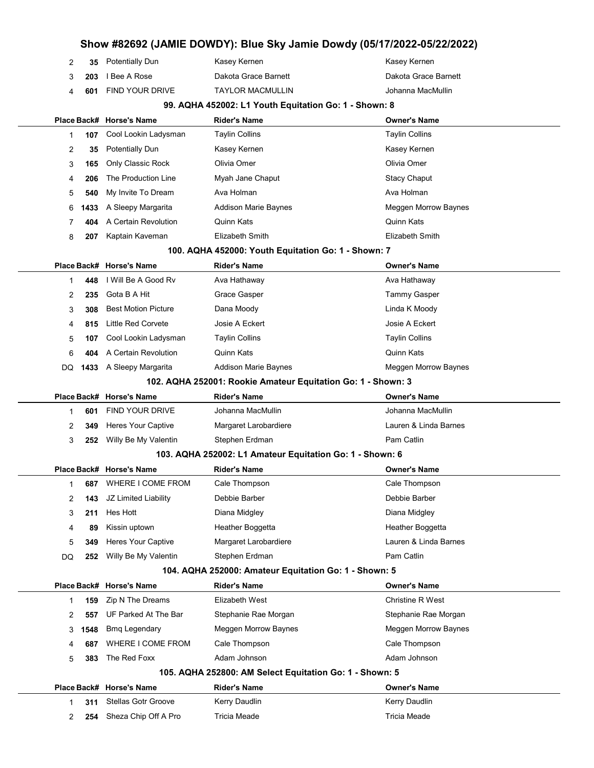| Place | Back# | Horse's Name | Rider's Name | Owner's Name |
|---|---|---|---|---|
| 2 | 35 | Potentially Dun | Kasey Kernen | Kasey Kernen |
| 3 | 203 | I Bee A Rose | Dakota Grace Barnett | Dakota Grace Barnett |
| 4 | 601 | FIND YOUR DRIVE | TAYLOR MACMULLIN | Johanna MacMullin |

### 99. AQHA 452002: L1 Youth Equitation Go: 1 - Shown: 8

| Place | Back# | Horse's Name | Rider's Name | Owner's Name |
|---|---|---|---|---|
| 1 | 107 | Cool Lookin Ladysman | Taylin Collins | Taylin Collins |
| 2 | 35 | Potentially Dun | Kasey Kernen | Kasey Kernen |
| 3 | 165 | Only Classic Rock | Olivia Omer | Olivia Omer |
| 4 | 206 | The Production Line | Myah Jane Chaput | Stacy Chaput |
| 5 | 540 | My Invite To Dream | Ava Holman | Ava Holman |
| 6 | 1433 | A Sleepy Margarita | Addison Marie Baynes | Meggen Morrow Baynes |
| 7 | 404 | A Certain Revolution | Quinn Kats | Quinn Kats |
| 8 | 207 | Kaptain Kaveman | Elizabeth Smith | Elizabeth Smith |

### 100. AQHA 452000: Youth Equitation Go: 1 - Shown: 7

| Place | Back# | Horse's Name | Rider's Name | Owner's Name |
|---|---|---|---|---|
| 1 | 448 | I Will Be A Good Rv | Ava Hathaway | Ava Hathaway |
| 2 | 235 | Gota B A Hit | Grace Gasper | Tammy Gasper |
| 3 | 308 | Best Motion Picture | Dana Moody | Linda K Moody |
| 4 | 815 | Little Red Corvete | Josie A Eckert | Josie A Eckert |
| 5 | 107 | Cool Lookin Ladysman | Taylin Collins | Taylin Collins |
| 6 | 404 | A Certain Revolution | Quinn Kats | Quinn Kats |
| DQ | 1433 | A Sleepy Margarita | Addison Marie Baynes | Meggen Morrow Baynes |

### 102. AQHA 252001: Rookie Amateur Equitation Go: 1 - Shown: 3

| Place | Back# | Horse's Name | Rider's Name | Owner's Name |
|---|---|---|---|---|
| 1 | 601 | FIND YOUR DRIVE | Johanna MacMullin | Johanna MacMullin |
| 2 | 349 | Heres Your Captive | Margaret Larobardiere | Lauren & Linda Barnes |
| 3 | 252 | Willy Be My Valentin | Stephen Erdman | Pam Catlin |

### 103. AQHA 252002: L1 Amateur Equitation Go: 1 - Shown: 6

| Place | Back# | Horse's Name | Rider's Name | Owner's Name |
|---|---|---|---|---|
| 1 | 687 | WHERE I COME FROM | Cale Thompson | Cale Thompson |
| 2 | 143 | JZ Limited Liability | Debbie Barber | Debbie Barber |
| 3 | 211 | Hes Hott | Diana Midgley | Diana Midgley |
| 4 | 89 | Kissin uptown | Heather Boggetta | Heather Boggetta |
| 5 | 349 | Heres Your Captive | Margaret Larobardiere | Lauren & Linda Barnes |
| DQ | 252 | Willy Be My Valentin | Stephen Erdman | Pam Catlin |

### 104. AQHA 252000: Amateur Equitation Go: 1 - Shown: 5

| Place | Back# | Horse's Name | Rider's Name | Owner's Name |
|---|---|---|---|---|
| 1 | 159 | Zip N The Dreams | Elizabeth West | Christine R West |
| 2 | 557 | UF Parked At The Bar | Stephanie Rae Morgan | Stephanie Rae Morgan |
| 3 | 1548 | Bmq Legendary | Meggen Morrow Baynes | Meggen Morrow Baynes |
| 4 | 687 | WHERE I COME FROM | Cale Thompson | Cale Thompson |
| 5 | 383 | The Red Foxx | Adam Johnson | Adam Johnson |

### 105. AQHA 252800: AM Select Equitation Go: 1 - Shown: 5

| Place | Back# | Horse's Name | Rider's Name | Owner's Name |
|---|---|---|---|---|
| 1 | 311 | Stellas Gotr Groove | Kerry Daudlin | Kerry Daudlin |
| 2 | 254 | Sheza Chip Off A Pro | Tricia Meade | Tricia Meade |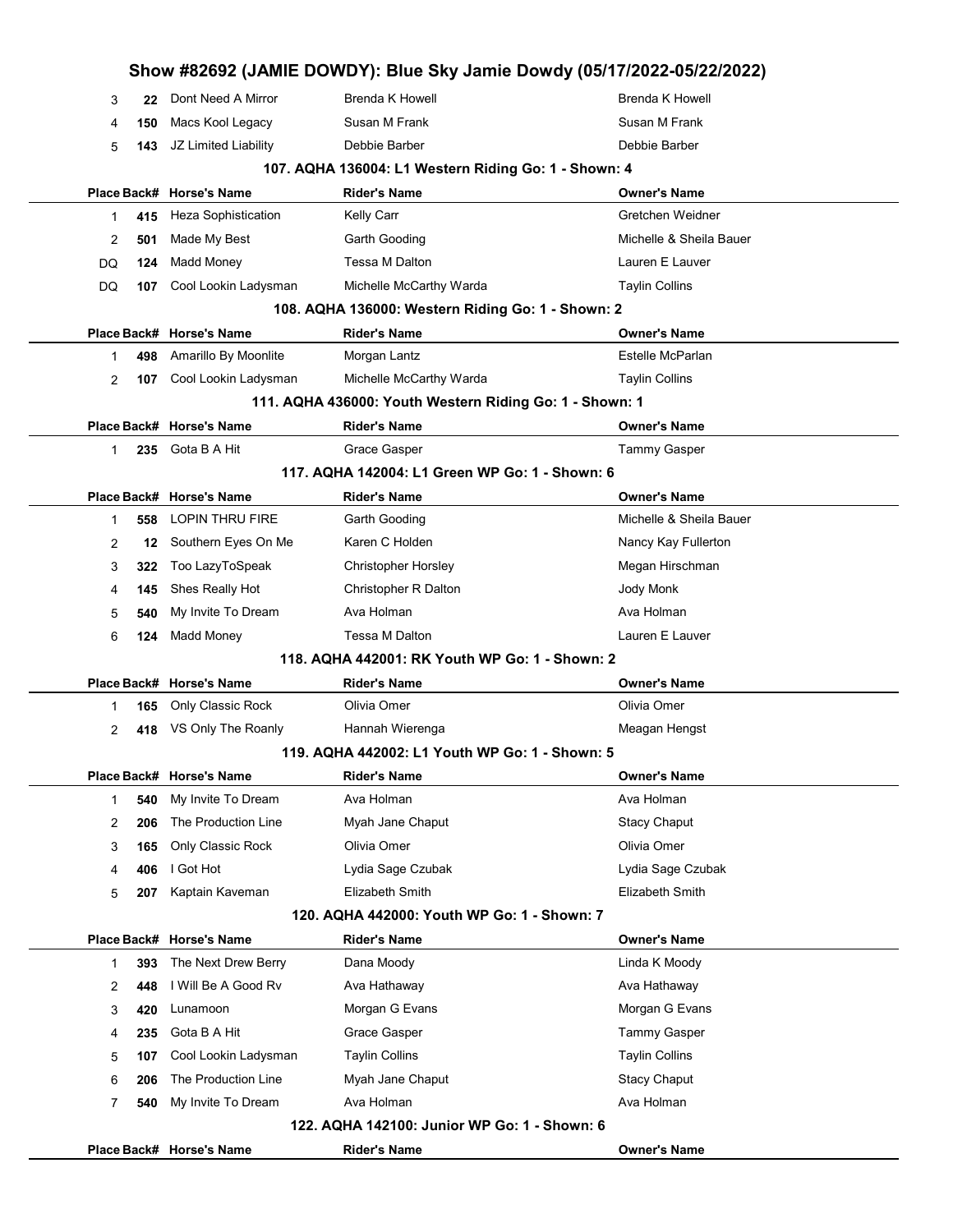| Place | Back# | Horse's Name | Rider's Name | Owner's Name |
|---|---|---|---|---|
| 3 | **22** | Dont Need A Mirror | Brenda K Howell | Brenda K Howell |
| 4 | **150** | Macs Kool Legacy | Susan M Frank | Susan M Frank |
| 5 | **143** | JZ Limited Liability | Debbie Barber | Debbie Barber |

### 107. AQHA 136004: L1 Western Riding Go: 1 - Shown: 4

| Place | Back# | Horse's Name | Rider's Name | Owner's Name |
|---|---|---|---|---|
| 1 | **415** | Heza Sophistication | Kelly Carr | Gretchen Weidner |
| 2 | **501** | Made My Best | Garth Gooding | Michelle & Sheila Bauer |
| DQ | **124** | Madd Money | Tessa M Dalton | Lauren E Lauver |
| DQ | **107** | Cool Lookin Ladysman | Michelle McCarthy Warda | Taylin Collins |

### 108. AQHA 136000: Western Riding Go: 1 - Shown: 2

| Place | Back# | Horse's Name | Rider's Name | Owner's Name |
|---|---|---|---|---|
| 1 | **498** | Amarillo By Moonlite | Morgan Lantz | Estelle McParlan |
| 2 | **107** | Cool Lookin Ladysman | Michelle McCarthy Warda | Taylin Collins |

### 111. AQHA 436000: Youth Western Riding Go: 1 - Shown: 1

| Place | Back# | Horse's Name | Rider's Name | Owner's Name |
|---|---|---|---|---|
| 1 | **235** | Gota B A Hit | Grace Gasper | Tammy Gasper |

### 117. AQHA 142004: L1 Green WP Go: 1 - Shown: 6

| Place | Back# | Horse's Name | Rider's Name | Owner's Name |
|---|---|---|---|---|
| 1 | **558** | LOPIN THRU FIRE | Garth Gooding | Michelle & Sheila Bauer |
| 2 | **12** | Southern Eyes On Me | Karen C Holden | Nancy Kay Fullerton |
| 3 | **322** | Too LazyToSpeak | Christopher Horsley | Megan Hirschman |
| 4 | **145** | Shes Really Hot | Christopher R Dalton | Jody Monk |
| 5 | **540** | My Invite To Dream | Ava Holman | Ava Holman |
| 6 | **124** | Madd Money | Tessa M Dalton | Lauren E Lauver |

### 118. AQHA 442001: RK Youth WP Go: 1 - Shown: 2

| Place | Back# | Horse's Name | Rider's Name | Owner's Name |
|---|---|---|---|---|
| 1 | **165** | Only Classic Rock | Olivia Omer | Olivia Omer |
| 2 | **418** | VS Only The Roanly | Hannah Wierenga | Meagan Hengst |

### 119. AQHA 442002: L1 Youth WP Go: 1 - Shown: 5

| Place | Back# | Horse's Name | Rider's Name | Owner's Name |
|---|---|---|---|---|
| 1 | **540** | My Invite To Dream | Ava Holman | Ava Holman |
| 2 | **206** | The Production Line | Myah Jane Chaput | Stacy Chaput |
| 3 | **165** | Only Classic Rock | Olivia Omer | Olivia Omer |
| 4 | **406** | I Got Hot | Lydia Sage Czubak | Lydia Sage Czubak |
| 5 | **207** | Kaptain Kaveman | Elizabeth Smith | Elizabeth Smith |

### 120. AQHA 442000: Youth WP Go: 1 - Shown: 7

| Place | Back# | Horse's Name | Rider's Name | Owner's Name |
|---|---|---|---|---|
| 1 | **393** | The Next Drew Berry | Dana Moody | Linda K Moody |
| 2 | **448** | I Will Be A Good Rv | Ava Hathaway | Ava Hathaway |
| 3 | **420** | Lunamoon | Morgan G Evans | Morgan G Evans |
| 4 | **235** | Gota B A Hit | Grace Gasper | Tammy Gasper |
| 5 | **107** | Cool Lookin Ladysman | Taylin Collins | Taylin Collins |
| 6 | **206** | The Production Line | Myah Jane Chaput | Stacy Chaput |
| 7 | **540** | My Invite To Dream | Ava Holman | Ava Holman |

### 122. AQHA 142100: Junior WP Go: 1 - Shown: 6

| Place | Back# | Horse's Name | Rider's Name | Owner's Name |
|---|---|---|---|---|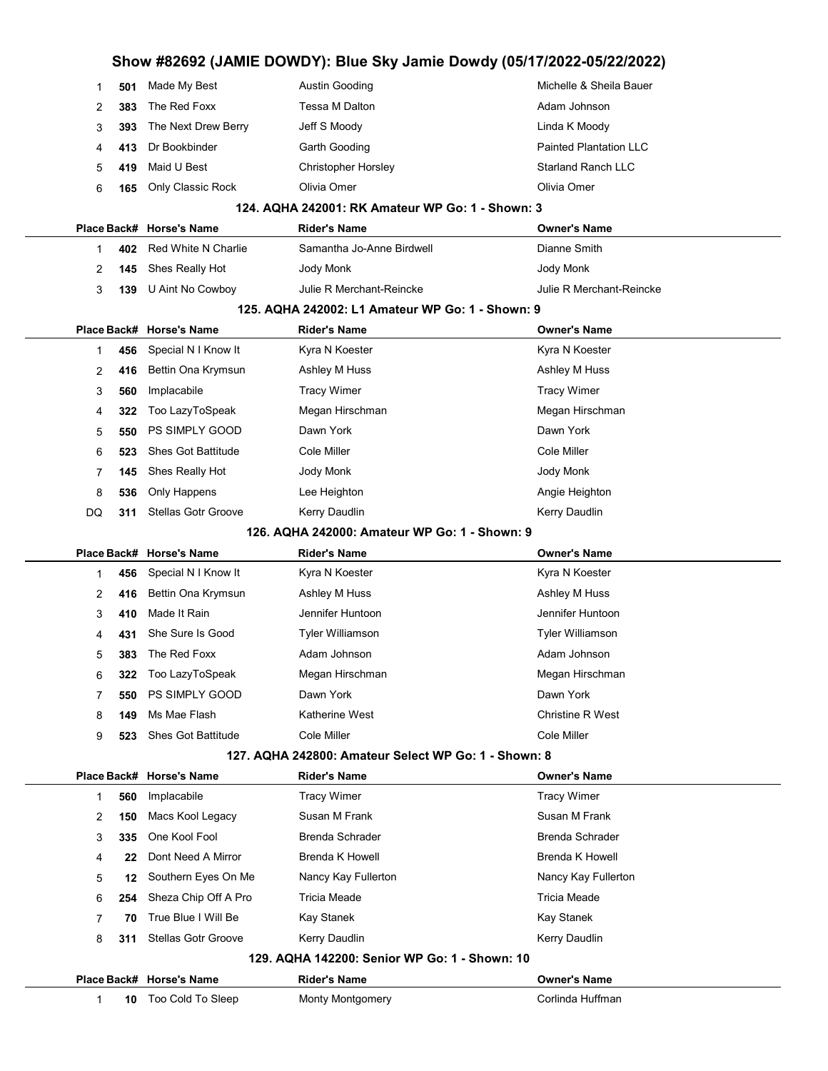| Place | Back# | Horse's Name | Rider's Name | Owner's Name |
|---|---|---|---|---|
| 1 | 501 | Made My Best | Austin Gooding | Michelle & Sheila Bauer |
| 2 | 383 | The Red Foxx | Tessa M Dalton | Adam Johnson |
| 3 | 393 | The Next Drew Berry | Jeff S Moody | Linda K Moody |
| 4 | 413 | Dr Bookbinder | Garth Gooding | Painted Plantation LLC |
| 5 | 419 | Maid U Best | Christopher Horsley | Starland Ranch LLC |
| 6 | 165 | Only Classic Rock | Olivia Omer | Olivia Omer |

### 124. AQHA 242001: RK Amateur WP Go: 1 - Shown: 3

| Place | Back# | Horse's Name | Rider's Name | Owner's Name |
|---|---|---|---|---|
| 1 | 402 | Red White N Charlie | Samantha Jo-Anne Birdwell | Dianne Smith |
| 2 | 145 | Shes Really Hot | Jody Monk | Jody Monk |
| 3 | 139 | U Aint No Cowboy | Julie R Merchant-Reincke | Julie R Merchant-Reincke |

### 125. AQHA 242002: L1 Amateur WP Go: 1 - Shown: 9

| Place | Back# | Horse's Name | Rider's Name | Owner's Name |
|---|---|---|---|---|
| 1 | 456 | Special N I Know It | Kyra N Koester | Kyra N Koester |
| 2 | 416 | Bettin Ona Krymsun | Ashley M Huss | Ashley M Huss |
| 3 | 560 | Implacabile | Tracy Wimer | Tracy Wimer |
| 4 | 322 | Too LazyToSpeak | Megan Hirschman | Megan Hirschman |
| 5 | 550 | PS SIMPLY GOOD | Dawn York | Dawn York |
| 6 | 523 | Shes Got Battitude | Cole Miller | Cole Miller |
| 7 | 145 | Shes Really Hot | Jody Monk | Jody Monk |
| 8 | 536 | Only Happens | Lee Heighton | Angie Heighton |
| DQ | 311 | Stellas Gotr Groove | Kerry Daudlin | Kerry Daudlin |

### 126. AQHA 242000: Amateur WP Go: 1 - Shown: 9

| Place | Back# | Horse's Name | Rider's Name | Owner's Name |
|---|---|---|---|---|
| 1 | 456 | Special N I Know It | Kyra N Koester | Kyra N Koester |
| 2 | 416 | Bettin Ona Krymsun | Ashley M Huss | Ashley M Huss |
| 3 | 410 | Made It Rain | Jennifer Huntoon | Jennifer Huntoon |
| 4 | 431 | She Sure Is Good | Tyler Williamson | Tyler Williamson |
| 5 | 383 | The Red Foxx | Adam Johnson | Adam Johnson |
| 6 | 322 | Too LazyToSpeak | Megan Hirschman | Megan Hirschman |
| 7 | 550 | PS SIMPLY GOOD | Dawn York | Dawn York |
| 8 | 149 | Ms Mae Flash | Katherine West | Christine R West |
| 9 | 523 | Shes Got Battitude | Cole Miller | Cole Miller |

### 127. AQHA 242800: Amateur Select WP Go: 1 - Shown: 8

| Place | Back# | Horse's Name | Rider's Name | Owner's Name |
|---|---|---|---|---|
| 1 | 560 | Implacabile | Tracy Wimer | Tracy Wimer |
| 2 | 150 | Macs Kool Legacy | Susan M Frank | Susan M Frank |
| 3 | 335 | One Kool Fool | Brenda Schrader | Brenda Schrader |
| 4 | 22 | Dont Need A Mirror | Brenda K Howell | Brenda K Howell |
| 5 | 12 | Southern Eyes On Me | Nancy Kay Fullerton | Nancy Kay Fullerton |
| 6 | 254 | Sheza Chip Off A Pro | Tricia Meade | Tricia Meade |
| 7 | 70 | True Blue I Will Be | Kay Stanek | Kay Stanek |
| 8 | 311 | Stellas Gotr Groove | Kerry Daudlin | Kerry Daudlin |

### 129. AQHA 142200: Senior WP Go: 1 - Shown: 10

| Place | Back# | Horse's Name | Rider's Name | Owner's Name |
|---|---|---|---|---|
| 1 | 10 | Too Cold To Sleep | Monty Montgomery | Corlinda Huffman |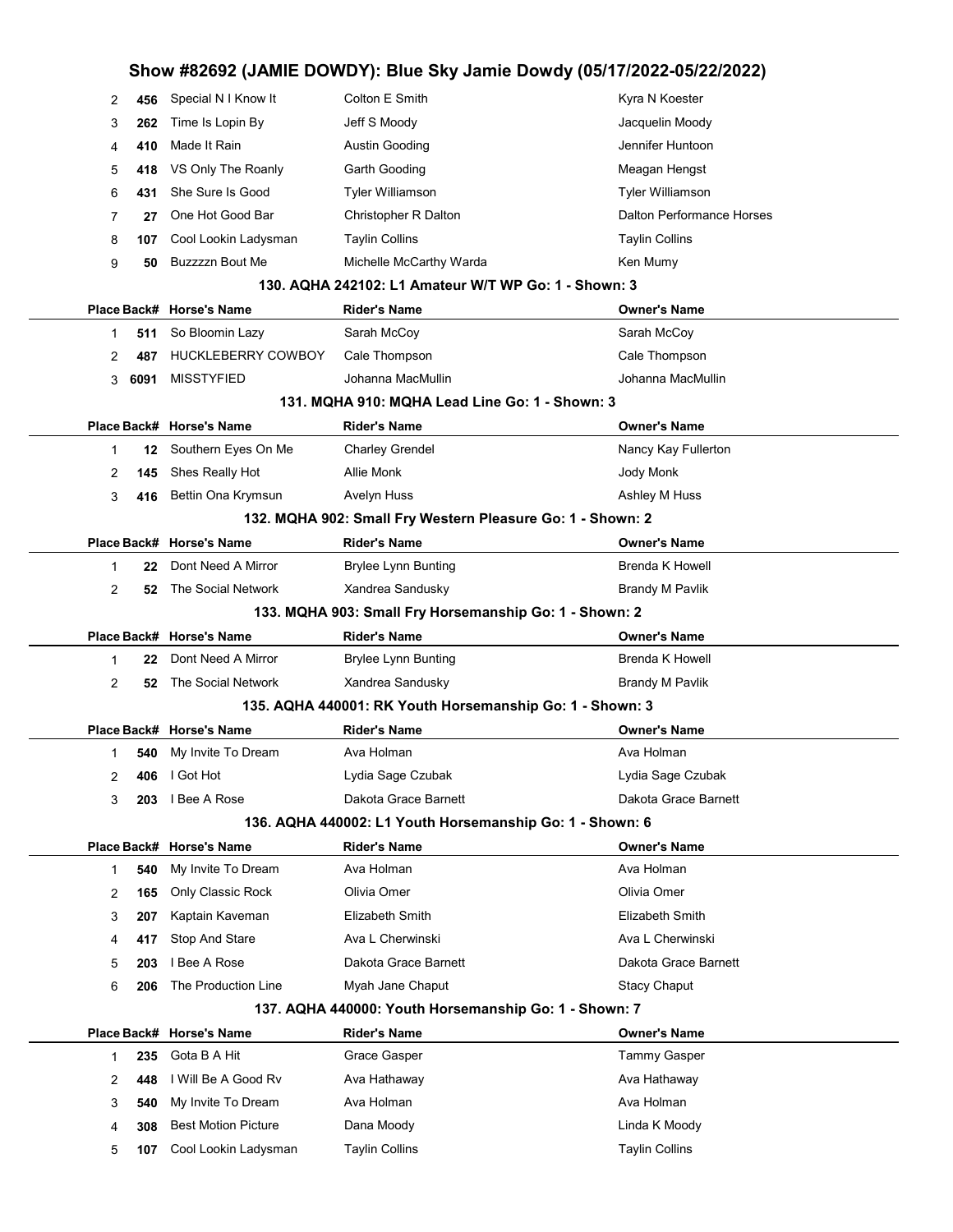| Place | Back# | Horse's Name | Rider's Name | Owner's Name |
|---|---|---|---|---|
| 2 | 456 | Special N I Know It | Colton E Smith | Kyra N Koester |
| 3 | 262 | Time Is Lopin By | Jeff S Moody | Jacquelin Moody |
| 4 | 410 | Made It Rain | Austin Gooding | Jennifer Huntoon |
| 5 | 418 | VS Only The Roanly | Garth Gooding | Meagan Hengst |
| 6 | 431 | She Sure Is Good | Tyler Williamson | Tyler Williamson |
| 7 | 27 | One Hot Good Bar | Christopher R Dalton | Dalton Performance Horses |
| 8 | 107 | Cool Lookin Ladysman | Taylin Collins | Taylin Collins |
| 9 | 50 | Buzzzzn Bout Me | Michelle McCarthy Warda | Ken Mumy |

### 130. AQHA 242102: L1 Amateur W/T WP Go: 1 - Shown: 3

| Place | Back# | Horse's Name | Rider's Name | Owner's Name |
|---|---|---|---|---|
| 1 | 511 | So Bloomin Lazy | Sarah McCoy | Sarah McCoy |
| 2 | 487 | HUCKLEBERRY COWBOY | Cale Thompson | Cale Thompson |
| 3 | 6091 | MISSTYFIED | Johanna MacMullin | Johanna MacMullin |

### 131. MQHA 910: MQHA Lead Line Go: 1 - Shown: 3

| Place | Back# | Horse's Name | Rider's Name | Owner's Name |
|---|---|---|---|---|
| 1 | 12 | Southern Eyes On Me | Charley Grendel | Nancy Kay Fullerton |
| 2 | 145 | Shes Really Hot | Allie Monk | Jody Monk |
| 3 | 416 | Bettin Ona Krymsun | Avelyn Huss | Ashley M Huss |

### 132. MQHA 902: Small Fry Western Pleasure Go: 1 - Shown: 2

| Place | Back# | Horse's Name | Rider's Name | Owner's Name |
|---|---|---|---|---|
| 1 | 22 | Dont Need A Mirror | Brylee Lynn Bunting | Brenda K Howell |
| 2 | 52 | The Social Network | Xandrea Sandusky | Brandy M Pavlik |

### 133. MQHA 903: Small Fry Horsemanship Go: 1 - Shown: 2

| Place | Back# | Horse's Name | Rider's Name | Owner's Name |
|---|---|---|---|---|
| 1 | 22 | Dont Need A Mirror | Brylee Lynn Bunting | Brenda K Howell |
| 2 | 52 | The Social Network | Xandrea Sandusky | Brandy M Pavlik |

### 135. AQHA 440001: RK Youth Horsemanship Go: 1 - Shown: 3

| Place | Back# | Horse's Name | Rider's Name | Owner's Name |
|---|---|---|---|---|
| 1 | 540 | My Invite To Dream | Ava Holman | Ava Holman |
| 2 | 406 | I Got Hot | Lydia Sage Czubak | Lydia Sage Czubak |
| 3 | 203 | I Bee A Rose | Dakota Grace Barnett | Dakota Grace Barnett |

### 136. AQHA 440002: L1 Youth Horsemanship Go: 1 - Shown: 6

| Place | Back# | Horse's Name | Rider's Name | Owner's Name |
|---|---|---|---|---|
| 1 | 540 | My Invite To Dream | Ava Holman | Ava Holman |
| 2 | 165 | Only Classic Rock | Olivia Omer | Olivia Omer |
| 3 | 207 | Kaptain Kaveman | Elizabeth Smith | Elizabeth Smith |
| 4 | 417 | Stop And Stare | Ava L Cherwinski | Ava L Cherwinski |
| 5 | 203 | I Bee A Rose | Dakota Grace Barnett | Dakota Grace Barnett |
| 6 | 206 | The Production Line | Myah Jane Chaput | Stacy Chaput |

### 137. AQHA 440000: Youth Horsemanship Go: 1 - Shown: 7

| Place | Back# | Horse's Name | Rider's Name | Owner's Name |
|---|---|---|---|---|
| 1 | 235 | Gota B A Hit | Grace Gasper | Tammy Gasper |
| 2 | 448 | I Will Be A Good Rv | Ava Hathaway | Ava Hathaway |
| 3 | 540 | My Invite To Dream | Ava Holman | Ava Holman |
| 4 | 308 | Best Motion Picture | Dana Moody | Linda K Moody |
| 5 | 107 | Cool Lookin Ladysman | Taylin Collins | Taylin Collins |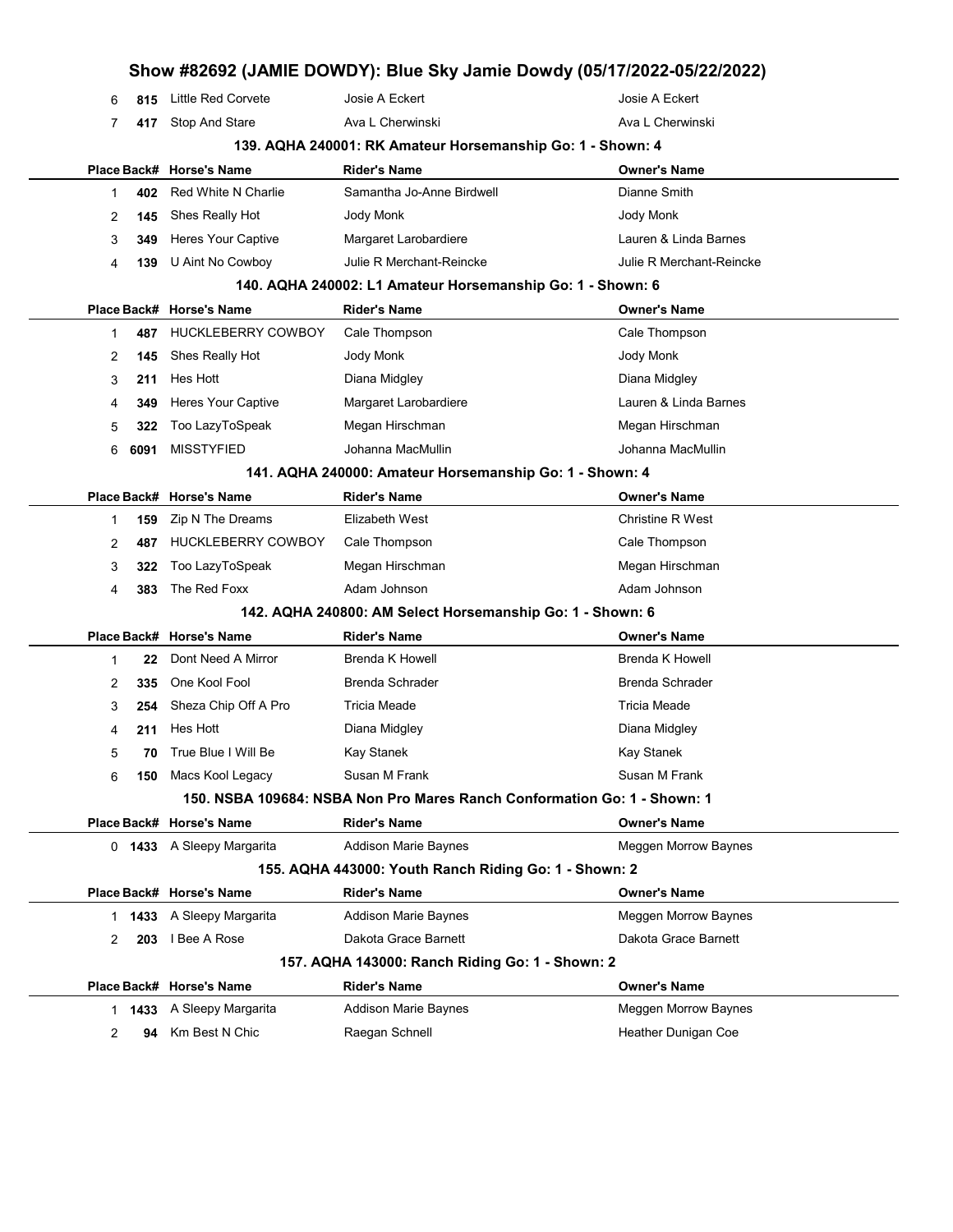| Place | Back# | Horse's Name | Rider's Name | Owner's Name |
|---|---|---|---|---|
| 6 | 815 | Little Red Corvete | Josie A Eckert | Josie A Eckert |
| 7 | 417 | Stop And Stare | Ava L Cherwinski | Ava L Cherwinski |

### 139. AQHA 240001: RK Amateur Horsemanship Go: 1 - Shown: 4

| Place | Back# | Horse's Name | Rider's Name | Owner's Name |
|---|---|---|---|---|
| 1 | 402 | Red White N Charlie | Samantha Jo-Anne Birdwell | Dianne Smith |
| 2 | 145 | Shes Really Hot | Jody Monk | Jody Monk |
| 3 | 349 | Heres Your Captive | Margaret Larobardiere | Lauren & Linda Barnes |
| 4 | 139 | U Aint No Cowboy | Julie R Merchant-Reincke | Julie R Merchant-Reincke |

### 140. AQHA 240002: L1 Amateur Horsemanship Go: 1 - Shown: 6

| Place | Back# | Horse's Name | Rider's Name | Owner's Name |
|---|---|---|---|---|
| 1 | 487 | HUCKLEBERRY COWBOY | Cale Thompson | Cale Thompson |
| 2 | 145 | Shes Really Hot | Jody Monk | Jody Monk |
| 3 | 211 | Hes Hott | Diana Midgley | Diana Midgley |
| 4 | 349 | Heres Your Captive | Margaret Larobardiere | Lauren & Linda Barnes |
| 5 | 322 | Too LazyToSpeak | Megan Hirschman | Megan Hirschman |
| 6 | 6091 | MISSTYFIED | Johanna MacMullin | Johanna MacMullin |

### 141. AQHA 240000: Amateur Horsemanship Go: 1 - Shown: 4

| Place | Back# | Horse's Name | Rider's Name | Owner's Name |
|---|---|---|---|---|
| 1 | 159 | Zip N The Dreams | Elizabeth West | Christine R West |
| 2 | 487 | HUCKLEBERRY COWBOY | Cale Thompson | Cale Thompson |
| 3 | 322 | Too LazyToSpeak | Megan Hirschman | Megan Hirschman |
| 4 | 383 | The Red Foxx | Adam Johnson | Adam Johnson |

### 142. AQHA 240800: AM Select Horsemanship Go: 1 - Shown: 6

| Place | Back# | Horse's Name | Rider's Name | Owner's Name |
|---|---|---|---|---|
| 1 | 22 | Dont Need A Mirror | Brenda K Howell | Brenda K Howell |
| 2 | 335 | One Kool Fool | Brenda Schrader | Brenda Schrader |
| 3 | 254 | Sheza Chip Off A Pro | Tricia Meade | Tricia Meade |
| 4 | 211 | Hes Hott | Diana Midgley | Diana Midgley |
| 5 | 70 | True Blue I Will Be | Kay Stanek | Kay Stanek |
| 6 | 150 | Macs Kool Legacy | Susan M Frank | Susan M Frank |

### 150. NSBA 109684: NSBA Non Pro Mares Ranch Conformation Go: 1 - Shown: 1

| Place | Back# | Horse's Name | Rider's Name | Owner's Name |
|---|---|---|---|---|
| 0 | 1433 | A Sleepy Margarita | Addison Marie Baynes | Meggen Morrow Baynes |

### 155. AQHA 443000: Youth Ranch Riding Go: 1 - Shown: 2

| Place | Back# | Horse's Name | Rider's Name | Owner's Name |
|---|---|---|---|---|
| 1 | 1433 | A Sleepy Margarita | Addison Marie Baynes | Meggen Morrow Baynes |
| 2 | 203 | I Bee A Rose | Dakota Grace Barnett | Dakota Grace Barnett |

### 157. AQHA 143000: Ranch Riding Go: 1 - Shown: 2

| Place | Back# | Horse's Name | Rider's Name | Owner's Name |
|---|---|---|---|---|
| 1 | 1433 | A Sleepy Margarita | Addison Marie Baynes | Meggen Morrow Baynes |
| 2 | 94 | Km Best N Chic | Raegan Schnell | Heather Dunigan Coe |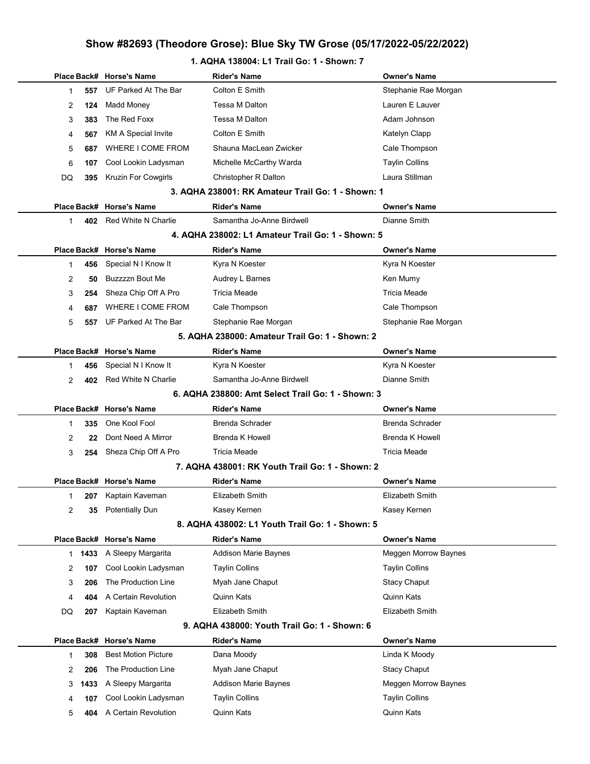# Show #82693 (Theodore Grose): Blue Sky TW Grose (05/17/2022-05/22/2022)

### 1. AQHA 138004: L1 Trail Go: 1 - Shown: 7

| Place | Back# | Horse's Name | Rider's Name | Owner's Name |
|---|---|---|---|---|
| 1 | 557 | UF Parked At The Bar | Colton E Smith | Stephanie Rae Morgan |
| 2 | 124 | Madd Money | Tessa M Dalton | Lauren E Lauver |
| 3 | 383 | The Red Foxx | Tessa M Dalton | Adam Johnson |
| 4 | 567 | KM A Special Invite | Colton E Smith | Katelyn Clapp |
| 5 | 687 | WHERE I COME FROM | Shauna MacLean Zwicker | Cale Thompson |
| 6 | 107 | Cool Lookin Ladysman | Michelle McCarthy Warda | Taylin Collins |
| DQ | 395 | Kruzin For Cowgirls | Christopher R Dalton | Laura Stillman |

### 3. AQHA 238001: RK Amateur Trail Go: 1 - Shown: 1

| Place | Back# | Horse's Name | Rider's Name | Owner's Name |
|---|---|---|---|---|
| 1 | 402 | Red White N Charlie | Samantha Jo-Anne Birdwell | Dianne Smith |

### 4. AQHA 238002: L1 Amateur Trail Go: 1 - Shown: 5

| Place | Back# | Horse's Name | Rider's Name | Owner's Name |
|---|---|---|---|---|
| 1 | 456 | Special N I Know It | Kyra N Koester | Kyra N Koester |
| 2 | 50 | Buzzzzn Bout Me | Audrey L Barnes | Ken Mumy |
| 3 | 254 | Sheza Chip Off A Pro | Tricia Meade | Tricia Meade |
| 4 | 687 | WHERE I COME FROM | Cale Thompson | Cale Thompson |
| 5 | 557 | UF Parked At The Bar | Stephanie Rae Morgan | Stephanie Rae Morgan |

### 5. AQHA 238000: Amateur Trail Go: 1 - Shown: 2

| Place | Back# | Horse's Name | Rider's Name | Owner's Name |
|---|---|---|---|---|
| 1 | 456 | Special N I Know It | Kyra N Koester | Kyra N Koester |
| 2 | 402 | Red White N Charlie | Samantha Jo-Anne Birdwell | Dianne Smith |

### 6. AQHA 238800: Amt Select Trail Go: 1 - Shown: 3

| Place | Back# | Horse's Name | Rider's Name | Owner's Name |
|---|---|---|---|---|
| 1 | 335 | One Kool Fool | Brenda Schrader | Brenda Schrader |
| 2 | 22 | Dont Need A Mirror | Brenda K Howell | Brenda K Howell |
| 3 | 254 | Sheza Chip Off A Pro | Tricia Meade | Tricia Meade |

### 7. AQHA 438001: RK Youth Trail Go: 1 - Shown: 2

| Place | Back# | Horse's Name | Rider's Name | Owner's Name |
|---|---|---|---|---|
| 1 | 207 | Kaptain Kaveman | Elizabeth Smith | Elizabeth Smith |
| 2 | 35 | Potentially Dun | Kasey Kernen | Kasey Kernen |

### 8. AQHA 438002: L1 Youth Trail Go: 1 - Shown: 5

| Place | Back# | Horse's Name | Rider's Name | Owner's Name |
|---|---|---|---|---|
| 1 | 1433 | A Sleepy Margarita | Addison Marie Baynes | Meggen Morrow Baynes |
| 2 | 107 | Cool Lookin Ladysman | Taylin Collins | Taylin Collins |
| 3 | 206 | The Production Line | Myah Jane Chaput | Stacy Chaput |
| 4 | 404 | A Certain Revolution | Quinn Kats | Quinn Kats |
| DQ | 207 | Kaptain Kaveman | Elizabeth Smith | Elizabeth Smith |

### 9. AQHA 438000: Youth Trail Go: 1 - Shown: 6

| Place | Back# | Horse's Name | Rider's Name | Owner's Name |
|---|---|---|---|---|
| 1 | 308 | Best Motion Picture | Dana Moody | Linda K Moody |
| 2 | 206 | The Production Line | Myah Jane Chaput | Stacy Chaput |
| 3 | 1433 | A Sleepy Margarita | Addison Marie Baynes | Meggen Morrow Baynes |
| 4 | 107 | Cool Lookin Ladysman | Taylin Collins | Taylin Collins |
| 5 | 404 | A Certain Revolution | Quinn Kats | Quinn Kats |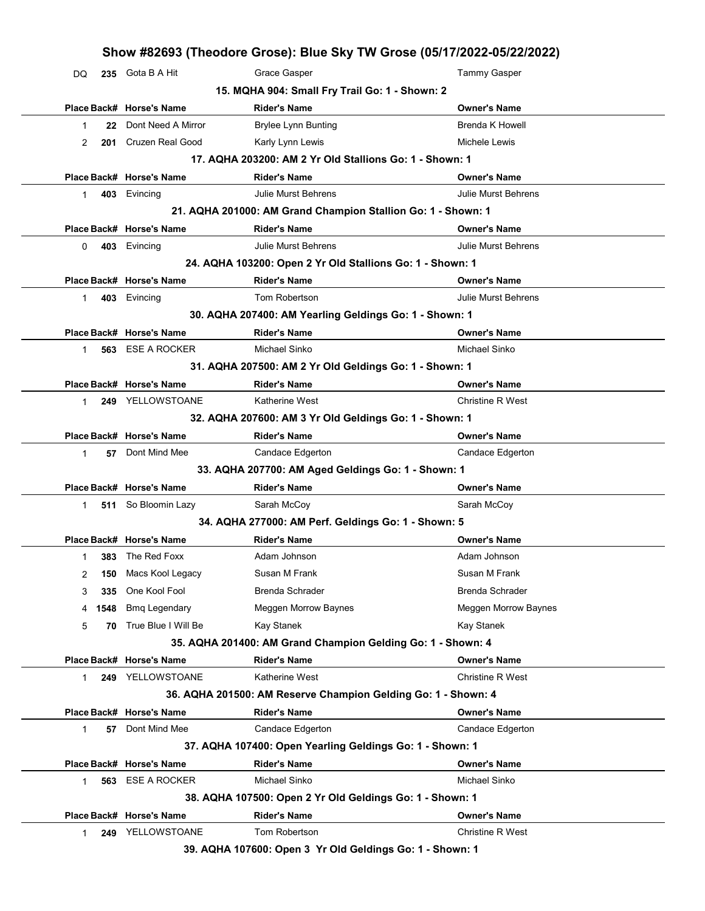# Show #82693 (Theodore Grose): Blue Sky TW Grose (05/17/2022-05/22/2022)

| Place | Back# | Horse's Name | Rider's Name | Owner's Name |
|---|---|---|---|---|
| DQ | 235 | Gota B A Hit | Grace Gasper | Tammy Gasper |

### 15. MQHA 904: Small Fry Trail Go: 1 - Shown: 2

| Place | Back# | Horse's Name | Rider's Name | Owner's Name |
|---|---|---|---|---|
| 1 | 22 | Dont Need A Mirror | Brylee Lynn Bunting | Brenda K Howell |
| 2 | 201 | Cruzen Real Good | Karly Lynn Lewis | Michele Lewis |

### 17. AQHA 203200: AM 2 Yr Old Stallions Go: 1 - Shown: 1

| Place | Back# | Horse's Name | Rider's Name | Owner's Name |
|---|---|---|---|---|
| 1 | 403 | Evincing | Julie Murst Behrens | Julie Murst Behrens |

### 21. AQHA 201000: AM Grand Champion Stallion Go: 1 - Shown: 1

| Place | Back# | Horse's Name | Rider's Name | Owner's Name |
|---|---|---|---|---|
| 0 | 403 | Evincing | Julie Murst Behrens | Julie Murst Behrens |

### 24. AQHA 103200: Open 2 Yr Old Stallions Go: 1 - Shown: 1

| Place | Back# | Horse's Name | Rider's Name | Owner's Name |
|---|---|---|---|---|
| 1 | 403 | Evincing | Tom Robertson | Julie Murst Behrens |

### 30. AQHA 207400: AM Yearling Geldings Go: 1 - Shown: 1

| Place | Back# | Horse's Name | Rider's Name | Owner's Name |
|---|---|---|---|---|
| 1 | 563 | ESE A ROCKER | Michael Sinko | Michael Sinko |

### 31. AQHA 207500: AM 2 Yr Old Geldings Go: 1 - Shown: 1

| Place | Back# | Horse's Name | Rider's Name | Owner's Name |
|---|---|---|---|---|
| 1 | 249 | YELLOWSTOANE | Katherine West | Christine R West |

### 32. AQHA 207600: AM 3 Yr Old Geldings Go: 1 - Shown: 1

| Place | Back# | Horse's Name | Rider's Name | Owner's Name |
|---|---|---|---|---|
| 1 | 57 | Dont Mind Mee | Candace Edgerton | Candace Edgerton |

### 33. AQHA 207700: AM Aged Geldings Go: 1 - Shown: 1

| Place | Back# | Horse's Name | Rider's Name | Owner's Name |
|---|---|---|---|---|
| 1 | 511 | So Bloomin Lazy | Sarah McCoy | Sarah McCoy |

### 34. AQHA 277000: AM Perf. Geldings Go: 1 - Shown: 5

| Place | Back# | Horse's Name | Rider's Name | Owner's Name |
|---|---|---|---|---|
| 1 | 383 | The Red Foxx | Adam Johnson | Adam Johnson |
| 2 | 150 | Macs Kool Legacy | Susan M Frank | Susan M Frank |
| 3 | 335 | One Kool Fool | Brenda Schrader | Brenda Schrader |
| 4 | 1548 | Bmq Legendary | Meggen Morrow Baynes | Meggen Morrow Baynes |
| 5 | 70 | True Blue I Will Be | Kay Stanek | Kay Stanek |

### 35. AQHA 201400: AM Grand Champion Gelding Go: 1 - Shown: 4

| Place | Back# | Horse's Name | Rider's Name | Owner's Name |
|---|---|---|---|---|
| 1 | 249 | YELLOWSTOANE | Katherine West | Christine R West |

### 36. AQHA 201500: AM Reserve Champion Gelding Go: 1 - Shown: 4

| Place | Back# | Horse's Name | Rider's Name | Owner's Name |
|---|---|---|---|---|
| 1 | 57 | Dont Mind Mee | Candace Edgerton | Candace Edgerton |

### 37. AQHA 107400: Open Yearling Geldings Go: 1 - Shown: 1

| Place | Back# | Horse's Name | Rider's Name | Owner's Name |
|---|---|---|---|---|
| 1 | 563 | ESE A ROCKER | Michael Sinko | Michael Sinko |

### 38. AQHA 107500: Open 2 Yr Old Geldings Go: 1 - Shown: 1

| Place | Back# | Horse's Name | Rider's Name | Owner's Name |
|---|---|---|---|---|
| 1 | 249 | YELLOWSTOANE | Tom Robertson | Christine R West |

### 39. AQHA 107600: Open 3 Yr Old Geldings Go: 1 - Shown: 1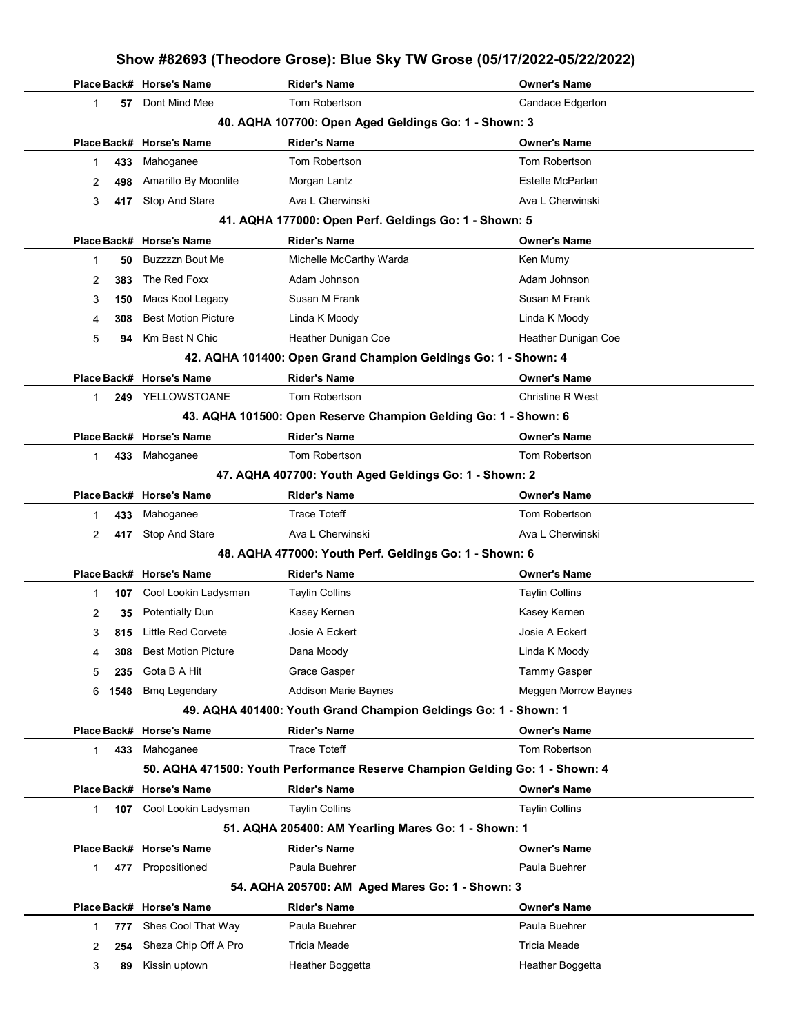# Show #82693 (Theodore Grose): Blue Sky TW Grose (05/17/2022-05/22/2022)

| Place | Back# | Horse's Name | Rider's Name | Owner's Name |
|---|---|---|---|---|
| 1 | 57 | Dont Mind Mee | Tom Robertson | Candace Edgerton |

### 40. AQHA 107700: Open Aged Geldings Go: 1 - Shown: 3

| Place | Back# | Horse's Name | Rider's Name | Owner's Name |
|---|---|---|---|---|
| 1 | 433 | Mahoganee | Tom Robertson | Tom Robertson |
| 2 | 498 | Amarillo By Moonlite | Morgan Lantz | Estelle McParlan |
| 3 | 417 | Stop And Stare | Ava L Cherwinski | Ava L Cherwinski |

### 41. AQHA 177000: Open Perf. Geldings Go: 1 - Shown: 5

| Place | Back# | Horse's Name | Rider's Name | Owner's Name |
|---|---|---|---|---|
| 1 | 50 | Buzzzzn Bout Me | Michelle McCarthy Warda | Ken Mumy |
| 2 | 383 | The Red Foxx | Adam Johnson | Adam Johnson |
| 3 | 150 | Macs Kool Legacy | Susan M Frank | Susan M Frank |
| 4 | 308 | Best Motion Picture | Linda K Moody | Linda K Moody |
| 5 | 94 | Km Best N Chic | Heather Dunigan Coe | Heather Dunigan Coe |

### 42. AQHA 101400: Open Grand Champion Geldings Go: 1 - Shown: 4

| Place | Back# | Horse's Name | Rider's Name | Owner's Name |
|---|---|---|---|---|
| 1 | 249 | YELLOWSTOANE | Tom Robertson | Christine R West |

### 43. AQHA 101500: Open Reserve Champion Gelding Go: 1 - Shown: 6

| Place | Back# | Horse's Name | Rider's Name | Owner's Name |
|---|---|---|---|---|
| 1 | 433 | Mahoganee | Tom Robertson | Tom Robertson |

### 47. AQHA 407700: Youth Aged Geldings Go: 1 - Shown: 2

| Place | Back# | Horse's Name | Rider's Name | Owner's Name |
|---|---|---|---|---|
| 1 | 433 | Mahoganee | Trace Toteff | Tom Robertson |
| 2 | 417 | Stop And Stare | Ava L Cherwinski | Ava L Cherwinski |

### 48. AQHA 477000: Youth Perf. Geldings Go: 1 - Shown: 6

| Place | Back# | Horse's Name | Rider's Name | Owner's Name |
|---|---|---|---|---|
| 1 | 107 | Cool Lookin Ladysman | Taylin Collins | Taylin Collins |
| 2 | 35 | Potentially Dun | Kasey Kernen | Kasey Kernen |
| 3 | 815 | Little Red Corvete | Josie A Eckert | Josie A Eckert |
| 4 | 308 | Best Motion Picture | Dana Moody | Linda K Moody |
| 5 | 235 | Gota B A Hit | Grace Gasper | Tammy Gasper |
| 6 | 1548 | Bmq Legendary | Addison Marie Baynes | Meggen Morrow Baynes |

### 49. AQHA 401400: Youth Grand Champion Geldings Go: 1 - Shown: 1

| Place | Back# | Horse's Name | Rider's Name | Owner's Name |
|---|---|---|---|---|
| 1 | 433 | Mahoganee | Trace Toteff | Tom Robertson |

### 50. AQHA 471500: Youth Performance Reserve Champion Gelding Go: 1 - Shown: 4

| Place | Back# | Horse's Name | Rider's Name | Owner's Name |
|---|---|---|---|---|
| 1 | 107 | Cool Lookin Ladysman | Taylin Collins | Taylin Collins |

### 51. AQHA 205400: AM Yearling Mares Go: 1 - Shown: 1

| Place | Back# | Horse's Name | Rider's Name | Owner's Name |
|---|---|---|---|---|
| 1 | 477 | Propositioned | Paula Buehrer | Paula Buehrer |

### 54. AQHA 205700: AM Aged Mares Go: 1 - Shown: 3

| Place | Back# | Horse's Name | Rider's Name | Owner's Name |
|---|---|---|---|---|
| 1 | 777 | Shes Cool That Way | Paula Buehrer | Paula Buehrer |
| 2 | 254 | Sheza Chip Off A Pro | Tricia Meade | Tricia Meade |
| 3 | 89 | Kissin uptown | Heather Boggetta | Heather Boggetta |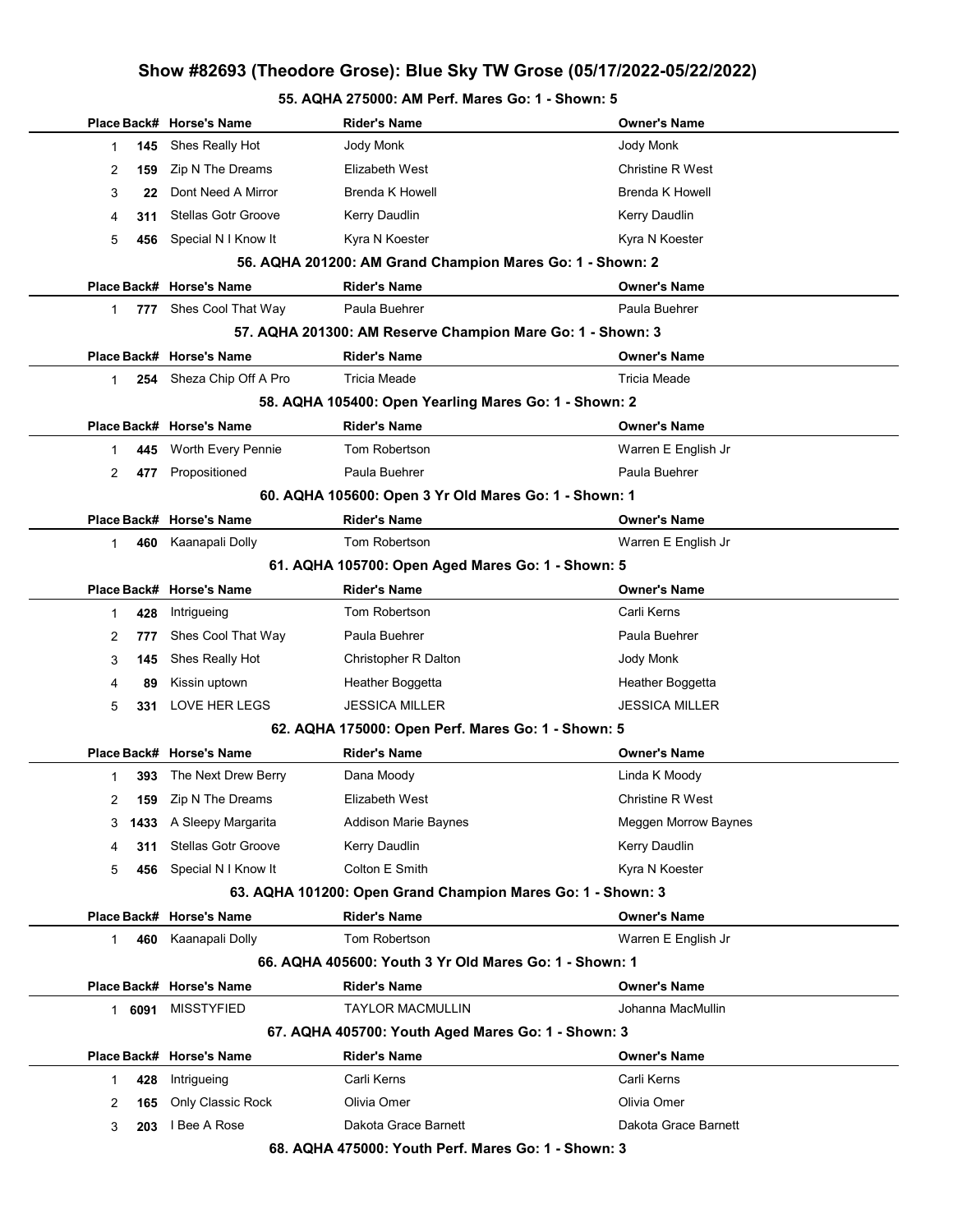# Show #82693 (Theodore Grose): Blue Sky TW Grose (05/17/2022-05/22/2022)

### 55. AQHA 275000: AM Perf. Mares Go: 1 - Shown: 5

| Place | Back# | Horse's Name | Rider's Name | Owner's Name |
|---|---|---|---|---|
| 1 | 145 | Shes Really Hot | Jody Monk | Jody Monk |
| 2 | 159 | Zip N The Dreams | Elizabeth West | Christine R West |
| 3 | 22 | Dont Need A Mirror | Brenda K Howell | Brenda K Howell |
| 4 | 311 | Stellas Gotr Groove | Kerry Daudlin | Kerry Daudlin |
| 5 | 456 | Special N I Know It | Kyra N Koester | Kyra N Koester |

### 56. AQHA 201200: AM Grand Champion Mares Go: 1 - Shown: 2

| Place | Back# | Horse's Name | Rider's Name | Owner's Name |
|---|---|---|---|---|
| 1 | 777 | Shes Cool That Way | Paula Buehrer | Paula Buehrer |

### 57. AQHA 201300: AM Reserve Champion Mare Go: 1 - Shown: 3

| Place | Back# | Horse's Name | Rider's Name | Owner's Name |
|---|---|---|---|---|
| 1 | 254 | Sheza Chip Off A Pro | Tricia Meade | Tricia Meade |

### 58. AQHA 105400: Open Yearling Mares Go: 1 - Shown: 2

| Place | Back# | Horse's Name | Rider's Name | Owner's Name |
|---|---|---|---|---|
| 1 | 445 | Worth Every Pennie | Tom Robertson | Warren E English Jr |
| 2 | 477 | Propositioned | Paula Buehrer | Paula Buehrer |

### 60. AQHA 105600: Open 3 Yr Old Mares Go: 1 - Shown: 1

| Place | Back# | Horse's Name | Rider's Name | Owner's Name |
|---|---|---|---|---|
| 1 | 460 | Kaanapali Dolly | Tom Robertson | Warren E English Jr |

### 61. AQHA 105700: Open Aged Mares Go: 1 - Shown: 5

| Place | Back# | Horse's Name | Rider's Name | Owner's Name |
|---|---|---|---|---|
| 1 | 428 | Intrigueing | Tom Robertson | Carli Kerns |
| 2 | 777 | Shes Cool That Way | Paula Buehrer | Paula Buehrer |
| 3 | 145 | Shes Really Hot | Christopher R Dalton | Jody Monk |
| 4 | 89 | Kissin uptown | Heather Boggetta | Heather Boggetta |
| 5 | 331 | LOVE HER LEGS | JESSICA MILLER | JESSICA MILLER |

### 62. AQHA 175000: Open Perf. Mares Go: 1 - Shown: 5

| Place | Back# | Horse's Name | Rider's Name | Owner's Name |
|---|---|---|---|---|
| 1 | 393 | The Next Drew Berry | Dana Moody | Linda K Moody |
| 2 | 159 | Zip N The Dreams | Elizabeth West | Christine R West |
| 3 | 1433 | A Sleepy Margarita | Addison Marie Baynes | Meggen Morrow Baynes |
| 4 | 311 | Stellas Gotr Groove | Kerry Daudlin | Kerry Daudlin |
| 5 | 456 | Special N I Know It | Colton E Smith | Kyra N Koester |

### 63. AQHA 101200: Open Grand Champion Mares Go: 1 - Shown: 3

| Place | Back# | Horse's Name | Rider's Name | Owner's Name |
|---|---|---|---|---|
| 1 | 460 | Kaanapali Dolly | Tom Robertson | Warren E English Jr |

### 66. AQHA 405600: Youth 3 Yr Old Mares Go: 1 - Shown: 1

| Place | Back# | Horse's Name | Rider's Name | Owner's Name |
|---|---|---|---|---|
| 1 | 6091 | MISSTYFIED | TAYLOR MACMULLIN | Johanna MacMullin |

### 67. AQHA 405700: Youth Aged Mares Go: 1 - Shown: 3

| Place | Back# | Horse's Name | Rider's Name | Owner's Name |
|---|---|---|---|---|
| 1 | 428 | Intrigueing | Carli Kerns | Carli Kerns |
| 2 | 165 | Only Classic Rock | Olivia Omer | Olivia Omer |
| 3 | 203 | I Bee A Rose | Dakota Grace Barnett | Dakota Grace Barnett |

### 68. AQHA 475000: Youth Perf. Mares Go: 1 - Shown: 3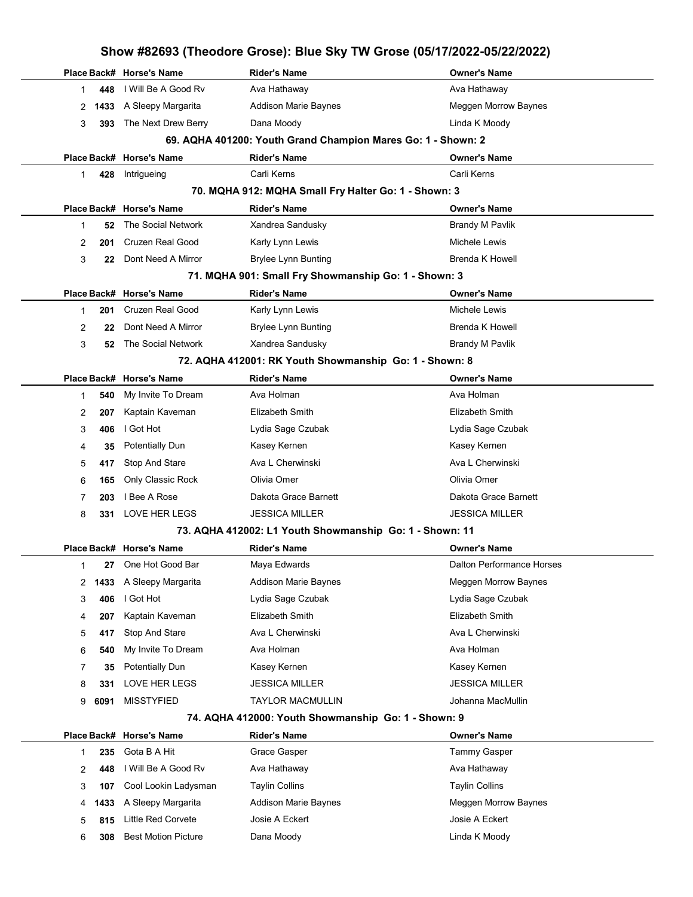# Show #82693 (Theodore Grose): Blue Sky TW Grose (05/17/2022-05/22/2022)

| Place | Back# | Horse's Name | Rider's Name | Owner's Name |
|---|---|---|---|---|
| 1 | 448 | I Will Be A Good Rv | Ava Hathaway | Ava Hathaway |
| 2 | 1433 | A Sleepy Margarita | Addison Marie Baynes | Meggen Morrow Baynes |
| 3 | 393 | The Next Drew Berry | Dana Moody | Linda K Moody |

### 69. AQHA 401200: Youth Grand Champion Mares Go: 1 - Shown: 2

| Place | Back# | Horse's Name | Rider's Name | Owner's Name |
|---|---|---|---|---|
| 1 | 428 | Intrigueing | Carli Kerns | Carli Kerns |

### 70. MQHA 912: MQHA Small Fry Halter Go: 1 - Shown: 3

| Place | Back# | Horse's Name | Rider's Name | Owner's Name |
|---|---|---|---|---|
| 1 | 52 | The Social Network | Xandrea Sandusky | Brandy M Pavlik |
| 2 | 201 | Cruzen Real Good | Karly Lynn Lewis | Michele Lewis |
| 3 | 22 | Dont Need A Mirror | Brylee Lynn Bunting | Brenda K Howell |

### 71. MQHA 901: Small Fry Showmanship Go: 1 - Shown: 3

| Place | Back# | Horse's Name | Rider's Name | Owner's Name |
|---|---|---|---|---|
| 1 | 201 | Cruzen Real Good | Karly Lynn Lewis | Michele Lewis |
| 2 | 22 | Dont Need A Mirror | Brylee Lynn Bunting | Brenda K Howell |
| 3 | 52 | The Social Network | Xandrea Sandusky | Brandy M Pavlik |

### 72. AQHA 412001: RK Youth Showmanship Go: 1 - Shown: 8

| Place | Back# | Horse's Name | Rider's Name | Owner's Name |
|---|---|---|---|---|
| 1 | 540 | My Invite To Dream | Ava Holman | Ava Holman |
| 2 | 207 | Kaptain Kaveman | Elizabeth Smith | Elizabeth Smith |
| 3 | 406 | I Got Hot | Lydia Sage Czubak | Lydia Sage Czubak |
| 4 | 35 | Potentially Dun | Kasey Kernen | Kasey Kernen |
| 5 | 417 | Stop And Stare | Ava L Cherwinski | Ava L Cherwinski |
| 6 | 165 | Only Classic Rock | Olivia Omer | Olivia Omer |
| 7 | 203 | I Bee A Rose | Dakota Grace Barnett | Dakota Grace Barnett |
| 8 | 331 | LOVE HER LEGS | JESSICA MILLER | JESSICA MILLER |

### 73. AQHA 412002: L1 Youth Showmanship Go: 1 - Shown: 11

| Place | Back# | Horse's Name | Rider's Name | Owner's Name |
|---|---|---|---|---|
| 1 | 27 | One Hot Good Bar | Maya Edwards | Dalton Performance Horses |
| 2 | 1433 | A Sleepy Margarita | Addison Marie Baynes | Meggen Morrow Baynes |
| 3 | 406 | I Got Hot | Lydia Sage Czubak | Lydia Sage Czubak |
| 4 | 207 | Kaptain Kaveman | Elizabeth Smith | Elizabeth Smith |
| 5 | 417 | Stop And Stare | Ava L Cherwinski | Ava L Cherwinski |
| 6 | 540 | My Invite To Dream | Ava Holman | Ava Holman |
| 7 | 35 | Potentially Dun | Kasey Kernen | Kasey Kernen |
| 8 | 331 | LOVE HER LEGS | JESSICA MILLER | JESSICA MILLER |
| 9 | 6091 | MISSTYFIED | TAYLOR MACMULLIN | Johanna MacMullin |

### 74. AQHA 412000: Youth Showmanship Go: 1 - Shown: 9

| Place | Back# | Horse's Name | Rider's Name | Owner's Name |
|---|---|---|---|---|
| 1 | 235 | Gota B A Hit | Grace Gasper | Tammy Gasper |
| 2 | 448 | I Will Be A Good Rv | Ava Hathaway | Ava Hathaway |
| 3 | 107 | Cool Lookin Ladysman | Taylin Collins | Taylin Collins |
| 4 | 1433 | A Sleepy Margarita | Addison Marie Baynes | Meggen Morrow Baynes |
| 5 | 815 | Little Red Corvete | Josie A Eckert | Josie A Eckert |
| 6 | 308 | Best Motion Picture | Dana Moody | Linda K Moody |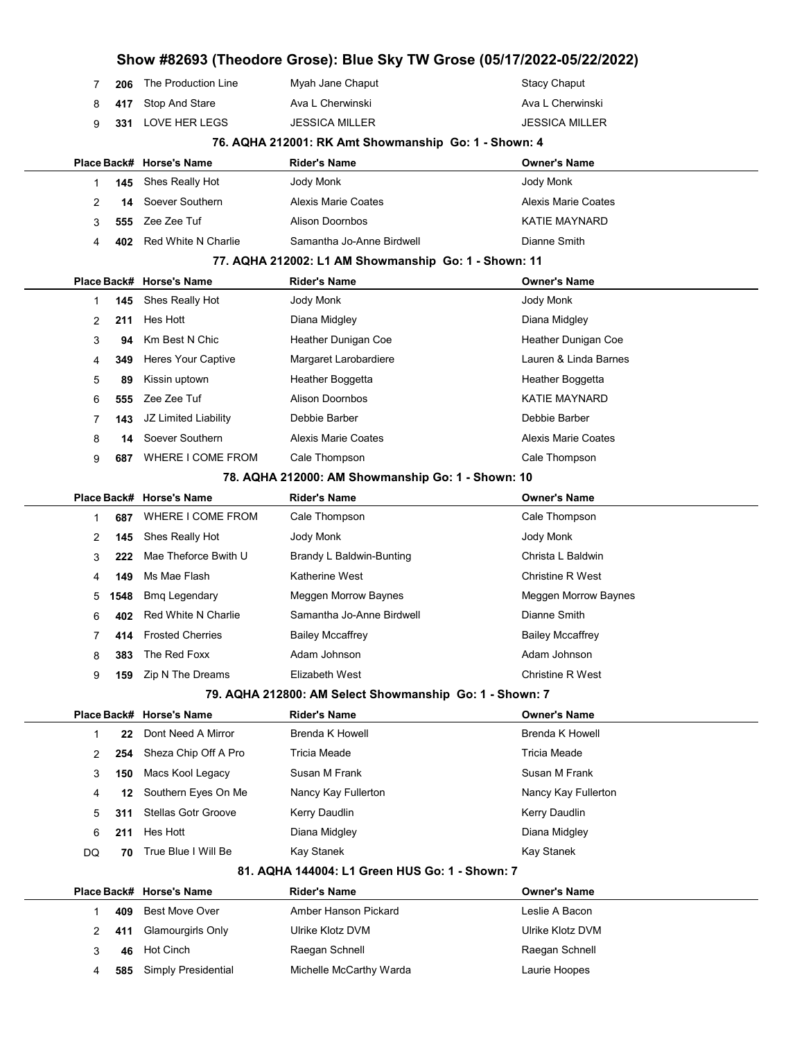| Place | Back# | Horse's Name | Rider's Name | Owner's Name |
|---|---|---|---|---|
| 7 | 206 | The Production Line | Myah Jane Chaput | Stacy Chaput |
| 8 | 417 | Stop And Stare | Ava L Cherwinski | Ava L Cherwinski |
| 9 | 331 | LOVE HER LEGS | JESSICA MILLER | JESSICA MILLER |

### 76. AQHA 212001: RK Amt Showmanship Go: 1 - Shown: 4

| Place | Back# | Horse's Name | Rider's Name | Owner's Name |
|---|---|---|---|---|
| 1 | 145 | Shes Really Hot | Jody Monk | Jody Monk |
| 2 | 14 | Soever Southern | Alexis Marie Coates | Alexis Marie Coates |
| 3 | 555 | Zee Zee Tuf | Alison Doornbos | KATIE MAYNARD |
| 4 | 402 | Red White N Charlie | Samantha Jo-Anne Birdwell | Dianne Smith |

### 77. AQHA 212002: L1 AM Showmanship Go: 1 - Shown: 11

| Place | Back# | Horse's Name | Rider's Name | Owner's Name |
|---|---|---|---|---|
| 1 | 145 | Shes Really Hot | Jody Monk | Jody Monk |
| 2 | 211 | Hes Hott | Diana Midgley | Diana Midgley |
| 3 | 94 | Km Best N Chic | Heather Dunigan Coe | Heather Dunigan Coe |
| 4 | 349 | Heres Your Captive | Margaret Larobardiere | Lauren & Linda Barnes |
| 5 | 89 | Kissin uptown | Heather Boggetta | Heather Boggetta |
| 6 | 555 | Zee Zee Tuf | Alison Doornbos | KATIE MAYNARD |
| 7 | 143 | JZ Limited Liability | Debbie Barber | Debbie Barber |
| 8 | 14 | Soever Southern | Alexis Marie Coates | Alexis Marie Coates |
| 9 | 687 | WHERE I COME FROM | Cale Thompson | Cale Thompson |

### 78. AQHA 212000: AM Showmanship Go: 1 - Shown: 10

| Place | Back# | Horse's Name | Rider's Name | Owner's Name |
|---|---|---|---|---|
| 1 | 687 | WHERE I COME FROM | Cale Thompson | Cale Thompson |
| 2 | 145 | Shes Really Hot | Jody Monk | Jody Monk |
| 3 | 222 | Mae Theforce Bwith U | Brandy L Baldwin-Bunting | Christa L Baldwin |
| 4 | 149 | Ms Mae Flash | Katherine West | Christine R West |
| 5 | 1548 | Bmq Legendary | Meggen Morrow Baynes | Meggen Morrow Baynes |
| 6 | 402 | Red White N Charlie | Samantha Jo-Anne Birdwell | Dianne Smith |
| 7 | 414 | Frosted Cherries | Bailey Mccaffrey | Bailey Mccaffrey |
| 8 | 383 | The Red Foxx | Adam Johnson | Adam Johnson |
| 9 | 159 | Zip N The Dreams | Elizabeth West | Christine R West |

### 79. AQHA 212800: AM Select Showmanship Go: 1 - Shown: 7

| Place | Back# | Horse's Name | Rider's Name | Owner's Name |
|---|---|---|---|---|
| 1 | 22 | Dont Need A Mirror | Brenda K Howell | Brenda K Howell |
| 2 | 254 | Sheza Chip Off A Pro | Tricia Meade | Tricia Meade |
| 3 | 150 | Macs Kool Legacy | Susan M Frank | Susan M Frank |
| 4 | 12 | Southern Eyes On Me | Nancy Kay Fullerton | Nancy Kay Fullerton |
| 5 | 311 | Stellas Gotr Groove | Kerry Daudlin | Kerry Daudlin |
| 6 | 211 | Hes Hott | Diana Midgley | Diana Midgley |
| DQ | 70 | True Blue I Will Be | Kay Stanek | Kay Stanek |

### 81. AQHA 144004: L1 Green HUS Go: 1 - Shown: 7

| Place | Back# | Horse's Name | Rider's Name | Owner's Name |
|---|---|---|---|---|
| 1 | 409 | Best Move Over | Amber Hanson Pickard | Leslie A Bacon |
| 2 | 411 | Glamourgirls Only | Ulrike Klotz DVM | Ulrike Klotz DVM |
| 3 | 46 | Hot Cinch | Raegan Schnell | Raegan Schnell |
| 4 | 585 | Simply Presidential | Michelle McCarthy Warda | Laurie Hoopes |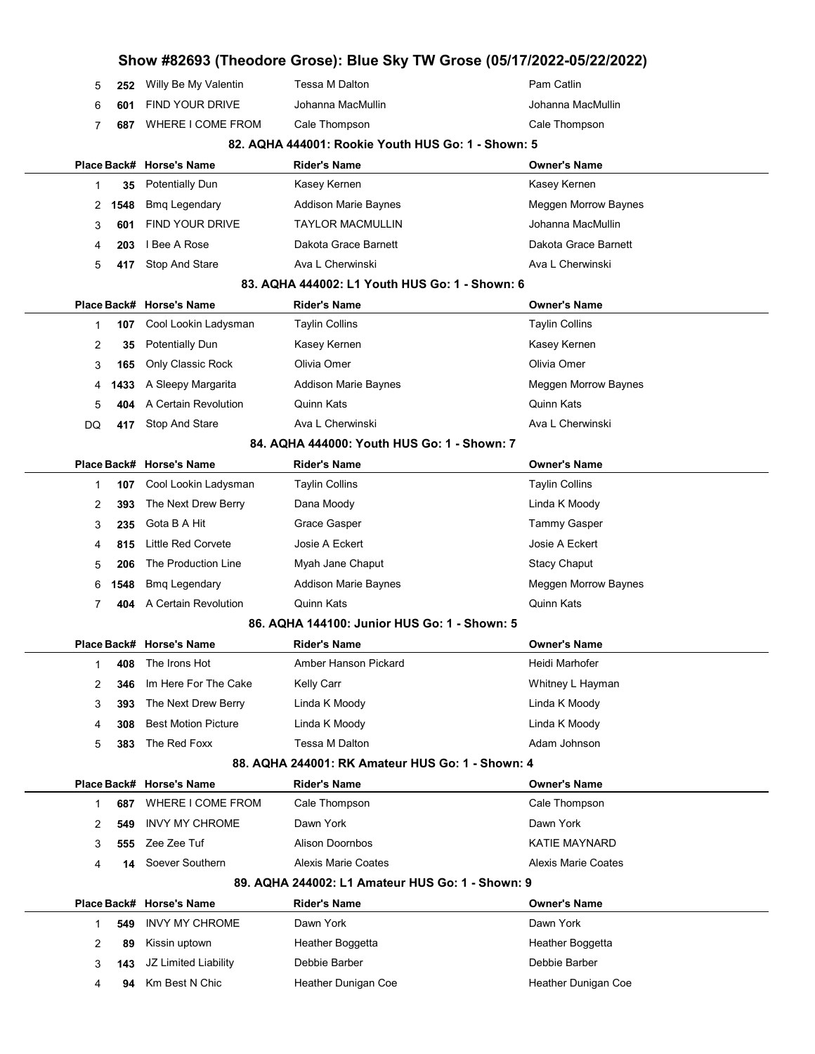| Place | Back# | Horse's Name | Rider's Name | Owner's Name |
|---|---|---|---|---|
| 5 | 252 | Willy Be My Valentin | Tessa M Dalton | Pam Catlin |
| 6 | 601 | FIND YOUR DRIVE | Johanna MacMullin | Johanna MacMullin |
| 7 | 687 | WHERE I COME FROM | Cale Thompson | Cale Thompson |

### 82. AQHA 444001: Rookie Youth HUS Go: 1 - Shown: 5

| Place | Back# | Horse's Name | Rider's Name | Owner's Name |
|---|---|---|---|---|
| 1 | 35 | Potentially Dun | Kasey Kernen | Kasey Kernen |
| 2 | 1548 | Bmq Legendary | Addison Marie Baynes | Meggen Morrow Baynes |
| 3 | 601 | FIND YOUR DRIVE | TAYLOR MACMULLIN | Johanna MacMullin |
| 4 | 203 | I Bee A Rose | Dakota Grace Barnett | Dakota Grace Barnett |
| 5 | 417 | Stop And Stare | Ava L Cherwinski | Ava L Cherwinski |

### 83. AQHA 444002: L1 Youth HUS Go: 1 - Shown: 6

| Place | Back# | Horse's Name | Rider's Name | Owner's Name |
|---|---|---|---|---|
| 1 | 107 | Cool Lookin Ladysman | Taylin Collins | Taylin Collins |
| 2 | 35 | Potentially Dun | Kasey Kernen | Kasey Kernen |
| 3 | 165 | Only Classic Rock | Olivia Omer | Olivia Omer |
| 4 | 1433 | A Sleepy Margarita | Addison Marie Baynes | Meggen Morrow Baynes |
| 5 | 404 | A Certain Revolution | Quinn Kats | Quinn Kats |
| DQ | 417 | Stop And Stare | Ava L Cherwinski | Ava L Cherwinski |

### 84. AQHA 444000: Youth HUS Go: 1 - Shown: 7

| Place | Back# | Horse's Name | Rider's Name | Owner's Name |
|---|---|---|---|---|
| 1 | 107 | Cool Lookin Ladysman | Taylin Collins | Taylin Collins |
| 2 | 393 | The Next Drew Berry | Dana Moody | Linda K Moody |
| 3 | 235 | Gota B A Hit | Grace Gasper | Tammy Gasper |
| 4 | 815 | Little Red Corvete | Josie A Eckert | Josie A Eckert |
| 5 | 206 | The Production Line | Myah Jane Chaput | Stacy Chaput |
| 6 | 1548 | Bmq Legendary | Addison Marie Baynes | Meggen Morrow Baynes |
| 7 | 404 | A Certain Revolution | Quinn Kats | Quinn Kats |

### 86. AQHA 144100: Junior HUS Go: 1 - Shown: 5

| Place | Back# | Horse's Name | Rider's Name | Owner's Name |
|---|---|---|---|---|
| 1 | 408 | The Irons Hot | Amber Hanson Pickard | Heidi Marhofer |
| 2 | 346 | Im Here For The Cake | Kelly Carr | Whitney L Hayman |
| 3 | 393 | The Next Drew Berry | Linda K Moody | Linda K Moody |
| 4 | 308 | Best Motion Picture | Linda K Moody | Linda K Moody |
| 5 | 383 | The Red Foxx | Tessa M Dalton | Adam Johnson |

### 88. AQHA 244001: RK Amateur HUS Go: 1 - Shown: 4

| Place | Back# | Horse's Name | Rider's Name | Owner's Name |
|---|---|---|---|---|
| 1 | 687 | WHERE I COME FROM | Cale Thompson | Cale Thompson |
| 2 | 549 | INVY MY CHROME | Dawn York | Dawn York |
| 3 | 555 | Zee Zee Tuf | Alison Doornbos | KATIE MAYNARD |
| 4 | 14 | Soever Southern | Alexis Marie Coates | Alexis Marie Coates |

### 89. AQHA 244002: L1 Amateur HUS Go: 1 - Shown: 9

| Place | Back# | Horse's Name | Rider's Name | Owner's Name |
|---|---|---|---|---|
| 1 | 549 | INVY MY CHROME | Dawn York | Dawn York |
| 2 | 89 | Kissin uptown | Heather Boggetta | Heather Boggetta |
| 3 | 143 | JZ Limited Liability | Debbie Barber | Debbie Barber |
| 4 | 94 | Km Best N Chic | Heather Dunigan Coe | Heather Dunigan Coe |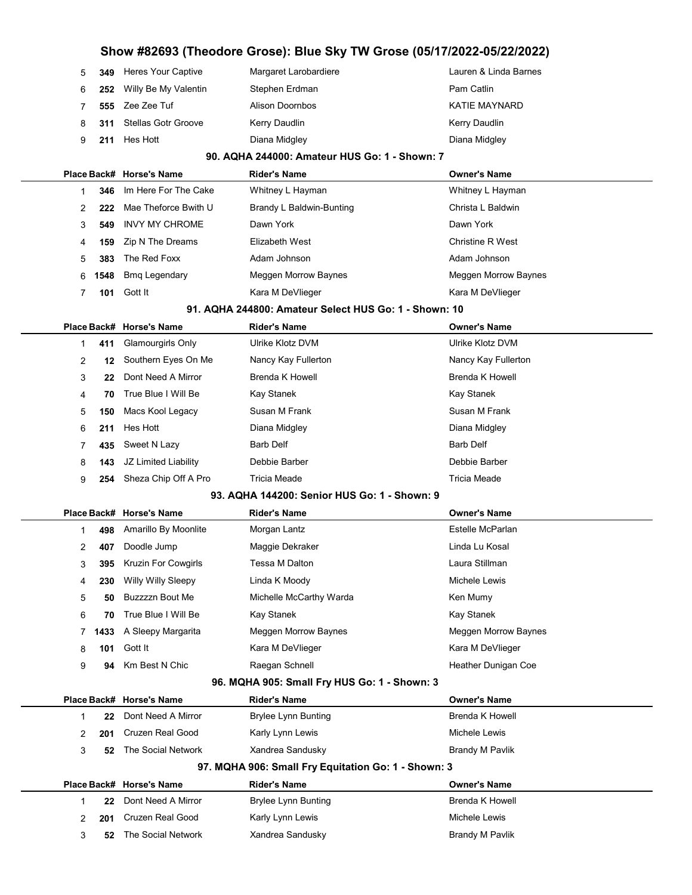| Place | Back# | Horse's Name | Rider's Name | Owner's Name |
|---|---|---|---|---|
| 5 | 349 | Heres Your Captive | Margaret Larobardiere | Lauren & Linda Barnes |
| 6 | 252 | Willy Be My Valentin | Stephen Erdman | Pam Catlin |
| 7 | 555 | Zee Zee Tuf | Alison Doornbos | KATIE MAYNARD |
| 8 | 311 | Stellas Gotr Groove | Kerry Daudlin | Kerry Daudlin |
| 9 | 211 | Hes Hott | Diana Midgley | Diana Midgley |

## 90. AQHA 244000: Amateur HUS Go: 1 - Shown: 7

| Place | Back# | Horse's Name | Rider's Name | Owner's Name |
|---|---|---|---|---|
| 1 | 346 | Im Here For The Cake | Whitney L Hayman | Whitney L Hayman |
| 2 | 222 | Mae Theforce Bwith U | Brandy L Baldwin-Bunting | Christa L Baldwin |
| 3 | 549 | INVY MY CHROME | Dawn York | Dawn York |
| 4 | 159 | Zip N The Dreams | Elizabeth West | Christine R West |
| 5 | 383 | The Red Foxx | Adam Johnson | Adam Johnson |
| 6 | 1548 | Bmq Legendary | Meggen Morrow Baynes | Meggen Morrow Baynes |
| 7 | 101 | Gott It | Kara M DeVlieger | Kara M DeVlieger |

## 91. AQHA 244800: Amateur Select HUS Go: 1 - Shown: 10

| Place | Back# | Horse's Name | Rider's Name | Owner's Name |
|---|---|---|---|---|
| 1 | 411 | Glamourgirls Only | Ulrike Klotz DVM | Ulrike Klotz DVM |
| 2 | 12 | Southern Eyes On Me | Nancy Kay Fullerton | Nancy Kay Fullerton |
| 3 | 22 | Dont Need A Mirror | Brenda K Howell | Brenda K Howell |
| 4 | 70 | True Blue I Will Be | Kay Stanek | Kay Stanek |
| 5 | 150 | Macs Kool Legacy | Susan M Frank | Susan M Frank |
| 6 | 211 | Hes Hott | Diana Midgley | Diana Midgley |
| 7 | 435 | Sweet N Lazy | Barb Delf | Barb Delf |
| 8 | 143 | JZ Limited Liability | Debbie Barber | Debbie Barber |
| 9 | 254 | Sheza Chip Off A Pro | Tricia Meade | Tricia Meade |

## 93. AQHA 144200: Senior HUS Go: 1 - Shown: 9

| Place | Back# | Horse's Name | Rider's Name | Owner's Name |
|---|---|---|---|---|
| 1 | 498 | Amarillo By Moonlite | Morgan Lantz | Estelle McParlan |
| 2 | 407 | Doodle Jump | Maggie Dekraker | Linda Lu Kosal |
| 3 | 395 | Kruzin For Cowgirls | Tessa M Dalton | Laura Stillman |
| 4 | 230 | Willy Willy Sleepy | Linda K Moody | Michele Lewis |
| 5 | 50 | Buzzzzn Bout Me | Michelle McCarthy Warda | Ken Mumy |
| 6 | 70 | True Blue I Will Be | Kay Stanek | Kay Stanek |
| 7 | 1433 | A Sleepy Margarita | Meggen Morrow Baynes | Meggen Morrow Baynes |
| 8 | 101 | Gott It | Kara M DeVlieger | Kara M DeVlieger |
| 9 | 94 | Km Best N Chic | Raegan Schnell | Heather Dunigan Coe |

## 96. MQHA 905: Small Fry HUS Go: 1 - Shown: 3

| Place | Back# | Horse's Name | Rider's Name | Owner's Name |
|---|---|---|---|---|
| 1 | 22 | Dont Need A Mirror | Brylee Lynn Bunting | Brenda K Howell |
| 2 | 201 | Cruzen Real Good | Karly Lynn Lewis | Michele Lewis |
| 3 | 52 | The Social Network | Xandrea Sandusky | Brandy M Pavlik |

## 97. MQHA 906: Small Fry Equitation Go: 1 - Shown: 3

| Place | Back# | Horse's Name | Rider's Name | Owner's Name |
|---|---|---|---|---|
| 1 | 22 | Dont Need A Mirror | Brylee Lynn Bunting | Brenda K Howell |
| 2 | 201 | Cruzen Real Good | Karly Lynn Lewis | Michele Lewis |
| 3 | 52 | The Social Network | Xandrea Sandusky | Brandy M Pavlik |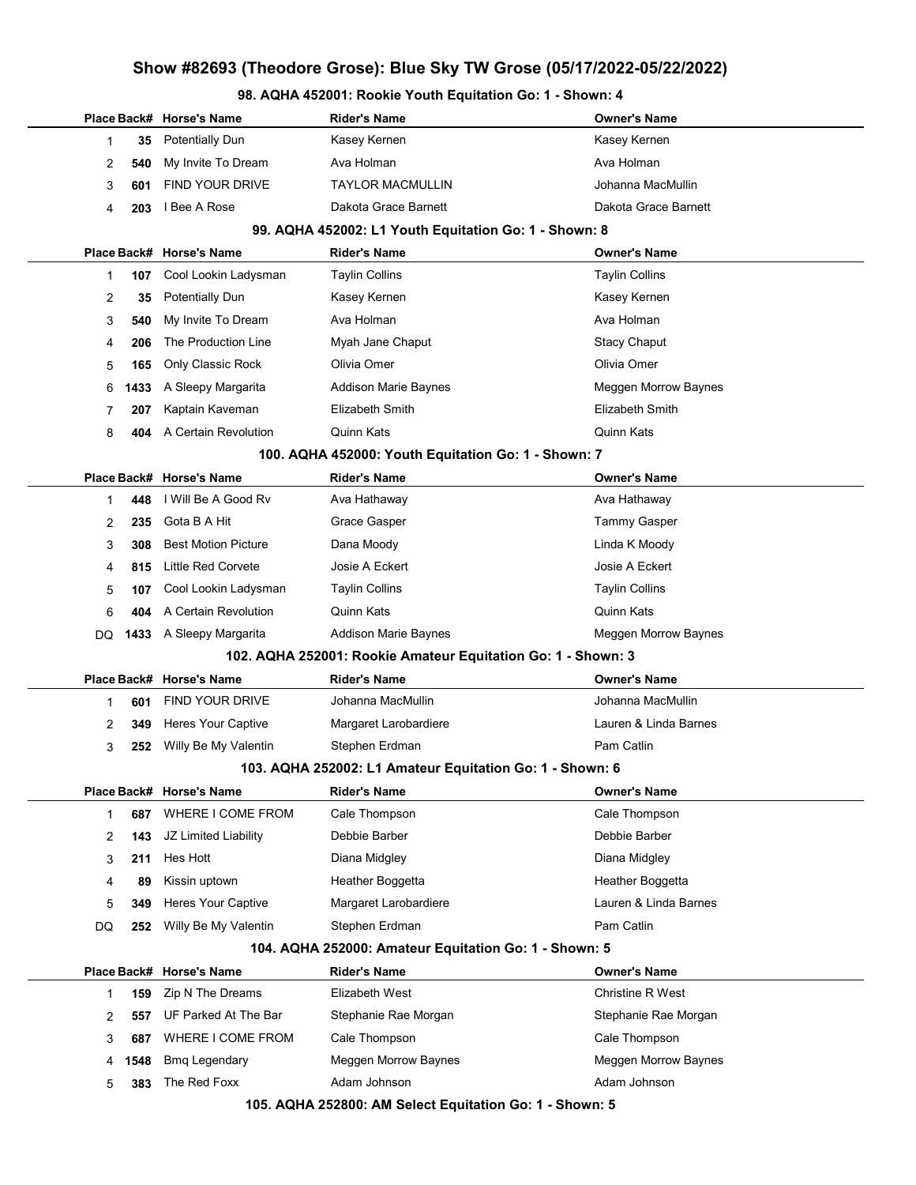# Show #82693 (Theodore Grose): Blue Sky TW Grose (05/17/2022-05/22/2022)

### 98. AQHA 452001: Rookie Youth Equitation Go: 1 - Shown: 4

| Place | Back# | Horse's Name | Rider's Name | Owner's Name |
|---|---|---|---|---|
| 1 | 35 | Potentially Dun | Kasey Kernen | Kasey Kernen |
| 2 | 540 | My Invite To Dream | Ava Holman | Ava Holman |
| 3 | 601 | FIND YOUR DRIVE | TAYLOR MACMULLIN | Johanna MacMullin |
| 4 | 203 | I Bee A Rose | Dakota Grace Barnett | Dakota Grace Barnett |

### 99. AQHA 452002: L1 Youth Equitation Go: 1 - Shown: 8

| Place | Back# | Horse's Name | Rider's Name | Owner's Name |
|---|---|---|---|---|
| 1 | 107 | Cool Lookin Ladysman | Taylin Collins | Taylin Collins |
| 2 | 35 | Potentially Dun | Kasey Kernen | Kasey Kernen |
| 3 | 540 | My Invite To Dream | Ava Holman | Ava Holman |
| 4 | 206 | The Production Line | Myah Jane Chaput | Stacy Chaput |
| 5 | 165 | Only Classic Rock | Olivia Omer | Olivia Omer |
| 6 | 1433 | A Sleepy Margarita | Addison Marie Baynes | Meggen Morrow Baynes |
| 7 | 207 | Kaptain Kaveman | Elizabeth Smith | Elizabeth Smith |
| 8 | 404 | A Certain Revolution | Quinn Kats | Quinn Kats |

### 100. AQHA 452000: Youth Equitation Go: 1 - Shown: 7

| Place | Back# | Horse's Name | Rider's Name | Owner's Name |
|---|---|---|---|---|
| 1 | 448 | I Will Be A Good Rv | Ava Hathaway | Ava Hathaway |
| 2 | 235 | Gota B A Hit | Grace Gasper | Tammy Gasper |
| 3 | 308 | Best Motion Picture | Dana Moody | Linda K Moody |
| 4 | 815 | Little Red Corvete | Josie A Eckert | Josie A Eckert |
| 5 | 107 | Cool Lookin Ladysman | Taylin Collins | Taylin Collins |
| 6 | 404 | A Certain Revolution | Quinn Kats | Quinn Kats |
| DQ | 1433 | A Sleepy Margarita | Addison Marie Baynes | Meggen Morrow Baynes |

### 102. AQHA 252001: Rookie Amateur Equitation Go: 1 - Shown: 3

| Place | Back# | Horse's Name | Rider's Name | Owner's Name |
|---|---|---|---|---|
| 1 | 601 | FIND YOUR DRIVE | Johanna MacMullin | Johanna MacMullin |
| 2 | 349 | Heres Your Captive | Margaret Larobardiere | Lauren & Linda Barnes |
| 3 | 252 | Willy Be My Valentin | Stephen Erdman | Pam Catlin |

### 103. AQHA 252002: L1 Amateur Equitation Go: 1 - Shown: 6

| Place | Back# | Horse's Name | Rider's Name | Owner's Name |
|---|---|---|---|---|
| 1 | 687 | WHERE I COME FROM | Cale Thompson | Cale Thompson |
| 2 | 143 | JZ Limited Liability | Debbie Barber | Debbie Barber |
| 3 | 211 | Hes Hott | Diana Midgley | Diana Midgley |
| 4 | 89 | Kissin uptown | Heather Boggetta | Heather Boggetta |
| 5 | 349 | Heres Your Captive | Margaret Larobardiere | Lauren & Linda Barnes |
| DQ | 252 | Willy Be My Valentin | Stephen Erdman | Pam Catlin |

### 104. AQHA 252000: Amateur Equitation Go: 1 - Shown: 5

| Place | Back# | Horse's Name | Rider's Name | Owner's Name |
|---|---|---|---|---|
| 1 | 159 | Zip N The Dreams | Elizabeth West | Christine R West |
| 2 | 557 | UF Parked At The Bar | Stephanie Rae Morgan | Stephanie Rae Morgan |
| 3 | 687 | WHERE I COME FROM | Cale Thompson | Cale Thompson |
| 4 | 1548 | Bmq Legendary | Meggen Morrow Baynes | Meggen Morrow Baynes |
| 5 | 383 | The Red Foxx | Adam Johnson | Adam Johnson |

### 105. AQHA 252800: AM Select Equitation Go: 1 - Shown: 5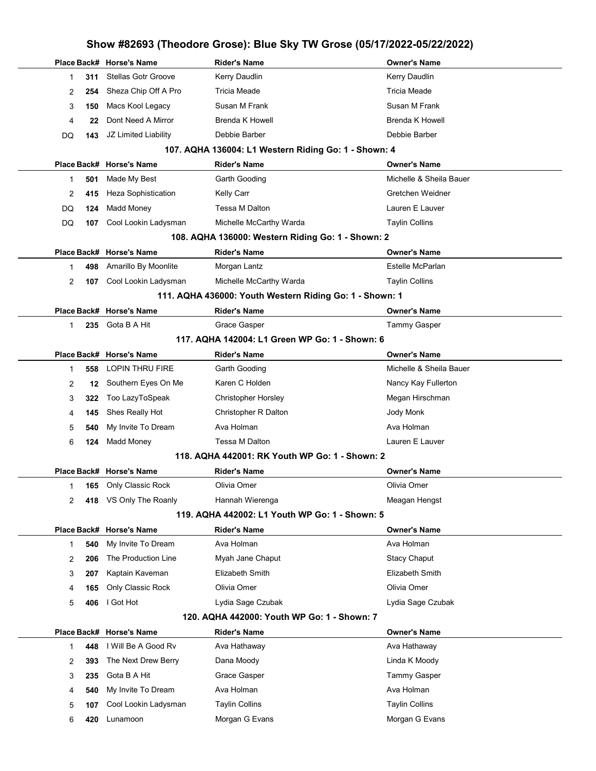# Show #82693 (Theodore Grose): Blue Sky TW Grose (05/17/2022-05/22/2022)

| Place | Back# | Horse's Name | Rider's Name | Owner's Name |
|---|---|---|---|---|
| 1 | 311 | Stellas Gotr Groove | Kerry Daudlin | Kerry Daudlin |
| 2 | 254 | Sheza Chip Off A Pro | Tricia Meade | Tricia Meade |
| 3 | 150 | Macs Kool Legacy | Susan M Frank | Susan M Frank |
| 4 | 22 | Dont Need A Mirror | Brenda K Howell | Brenda K Howell |
| DQ | 143 | JZ Limited Liability | Debbie Barber | Debbie Barber |

### 107. AQHA 136004: L1 Western Riding Go: 1 - Shown: 4

| Place | Back# | Horse's Name | Rider's Name | Owner's Name |
|---|---|---|---|---|
| 1 | 501 | Made My Best | Garth Gooding | Michelle & Sheila Bauer |
| 2 | 415 | Heza Sophistication | Kelly Carr | Gretchen Weidner |
| DQ | 124 | Madd Money | Tessa M Dalton | Lauren E Lauver |
| DQ | 107 | Cool Lookin Ladysman | Michelle McCarthy Warda | Taylin Collins |

### 108. AQHA 136000: Western Riding Go: 1 - Shown: 2

| Place | Back# | Horse's Name | Rider's Name | Owner's Name |
|---|---|---|---|---|
| 1 | 498 | Amarillo By Moonlite | Morgan Lantz | Estelle McParlan |
| 2 | 107 | Cool Lookin Ladysman | Michelle McCarthy Warda | Taylin Collins |

### 111. AQHA 436000: Youth Western Riding Go: 1 - Shown: 1

| Place | Back# | Horse's Name | Rider's Name | Owner's Name |
|---|---|---|---|---|
| 1 | 235 | Gota B A Hit | Grace Gasper | Tammy Gasper |

### 117. AQHA 142004: L1 Green WP Go: 1 - Shown: 6

| Place | Back# | Horse's Name | Rider's Name | Owner's Name |
|---|---|---|---|---|
| 1 | 558 | LOPIN THRU FIRE | Garth Gooding | Michelle & Sheila Bauer |
| 2 | 12 | Southern Eyes On Me | Karen C Holden | Nancy Kay Fullerton |
| 3 | 322 | Too LazyToSpeak | Christopher Horsley | Megan Hirschman |
| 4 | 145 | Shes Really Hot | Christopher R Dalton | Jody Monk |
| 5 | 540 | My Invite To Dream | Ava Holman | Ava Holman |
| 6 | 124 | Madd Money | Tessa M Dalton | Lauren E Lauver |

### 118. AQHA 442001: RK Youth WP Go: 1 - Shown: 2

| Place | Back# | Horse's Name | Rider's Name | Owner's Name |
|---|---|---|---|---|
| 1 | 165 | Only Classic Rock | Olivia Omer | Olivia Omer |
| 2 | 418 | VS Only The Roanly | Hannah Wierenga | Meagan Hengst |

### 119. AQHA 442002: L1 Youth WP Go: 1 - Shown: 5

| Place | Back# | Horse's Name | Rider's Name | Owner's Name |
|---|---|---|---|---|
| 1 | 540 | My Invite To Dream | Ava Holman | Ava Holman |
| 2 | 206 | The Production Line | Myah Jane Chaput | Stacy Chaput |
| 3 | 207 | Kaptain Kaveman | Elizabeth Smith | Elizabeth Smith |
| 4 | 165 | Only Classic Rock | Olivia Omer | Olivia Omer |
| 5 | 406 | I Got Hot | Lydia Sage Czubak | Lydia Sage Czubak |

### 120. AQHA 442000: Youth WP Go: 1 - Shown: 7

| Place | Back# | Horse's Name | Rider's Name | Owner's Name |
|---|---|---|---|---|
| 1 | 448 | I Will Be A Good Rv | Ava Hathaway | Ava Hathaway |
| 2 | 393 | The Next Drew Berry | Dana Moody | Linda K Moody |
| 3 | 235 | Gota B A Hit | Grace Gasper | Tammy Gasper |
| 4 | 540 | My Invite To Dream | Ava Holman | Ava Holman |
| 5 | 107 | Cool Lookin Ladysman | Taylin Collins | Taylin Collins |
| 6 | 420 | Lunamoon | Morgan G Evans | Morgan G Evans |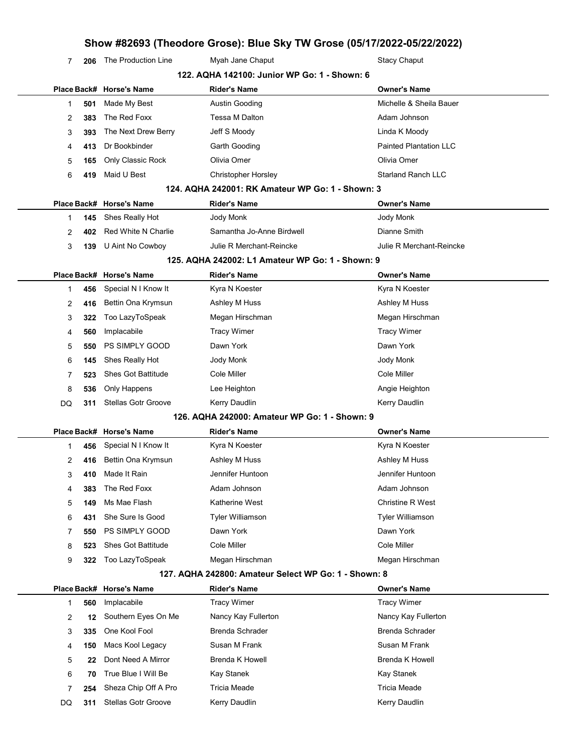| Place | Back# | Horse's Name | Rider's Name | Owner's Name |
|---|---|---|---|---|
| 7 | 206 | The Production Line | Myah Jane Chaput | Stacy Chaput |

### 122. AQHA 142100: Junior WP Go: 1 - Shown: 6

| Place | Back# | Horse's Name | Rider's Name | Owner's Name |
|---|---|---|---|---|
| 1 | 501 | Made My Best | Austin Gooding | Michelle & Sheila Bauer |
| 2 | 383 | The Red Foxx | Tessa M Dalton | Adam Johnson |
| 3 | 393 | The Next Drew Berry | Jeff S Moody | Linda K Moody |
| 4 | 413 | Dr Bookbinder | Garth Gooding | Painted Plantation LLC |
| 5 | 165 | Only Classic Rock | Olivia Omer | Olivia Omer |
| 6 | 419 | Maid U Best | Christopher Horsley | Starland Ranch LLC |

### 124. AQHA 242001: RK Amateur WP Go: 1 - Shown: 3

| Place | Back# | Horse's Name | Rider's Name | Owner's Name |
|---|---|---|---|---|
| 1 | 145 | Shes Really Hot | Jody Monk | Jody Monk |
| 2 | 402 | Red White N Charlie | Samantha Jo-Anne Birdwell | Dianne Smith |
| 3 | 139 | U Aint No Cowboy | Julie R Merchant-Reincke | Julie R Merchant-Reincke |

### 125. AQHA 242002: L1 Amateur WP Go: 1 - Shown: 9

| Place | Back# | Horse's Name | Rider's Name | Owner's Name |
|---|---|---|---|---|
| 1 | 456 | Special N I Know It | Kyra N Koester | Kyra N Koester |
| 2 | 416 | Bettin Ona Krymsun | Ashley M Huss | Ashley M Huss |
| 3 | 322 | Too LazyToSpeak | Megan Hirschman | Megan Hirschman |
| 4 | 560 | Implacabile | Tracy Wimer | Tracy Wimer |
| 5 | 550 | PS SIMPLY GOOD | Dawn York | Dawn York |
| 6 | 145 | Shes Really Hot | Jody Monk | Jody Monk |
| 7 | 523 | Shes Got Battitude | Cole Miller | Cole Miller |
| 8 | 536 | Only Happens | Lee Heighton | Angie Heighton |
| DQ | 311 | Stellas Gotr Groove | Kerry Daudlin | Kerry Daudlin |

### 126. AQHA 242000: Amateur WP Go: 1 - Shown: 9

| Place | Back# | Horse's Name | Rider's Name | Owner's Name |
|---|---|---|---|---|
| 1 | 456 | Special N I Know It | Kyra N Koester | Kyra N Koester |
| 2 | 416 | Bettin Ona Krymsun | Ashley M Huss | Ashley M Huss |
| 3 | 410 | Made It Rain | Jennifer Huntoon | Jennifer Huntoon |
| 4 | 383 | The Red Foxx | Adam Johnson | Adam Johnson |
| 5 | 149 | Ms Mae Flash | Katherine West | Christine R West |
| 6 | 431 | She Sure Is Good | Tyler Williamson | Tyler Williamson |
| 7 | 550 | PS SIMPLY GOOD | Dawn York | Dawn York |
| 8 | 523 | Shes Got Battitude | Cole Miller | Cole Miller |
| 9 | 322 | Too LazyToSpeak | Megan Hirschman | Megan Hirschman |

### 127. AQHA 242800: Amateur Select WP Go: 1 - Shown: 8

| Place | Back# | Horse's Name | Rider's Name | Owner's Name |
|---|---|---|---|---|
| 1 | 560 | Implacabile | Tracy Wimer | Tracy Wimer |
| 2 | 12 | Southern Eyes On Me | Nancy Kay Fullerton | Nancy Kay Fullerton |
| 3 | 335 | One Kool Fool | Brenda Schrader | Brenda Schrader |
| 4 | 150 | Macs Kool Legacy | Susan M Frank | Susan M Frank |
| 5 | 22 | Dont Need A Mirror | Brenda K Howell | Brenda K Howell |
| 6 | 70 | True Blue I Will Be | Kay Stanek | Kay Stanek |
| 7 | 254 | Sheza Chip Off A Pro | Tricia Meade | Tricia Meade |
| DQ | 311 | Stellas Gotr Groove | Kerry Daudlin | Kerry Daudlin |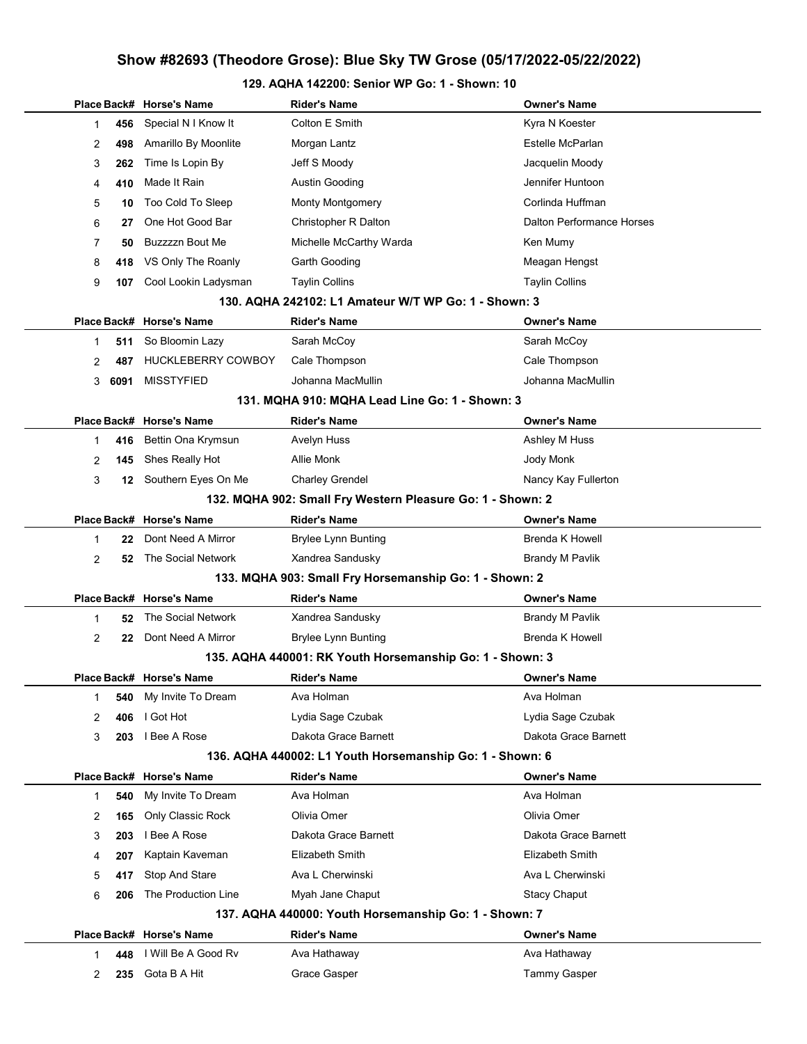# Show #82693 (Theodore Grose): Blue Sky TW Grose (05/17/2022-05/22/2022)

### 129. AQHA 142200: Senior WP Go: 1 - Shown: 10

| Place | Back# | Horse's Name | Rider's Name | Owner's Name |
|---|---|---|---|---|
| 1 | 456 | Special N I Know It | Colton E Smith | Kyra N Koester |
| 2 | 498 | Amarillo By Moonlite | Morgan Lantz | Estelle McParlan |
| 3 | 262 | Time Is Lopin By | Jeff S Moody | Jacquelin Moody |
| 4 | 410 | Made It Rain | Austin Gooding | Jennifer Huntoon |
| 5 | 10 | Too Cold To Sleep | Monty Montgomery | Corlinda Huffman |
| 6 | 27 | One Hot Good Bar | Christopher R Dalton | Dalton Performance Horses |
| 7 | 50 | Buzzzzn Bout Me | Michelle McCarthy Warda | Ken Mumy |
| 8 | 418 | VS Only The Roanly | Garth Gooding | Meagan Hengst |
| 9 | 107 | Cool Lookin Ladysman | Taylin Collins | Taylin Collins |

### 130. AQHA 242102: L1 Amateur W/T WP Go: 1 - Shown: 3

| Place | Back# | Horse's Name | Rider's Name | Owner's Name |
|---|---|---|---|---|
| 1 | 511 | So Bloomin Lazy | Sarah McCoy | Sarah McCoy |
| 2 | 487 | HUCKLEBERRY COWBOY | Cale Thompson | Cale Thompson |
| 3 | 6091 | MISSTYFIED | Johanna MacMullin | Johanna MacMullin |

### 131. MQHA 910: MQHA Lead Line Go: 1 - Shown: 3

| Place | Back# | Horse's Name | Rider's Name | Owner's Name |
|---|---|---|---|---|
| 1 | 416 | Bettin Ona Krymsun | Avelyn Huss | Ashley M Huss |
| 2 | 145 | Shes Really Hot | Allie Monk | Jody Monk |
| 3 | 12 | Southern Eyes On Me | Charley Grendel | Nancy Kay Fullerton |

### 132. MQHA 902: Small Fry Western Pleasure Go: 1 - Shown: 2

| Place | Back# | Horse's Name | Rider's Name | Owner's Name |
|---|---|---|---|---|
| 1 | 22 | Dont Need A Mirror | Brylee Lynn Bunting | Brenda K Howell |
| 2 | 52 | The Social Network | Xandrea Sandusky | Brandy M Pavlik |

### 133. MQHA 903: Small Fry Horsemanship Go: 1 - Shown: 2

| Place | Back# | Horse's Name | Rider's Name | Owner's Name |
|---|---|---|---|---|
| 1 | 52 | The Social Network | Xandrea Sandusky | Brandy M Pavlik |
| 2 | 22 | Dont Need A Mirror | Brylee Lynn Bunting | Brenda K Howell |

### 135. AQHA 440001: RK Youth Horsemanship Go: 1 - Shown: 3

| Place | Back# | Horse's Name | Rider's Name | Owner's Name |
|---|---|---|---|---|
| 1 | 540 | My Invite To Dream | Ava Holman | Ava Holman |
| 2 | 406 | I Got Hot | Lydia Sage Czubak | Lydia Sage Czubak |
| 3 | 203 | I Bee A Rose | Dakota Grace Barnett | Dakota Grace Barnett |

### 136. AQHA 440002: L1 Youth Horsemanship Go: 1 - Shown: 6

| Place | Back# | Horse's Name | Rider's Name | Owner's Name |
|---|---|---|---|---|
| 1 | 540 | My Invite To Dream | Ava Holman | Ava Holman |
| 2 | 165 | Only Classic Rock | Olivia Omer | Olivia Omer |
| 3 | 203 | I Bee A Rose | Dakota Grace Barnett | Dakota Grace Barnett |
| 4 | 207 | Kaptain Kaveman | Elizabeth Smith | Elizabeth Smith |
| 5 | 417 | Stop And Stare | Ava L Cherwinski | Ava L Cherwinski |
| 6 | 206 | The Production Line | Myah Jane Chaput | Stacy Chaput |

### 137. AQHA 440000: Youth Horsemanship Go: 1 - Shown: 7

| Place | Back# | Horse's Name | Rider's Name | Owner's Name |
|---|---|---|---|---|
| 1 | 448 | I Will Be A Good Rv | Ava Hathaway | Ava Hathaway |
| 2 | 235 | Gota B A Hit | Grace Gasper | Tammy Gasper |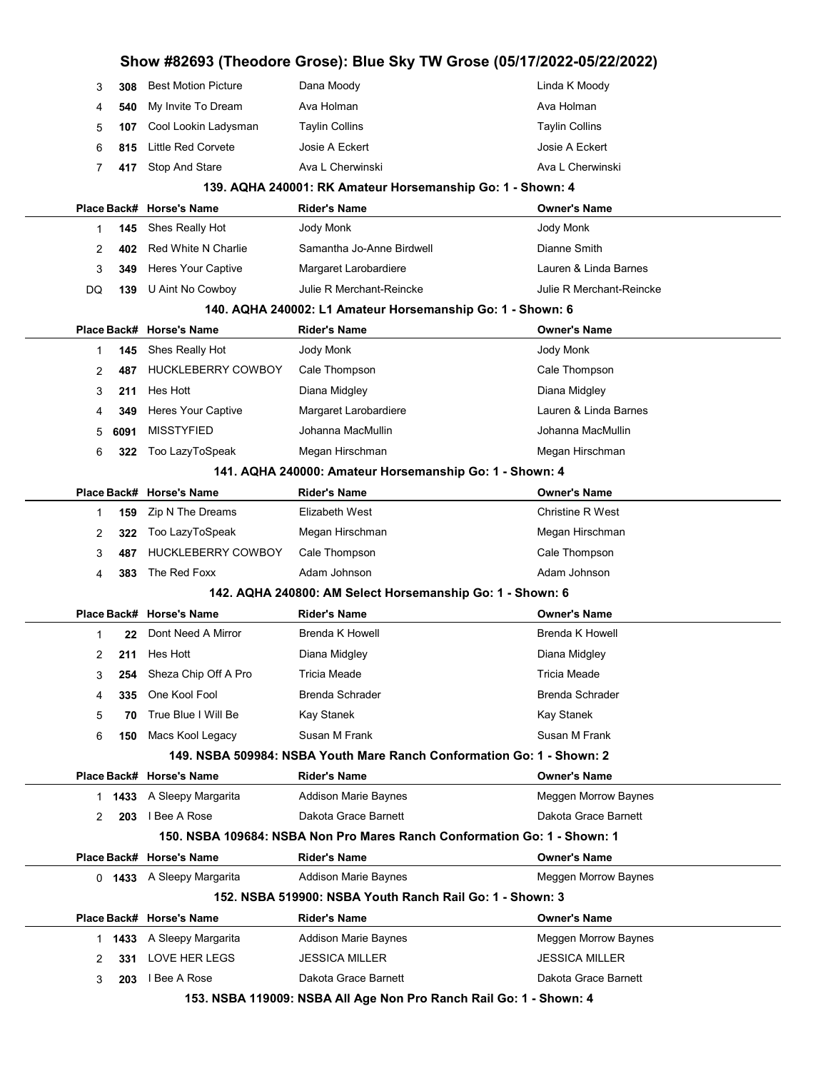| Place | Back# | Horse's Name | Rider's Name | Owner's Name |
|---|---|---|---|---|
| 3 | 308 | Best Motion Picture | Dana Moody | Linda K Moody |
| 4 | 540 | My Invite To Dream | Ava Holman | Ava Holman |
| 5 | 107 | Cool Lookin Ladysman | Taylin Collins | Taylin Collins |
| 6 | 815 | Little Red Corvete | Josie A Eckert | Josie A Eckert |
| 7 | 417 | Stop And Stare | Ava L Cherwinski | Ava L Cherwinski |

### 139. AQHA 240001: RK Amateur Horsemanship Go: 1 - Shown: 4

| Place | Back# | Horse's Name | Rider's Name | Owner's Name |
|---|---|---|---|---|
| 1 | 145 | Shes Really Hot | Jody Monk | Jody Monk |
| 2 | 402 | Red White N Charlie | Samantha Jo-Anne Birdwell | Dianne Smith |
| 3 | 349 | Heres Your Captive | Margaret Larobardiere | Lauren & Linda Barnes |
| DQ | 139 | U Aint No Cowboy | Julie R Merchant-Reincke | Julie R Merchant-Reincke |

### 140. AQHA 240002: L1 Amateur Horsemanship Go: 1 - Shown: 6

| Place | Back# | Horse's Name | Rider's Name | Owner's Name |
|---|---|---|---|---|
| 1 | 145 | Shes Really Hot | Jody Monk | Jody Monk |
| 2 | 487 | HUCKLEBERRY COWBOY | Cale Thompson | Cale Thompson |
| 3 | 211 | Hes Hott | Diana Midgley | Diana Midgley |
| 4 | 349 | Heres Your Captive | Margaret Larobardiere | Lauren & Linda Barnes |
| 5 | 6091 | MISSTYFIED | Johanna MacMullin | Johanna MacMullin |
| 6 | 322 | Too LazyToSpeak | Megan Hirschman | Megan Hirschman |

### 141. AQHA 240000: Amateur Horsemanship Go: 1 - Shown: 4

| Place | Back# | Horse's Name | Rider's Name | Owner's Name |
|---|---|---|---|---|
| 1 | 159 | Zip N The Dreams | Elizabeth West | Christine R West |
| 2 | 322 | Too LazyToSpeak | Megan Hirschman | Megan Hirschman |
| 3 | 487 | HUCKLEBERRY COWBOY | Cale Thompson | Cale Thompson |
| 4 | 383 | The Red Foxx | Adam Johnson | Adam Johnson |

### 142. AQHA 240800: AM Select Horsemanship Go: 1 - Shown: 6

| Place | Back# | Horse's Name | Rider's Name | Owner's Name |
|---|---|---|---|---|
| 1 | 22 | Dont Need A Mirror | Brenda K Howell | Brenda K Howell |
| 2 | 211 | Hes Hott | Diana Midgley | Diana Midgley |
| 3 | 254 | Sheza Chip Off A Pro | Tricia Meade | Tricia Meade |
| 4 | 335 | One Kool Fool | Brenda Schrader | Brenda Schrader |
| 5 | 70 | True Blue I Will Be | Kay Stanek | Kay Stanek |
| 6 | 150 | Macs Kool Legacy | Susan M Frank | Susan M Frank |

### 149. NSBA 509984: NSBA Youth Mare Ranch Conformation Go: 1 - Shown: 2

| Place | Back# | Horse's Name | Rider's Name | Owner's Name |
|---|---|---|---|---|
| 1 | 1433 | A Sleepy Margarita | Addison Marie Baynes | Meggen Morrow Baynes |
| 2 | 203 | I Bee A Rose | Dakota Grace Barnett | Dakota Grace Barnett |

### 150. NSBA 109684: NSBA Non Pro Mares Ranch Conformation Go: 1 - Shown: 1

| Place | Back# | Horse's Name | Rider's Name | Owner's Name |
|---|---|---|---|---|
| 0 | 1433 | A Sleepy Margarita | Addison Marie Baynes | Meggen Morrow Baynes |

### 152. NSBA 519900: NSBA Youth Ranch Rail Go: 1 - Shown: 3

| Place | Back# | Horse's Name | Rider's Name | Owner's Name |
|---|---|---|---|---|
| 1 | 1433 | A Sleepy Margarita | Addison Marie Baynes | Meggen Morrow Baynes |
| 2 | 331 | LOVE HER LEGS | JESSICA MILLER | JESSICA MILLER |
| 3 | 203 | I Bee A Rose | Dakota Grace Barnett | Dakota Grace Barnett |

### 153. NSBA 119009: NSBA All Age Non Pro Ranch Rail Go: 1 - Shown: 4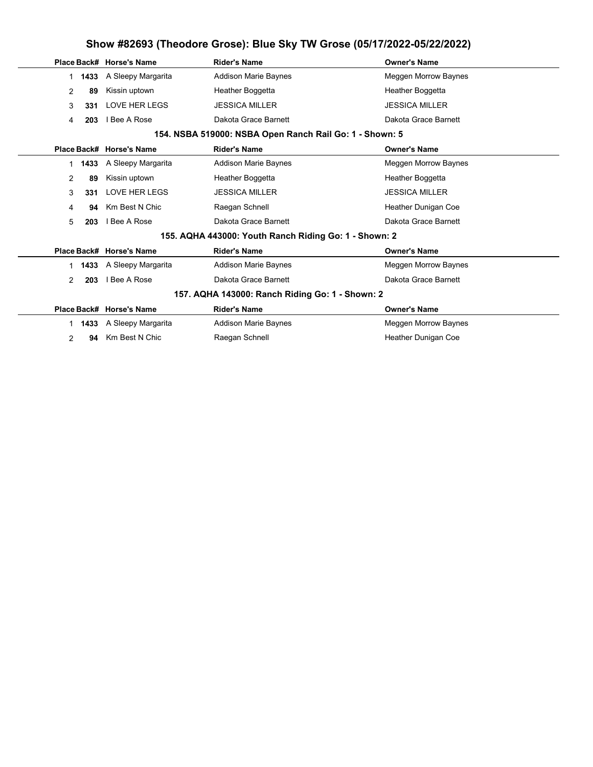# Show #82693 (Theodore Grose): Blue Sky TW Grose (05/17/2022-05/22/2022)

| Place | Back# | Horse's Name | Rider's Name | Owner's Name |
|---|---|---|---|---|
| 1 | **1433** | A Sleepy Margarita | Addison Marie Baynes | Meggen Morrow Baynes |
| 2 | **89** | Kissin uptown | Heather Boggetta | Heather Boggetta |
| 3 | **331** | LOVE HER LEGS | JESSICA MILLER | JESSICA MILLER |
| 4 | **203** | I Bee A Rose | Dakota Grace Barnett | Dakota Grace Barnett |

### 154. NSBA 519000: NSBA Open Ranch Rail Go: 1 - Shown: 5

| Place | Back# | Horse's Name | Rider's Name | Owner's Name |
|---|---|---|---|---|
| 1 | **1433** | A Sleepy Margarita | Addison Marie Baynes | Meggen Morrow Baynes |
| 2 | **89** | Kissin uptown | Heather Boggetta | Heather Boggetta |
| 3 | **331** | LOVE HER LEGS | JESSICA MILLER | JESSICA MILLER |
| 4 | **94** | Km Best N Chic | Raegan Schnell | Heather Dunigan Coe |
| 5 | **203** | I Bee A Rose | Dakota Grace Barnett | Dakota Grace Barnett |

### 155. AQHA 443000: Youth Ranch Riding Go: 1 - Shown: 2

| Place | Back# | Horse's Name | Rider's Name | Owner's Name |
|---|---|---|---|---|
| 1 | **1433** | A Sleepy Margarita | Addison Marie Baynes | Meggen Morrow Baynes |
| 2 | **203** | I Bee A Rose | Dakota Grace Barnett | Dakota Grace Barnett |

### 157. AQHA 143000: Ranch Riding Go: 1 - Shown: 2

| Place | Back# | Horse's Name | Rider's Name | Owner's Name |
|---|---|---|---|---|
| 1 | **1433** | A Sleepy Margarita | Addison Marie Baynes | Meggen Morrow Baynes |
| 2 | **94** | Km Best N Chic | Raegan Schnell | Heather Dunigan Coe |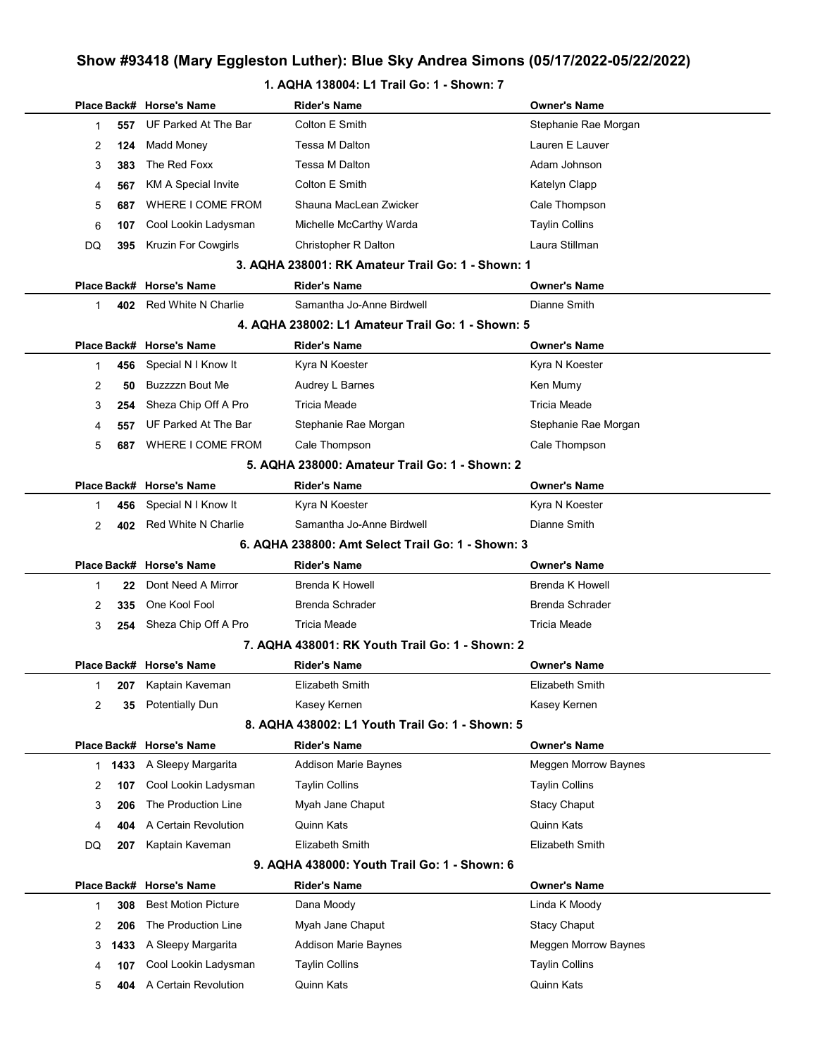## Show #93418 (Mary Eggleston Luther): Blue Sky Andrea Simons (05/17/2022-05/22/2022)

### 1. AQHA 138004: L1 Trail Go: 1 - Shown: 7

| Place | Back# | Horse's Name | Rider's Name | Owner's Name |
|---|---|---|---|---|
| 1 | 557 | UF Parked At The Bar | Colton E Smith | Stephanie Rae Morgan |
| 2 | 124 | Madd Money | Tessa M Dalton | Lauren E Lauver |
| 3 | 383 | The Red Foxx | Tessa M Dalton | Adam Johnson |
| 4 | 567 | KM A Special Invite | Colton E Smith | Katelyn Clapp |
| 5 | 687 | WHERE I COME FROM | Shauna MacLean Zwicker | Cale Thompson |
| 6 | 107 | Cool Lookin Ladysman | Michelle McCarthy Warda | Taylin Collins |
| DQ | 395 | Kruzin For Cowgirls | Christopher R Dalton | Laura Stillman |

### 3. AQHA 238001: RK Amateur Trail Go: 1 - Shown: 1

| Place | Back# | Horse's Name | Rider's Name | Owner's Name |
|---|---|---|---|---|
| 1 | 402 | Red White N Charlie | Samantha Jo-Anne Birdwell | Dianne Smith |

### 4. AQHA 238002: L1 Amateur Trail Go: 1 - Shown: 5

| Place | Back# | Horse's Name | Rider's Name | Owner's Name |
|---|---|---|---|---|
| 1 | 456 | Special N I Know It | Kyra N Koester | Kyra N Koester |
| 2 | 50 | Buzzzzn Bout Me | Audrey L Barnes | Ken Mumy |
| 3 | 254 | Sheza Chip Off A Pro | Tricia Meade | Tricia Meade |
| 4 | 557 | UF Parked At The Bar | Stephanie Rae Morgan | Stephanie Rae Morgan |
| 5 | 687 | WHERE I COME FROM | Cale Thompson | Cale Thompson |

### 5. AQHA 238000: Amateur Trail Go: 1 - Shown: 2

| Place | Back# | Horse's Name | Rider's Name | Owner's Name |
|---|---|---|---|---|
| 1 | 456 | Special N I Know It | Kyra N Koester | Kyra N Koester |
| 2 | 402 | Red White N Charlie | Samantha Jo-Anne Birdwell | Dianne Smith |

### 6. AQHA 238800: Amt Select Trail Go: 1 - Shown: 3

| Place | Back# | Horse's Name | Rider's Name | Owner's Name |
|---|---|---|---|---|
| 1 | 22 | Dont Need A Mirror | Brenda K Howell | Brenda K Howell |
| 2 | 335 | One Kool Fool | Brenda Schrader | Brenda Schrader |
| 3 | 254 | Sheza Chip Off A Pro | Tricia Meade | Tricia Meade |

### 7. AQHA 438001: RK Youth Trail Go: 1 - Shown: 2

| Place | Back# | Horse's Name | Rider's Name | Owner's Name |
|---|---|---|---|---|
| 1 | 207 | Kaptain Kaveman | Elizabeth Smith | Elizabeth Smith |
| 2 | 35 | Potentially Dun | Kasey Kernen | Kasey Kernen |

### 8. AQHA 438002: L1 Youth Trail Go: 1 - Shown: 5

| Place | Back# | Horse's Name | Rider's Name | Owner's Name |
|---|---|---|---|---|
| 1 | 1433 | A Sleepy Margarita | Addison Marie Baynes | Meggen Morrow Baynes |
| 2 | 107 | Cool Lookin Ladysman | Taylin Collins | Taylin Collins |
| 3 | 206 | The Production Line | Myah Jane Chaput | Stacy Chaput |
| 4 | 404 | A Certain Revolution | Quinn Kats | Quinn Kats |
| DQ | 207 | Kaptain Kaveman | Elizabeth Smith | Elizabeth Smith |

### 9. AQHA 438000: Youth Trail Go: 1 - Shown: 6

| Place | Back# | Horse's Name | Rider's Name | Owner's Name |
|---|---|---|---|---|
| 1 | 308 | Best Motion Picture | Dana Moody | Linda K Moody |
| 2 | 206 | The Production Line | Myah Jane Chaput | Stacy Chaput |
| 3 | 1433 | A Sleepy Margarita | Addison Marie Baynes | Meggen Morrow Baynes |
| 4 | 107 | Cool Lookin Ladysman | Taylin Collins | Taylin Collins |
| 5 | 404 | A Certain Revolution | Quinn Kats | Quinn Kats |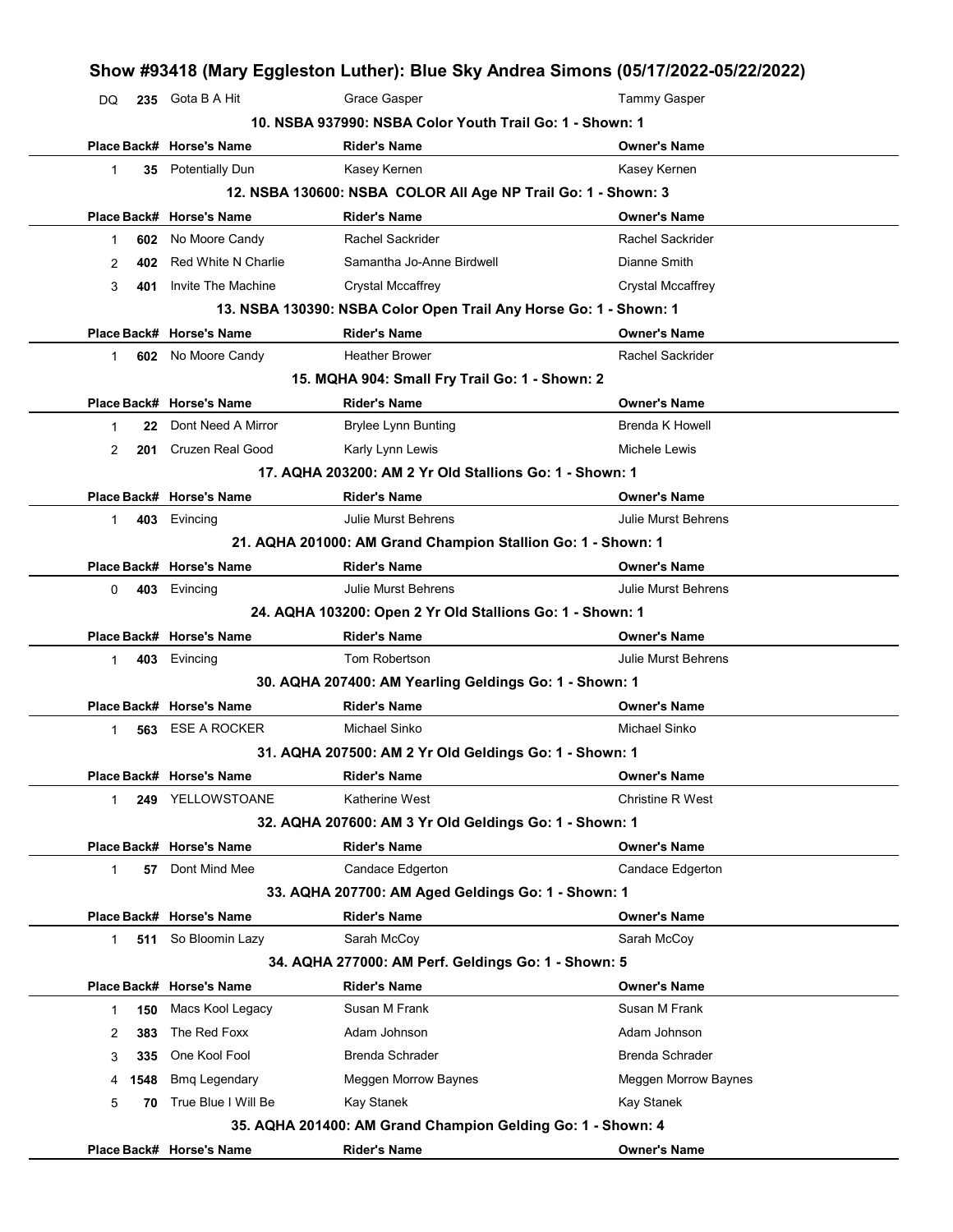## Show #93418 (Mary Eggleston Luther): Blue Sky Andrea Simons (05/17/2022-05/22/2022)

| Place | Back# | Horse's Name | Rider's Name | Owner's Name |
|---|---|---|---|---|
| DQ | 235 | Gota B A Hit | Grace Gasper | Tammy Gasper |

### 10. NSBA 937990: NSBA Color Youth Trail Go: 1 - Shown: 1

| Place | Back# | Horse's Name | Rider's Name | Owner's Name |
|---|---|---|---|---|
| 1 | 35 | Potentially Dun | Kasey Kernen | Kasey Kernen |

### 12. NSBA 130600: NSBA COLOR All Age NP Trail Go: 1 - Shown: 3

| Place | Back# | Horse's Name | Rider's Name | Owner's Name |
|---|---|---|---|---|
| 1 | 602 | No Moore Candy | Rachel Sackrider | Rachel Sackrider |
| 2 | 402 | Red White N Charlie | Samantha Jo-Anne Birdwell | Dianne Smith |
| 3 | 401 | Invite The Machine | Crystal Mccaffrey | Crystal Mccaffrey |

### 13. NSBA 130390: NSBA Color Open Trail Any Horse Go: 1 - Shown: 1

| Place | Back# | Horse's Name | Rider's Name | Owner's Name |
|---|---|---|---|---|
| 1 | 602 | No Moore Candy | Heather Brower | Rachel Sackrider |

### 15. MQHA 904: Small Fry Trail Go: 1 - Shown: 2

| Place | Back# | Horse's Name | Rider's Name | Owner's Name |
|---|---|---|---|---|
| 1 | 22 | Dont Need A Mirror | Brylee Lynn Bunting | Brenda K Howell |
| 2 | 201 | Cruzen Real Good | Karly Lynn Lewis | Michele Lewis |

### 17. AQHA 203200: AM 2 Yr Old Stallions Go: 1 - Shown: 1

| Place | Back# | Horse's Name | Rider's Name | Owner's Name |
|---|---|---|---|---|
| 1 | 403 | Evincing | Julie Murst Behrens | Julie Murst Behrens |

### 21. AQHA 201000: AM Grand Champion Stallion Go: 1 - Shown: 1

| Place | Back# | Horse's Name | Rider's Name | Owner's Name |
|---|---|---|---|---|
| 0 | 403 | Evincing | Julie Murst Behrens | Julie Murst Behrens |

### 24. AQHA 103200: Open 2 Yr Old Stallions Go: 1 - Shown: 1

| Place | Back# | Horse's Name | Rider's Name | Owner's Name |
|---|---|---|---|---|
| 1 | 403 | Evincing | Tom Robertson | Julie Murst Behrens |

### 30. AQHA 207400: AM Yearling Geldings Go: 1 - Shown: 1

| Place | Back# | Horse's Name | Rider's Name | Owner's Name |
|---|---|---|---|---|
| 1 | 563 | ESE A ROCKER | Michael Sinko | Michael Sinko |

### 31. AQHA 207500: AM 2 Yr Old Geldings Go: 1 - Shown: 1

| Place | Back# | Horse's Name | Rider's Name | Owner's Name |
|---|---|---|---|---|
| 1 | 249 | YELLOWSTOANE | Katherine West | Christine R West |

### 32. AQHA 207600: AM 3 Yr Old Geldings Go: 1 - Shown: 1

| Place | Back# | Horse's Name | Rider's Name | Owner's Name |
|---|---|---|---|---|
| 1 | 57 | Dont Mind Mee | Candace Edgerton | Candace Edgerton |

### 33. AQHA 207700: AM Aged Geldings Go: 1 - Shown: 1

| Place | Back# | Horse's Name | Rider's Name | Owner's Name |
|---|---|---|---|---|
| 1 | 511 | So Bloomin Lazy | Sarah McCoy | Sarah McCoy |

### 34. AQHA 277000: AM Perf. Geldings Go: 1 - Shown: 5

| Place | Back# | Horse's Name | Rider's Name | Owner's Name |
|---|---|---|---|---|
| 1 | 150 | Macs Kool Legacy | Susan M Frank | Susan M Frank |
| 2 | 383 | The Red Foxx | Adam Johnson | Adam Johnson |
| 3 | 335 | One Kool Fool | Brenda Schrader | Brenda Schrader |
| 4 | 1548 | Bmq Legendary | Meggen Morrow Baynes | Meggen Morrow Baynes |
| 5 | 70 | True Blue I Will Be | Kay Stanek | Kay Stanek |

### 35. AQHA 201400: AM Grand Champion Gelding Go: 1 - Shown: 4

| Place | Back# | Horse's Name | Rider's Name | Owner's Name |
|---|---|---|---|---|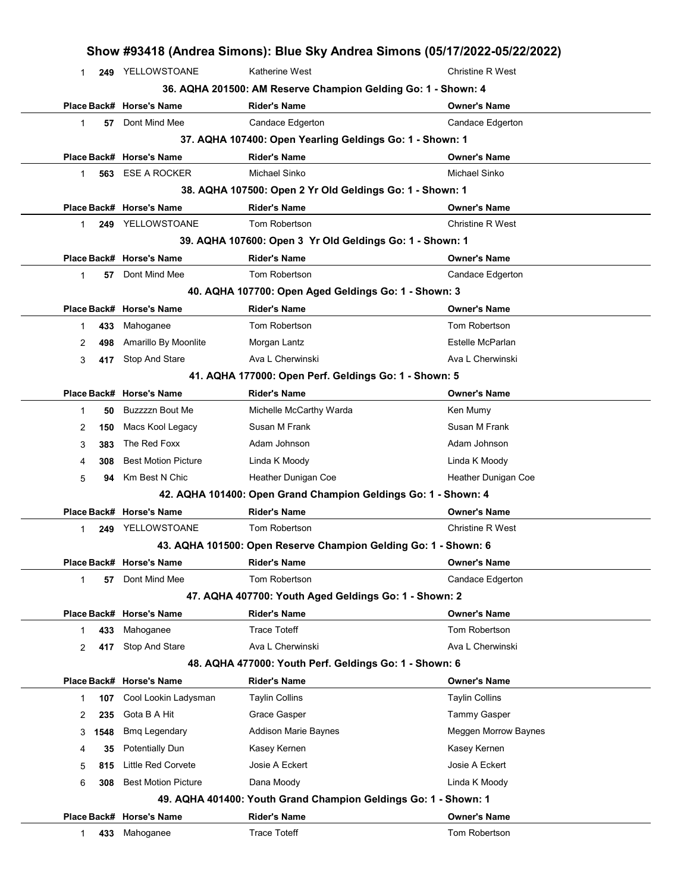# Show #93418 (Andrea Simons): Blue Sky Andrea Simons (05/17/2022-05/22/2022)

| Place | Back# | Horse's Name | Rider's Name | Owner's Name |
|---|---|---|---|---|
| 1 | 249 | YELLOWSTOANE | Katherine West | Christine R West |

### 36. AQHA 201500: AM Reserve Champion Gelding Go: 1 - Shown: 4

| Place | Back# | Horse's Name | Rider's Name | Owner's Name |
|---|---|---|---|---|
| 1 | 57 | Dont Mind Mee | Candace Edgerton | Candace Edgerton |

### 37. AQHA 107400: Open Yearling Geldings Go: 1 - Shown: 1

| Place | Back# | Horse's Name | Rider's Name | Owner's Name |
|---|---|---|---|---|
| 1 | 563 | ESE A ROCKER | Michael Sinko | Michael Sinko |

### 38. AQHA 107500: Open 2 Yr Old Geldings Go: 1 - Shown: 1

| Place | Back# | Horse's Name | Rider's Name | Owner's Name |
|---|---|---|---|---|
| 1 | 249 | YELLOWSTOANE | Tom Robertson | Christine R West |

### 39. AQHA 107600: Open 3 Yr Old Geldings Go: 1 - Shown: 1

| Place | Back# | Horse's Name | Rider's Name | Owner's Name |
|---|---|---|---|---|
| 1 | 57 | Dont Mind Mee | Tom Robertson | Candace Edgerton |

### 40. AQHA 107700: Open Aged Geldings Go: 1 - Shown: 3

| Place | Back# | Horse's Name | Rider's Name | Owner's Name |
|---|---|---|---|---|
| 1 | 433 | Mahoganee | Tom Robertson | Tom Robertson |
| 2 | 498 | Amarillo By Moonlite | Morgan Lantz | Estelle McParlan |
| 3 | 417 | Stop And Stare | Ava L Cherwinski | Ava L Cherwinski |

### 41. AQHA 177000: Open Perf. Geldings Go: 1 - Shown: 5

| Place | Back# | Horse's Name | Rider's Name | Owner's Name |
|---|---|---|---|---|
| 1 | 50 | Buzzzzn Bout Me | Michelle McCarthy Warda | Ken Mumy |
| 2 | 150 | Macs Kool Legacy | Susan M Frank | Susan M Frank |
| 3 | 383 | The Red Foxx | Adam Johnson | Adam Johnson |
| 4 | 308 | Best Motion Picture | Linda K Moody | Linda K Moody |
| 5 | 94 | Km Best N Chic | Heather Dunigan Coe | Heather Dunigan Coe |

### 42. AQHA 101400: Open Grand Champion Geldings Go: 1 - Shown: 4

| Place | Back# | Horse's Name | Rider's Name | Owner's Name |
|---|---|---|---|---|
| 1 | 249 | YELLOWSTOANE | Tom Robertson | Christine R West |

### 43. AQHA 101500: Open Reserve Champion Gelding Go: 1 - Shown: 6

| Place | Back# | Horse's Name | Rider's Name | Owner's Name |
|---|---|---|---|---|
| 1 | 57 | Dont Mind Mee | Tom Robertson | Candace Edgerton |

### 47. AQHA 407700: Youth Aged Geldings Go: 1 - Shown: 2

| Place | Back# | Horse's Name | Rider's Name | Owner's Name |
|---|---|---|---|---|
| 1 | 433 | Mahoganee | Trace Toteff | Tom Robertson |
| 2 | 417 | Stop And Stare | Ava L Cherwinski | Ava L Cherwinski |

### 48. AQHA 477000: Youth Perf. Geldings Go: 1 - Shown: 6

| Place | Back# | Horse's Name | Rider's Name | Owner's Name |
|---|---|---|---|---|
| 1 | 107 | Cool Lookin Ladysman | Taylin Collins | Taylin Collins |
| 2 | 235 | Gota B A Hit | Grace Gasper | Tammy Gasper |
| 3 | 1548 | Bmq Legendary | Addison Marie Baynes | Meggen Morrow Baynes |
| 4 | 35 | Potentially Dun | Kasey Kernen | Kasey Kernen |
| 5 | 815 | Little Red Corvete | Josie A Eckert | Josie A Eckert |
| 6 | 308 | Best Motion Picture | Dana Moody | Linda K Moody |

### 49. AQHA 401400: Youth Grand Champion Geldings Go: 1 - Shown: 1

| Place | Back# | Horse's Name | Rider's Name | Owner's Name |
|---|---|---|---|---|
| 1 | 433 | Mahoganee | Trace Toteff | Tom Robertson |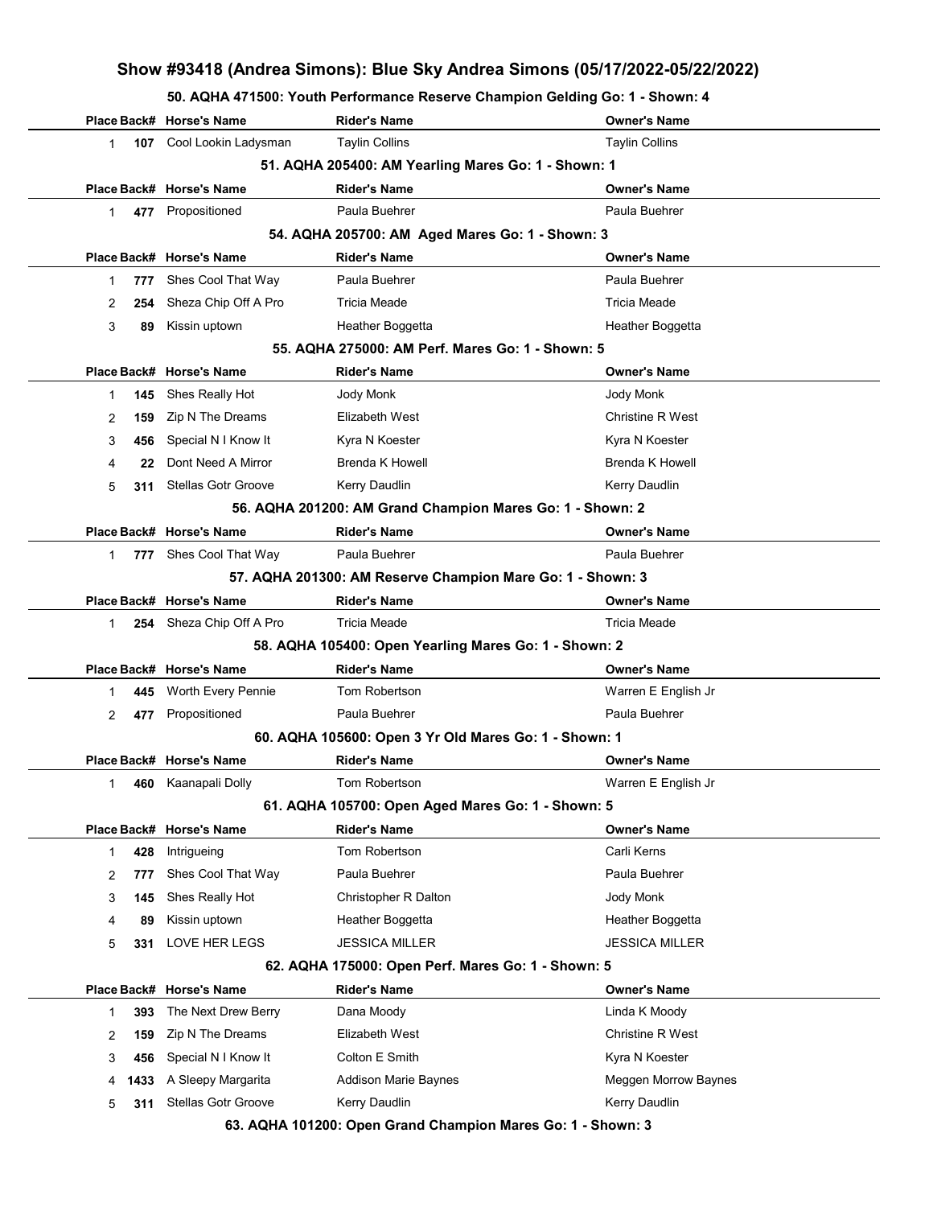# Show #93418 (Andrea Simons): Blue Sky Andrea Simons (05/17/2022-05/22/2022)

### 50. AQHA 471500: Youth Performance Reserve Champion Gelding Go: 1 - Shown: 4

| Place | Back# | Horse's Name | Rider's Name | Owner's Name |
|---|---|---|---|---|
| 1 | 107 | Cool Lookin Ladysman | Taylin Collins | Taylin Collins |

### 51. AQHA 205400: AM Yearling Mares Go: 1 - Shown: 1

| Place | Back# | Horse's Name | Rider's Name | Owner's Name |
|---|---|---|---|---|
| 1 | 477 | Propositioned | Paula Buehrer | Paula Buehrer |

### 54. AQHA 205700: AM Aged Mares Go: 1 - Shown: 3

| Place | Back# | Horse's Name | Rider's Name | Owner's Name |
|---|---|---|---|---|
| 1 | 777 | Shes Cool That Way | Paula Buehrer | Paula Buehrer |
| 2 | 254 | Sheza Chip Off A Pro | Tricia Meade | Tricia Meade |
| 3 | 89 | Kissin uptown | Heather Boggetta | Heather Boggetta |

### 55. AQHA 275000: AM Perf. Mares Go: 1 - Shown: 5

| Place | Back# | Horse's Name | Rider's Name | Owner's Name |
|---|---|---|---|---|
| 1 | 145 | Shes Really Hot | Jody Monk | Jody Monk |
| 2 | 159 | Zip N The Dreams | Elizabeth West | Christine R West |
| 3 | 456 | Special N I Know It | Kyra N Koester | Kyra N Koester |
| 4 | 22 | Dont Need A Mirror | Brenda K Howell | Brenda K Howell |
| 5 | 311 | Stellas Gotr Groove | Kerry Daudlin | Kerry Daudlin |

### 56. AQHA 201200: AM Grand Champion Mares Go: 1 - Shown: 2

| Place | Back# | Horse's Name | Rider's Name | Owner's Name |
|---|---|---|---|---|
| 1 | 777 | Shes Cool That Way | Paula Buehrer | Paula Buehrer |

### 57. AQHA 201300: AM Reserve Champion Mare Go: 1 - Shown: 3

| Place | Back# | Horse's Name | Rider's Name | Owner's Name |
|---|---|---|---|---|
| 1 | 254 | Sheza Chip Off A Pro | Tricia Meade | Tricia Meade |

### 58. AQHA 105400: Open Yearling Mares Go: 1 - Shown: 2

| Place | Back# | Horse's Name | Rider's Name | Owner's Name |
|---|---|---|---|---|
| 1 | 445 | Worth Every Pennie | Tom Robertson | Warren E English Jr |
| 2 | 477 | Propositioned | Paula Buehrer | Paula Buehrer |

### 60. AQHA 105600: Open 3 Yr Old Mares Go: 1 - Shown: 1

| Place | Back# | Horse's Name | Rider's Name | Owner's Name |
|---|---|---|---|---|
| 1 | 460 | Kaanapali Dolly | Tom Robertson | Warren E English Jr |

### 61. AQHA 105700: Open Aged Mares Go: 1 - Shown: 5

| Place | Back# | Horse's Name | Rider's Name | Owner's Name |
|---|---|---|---|---|
| 1 | 428 | Intrigueing | Tom Robertson | Carli Kerns |
| 2 | 777 | Shes Cool That Way | Paula Buehrer | Paula Buehrer |
| 3 | 145 | Shes Really Hot | Christopher R Dalton | Jody Monk |
| 4 | 89 | Kissin uptown | Heather Boggetta | Heather Boggetta |
| 5 | 331 | LOVE HER LEGS | JESSICA MILLER | JESSICA MILLER |

### 62. AQHA 175000: Open Perf. Mares Go: 1 - Shown: 5

| Place | Back# | Horse's Name | Rider's Name | Owner's Name |
|---|---|---|---|---|
| 1 | 393 | The Next Drew Berry | Dana Moody | Linda K Moody |
| 2 | 159 | Zip N The Dreams | Elizabeth West | Christine R West |
| 3 | 456 | Special N I Know It | Colton E Smith | Kyra N Koester |
| 4 | 1433 | A Sleepy Margarita | Addison Marie Baynes | Meggen Morrow Baynes |
| 5 | 311 | Stellas Gotr Groove | Kerry Daudlin | Kerry Daudlin |

### 63. AQHA 101200: Open Grand Champion Mares Go: 1 - Shown: 3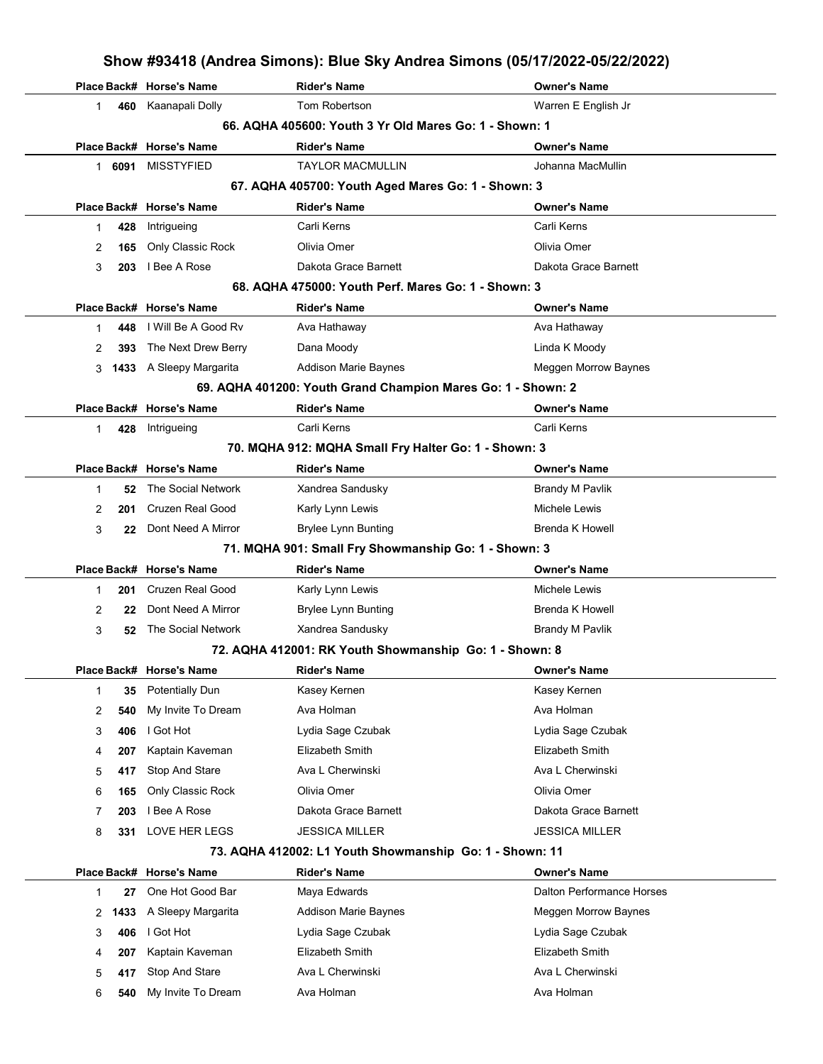# Show #93418 (Andrea Simons): Blue Sky Andrea Simons (05/17/2022-05/22/2022)

| Place | Back# | Horse's Name | Rider's Name | Owner's Name |
|---|---|---|---|---|
| 1 | 460 | Kaanapali Dolly | Tom Robertson | Warren E English Jr |

### 66. AQHA 405600: Youth 3 Yr Old Mares Go: 1 - Shown: 1

| Place | Back# | Horse's Name | Rider's Name | Owner's Name |
|---|---|---|---|---|
| 1 | 6091 | MISSTYFIED | TAYLOR MACMULLIN | Johanna MacMullin |

### 67. AQHA 405700: Youth Aged Mares Go: 1 - Shown: 3

| Place | Back# | Horse's Name | Rider's Name | Owner's Name |
|---|---|---|---|---|
| 1 | 428 | Intrigueing | Carli Kerns | Carli Kerns |
| 2 | 165 | Only Classic Rock | Olivia Omer | Olivia Omer |
| 3 | 203 | I Bee A Rose | Dakota Grace Barnett | Dakota Grace Barnett |

### 68. AQHA 475000: Youth Perf. Mares Go: 1 - Shown: 3

| Place | Back# | Horse's Name | Rider's Name | Owner's Name |
|---|---|---|---|---|
| 1 | 448 | I Will Be A Good Rv | Ava Hathaway | Ava Hathaway |
| 2 | 393 | The Next Drew Berry | Dana Moody | Linda K Moody |
| 3 | 1433 | A Sleepy Margarita | Addison Marie Baynes | Meggen Morrow Baynes |

### 69. AQHA 401200: Youth Grand Champion Mares Go: 1 - Shown: 2

| Place | Back# | Horse's Name | Rider's Name | Owner's Name |
|---|---|---|---|---|
| 1 | 428 | Intrigueing | Carli Kerns | Carli Kerns |

### 70. MQHA 912: MQHA Small Fry Halter Go: 1 - Shown: 3

| Place | Back# | Horse's Name | Rider's Name | Owner's Name |
|---|---|---|---|---|
| 1 | 52 | The Social Network | Xandrea Sandusky | Brandy M Pavlik |
| 2 | 201 | Cruzen Real Good | Karly Lynn Lewis | Michele Lewis |
| 3 | 22 | Dont Need A Mirror | Brylee Lynn Bunting | Brenda K Howell |

### 71. MQHA 901: Small Fry Showmanship Go: 1 - Shown: 3

| Place | Back# | Horse's Name | Rider's Name | Owner's Name |
|---|---|---|---|---|
| 1 | 201 | Cruzen Real Good | Karly Lynn Lewis | Michele Lewis |
| 2 | 22 | Dont Need A Mirror | Brylee Lynn Bunting | Brenda K Howell |
| 3 | 52 | The Social Network | Xandrea Sandusky | Brandy M Pavlik |

### 72. AQHA 412001: RK Youth Showmanship Go: 1 - Shown: 8

| Place | Back# | Horse's Name | Rider's Name | Owner's Name |
|---|---|---|---|---|
| 1 | 35 | Potentially Dun | Kasey Kernen | Kasey Kernen |
| 2 | 540 | My Invite To Dream | Ava Holman | Ava Holman |
| 3 | 406 | I Got Hot | Lydia Sage Czubak | Lydia Sage Czubak |
| 4 | 207 | Kaptain Kaveman | Elizabeth Smith | Elizabeth Smith |
| 5 | 417 | Stop And Stare | Ava L Cherwinski | Ava L Cherwinski |
| 6 | 165 | Only Classic Rock | Olivia Omer | Olivia Omer |
| 7 | 203 | I Bee A Rose | Dakota Grace Barnett | Dakota Grace Barnett |
| 8 | 331 | LOVE HER LEGS | JESSICA MILLER | JESSICA MILLER |

### 73. AQHA 412002: L1 Youth Showmanship Go: 1 - Shown: 11

| Place | Back# | Horse's Name | Rider's Name | Owner's Name |
|---|---|---|---|---|
| 1 | 27 | One Hot Good Bar | Maya Edwards | Dalton Performance Horses |
| 2 | 1433 | A Sleepy Margarita | Addison Marie Baynes | Meggen Morrow Baynes |
| 3 | 406 | I Got Hot | Lydia Sage Czubak | Lydia Sage Czubak |
| 4 | 207 | Kaptain Kaveman | Elizabeth Smith | Elizabeth Smith |
| 5 | 417 | Stop And Stare | Ava L Cherwinski | Ava L Cherwinski |
| 6 | 540 | My Invite To Dream | Ava Holman | Ava Holman |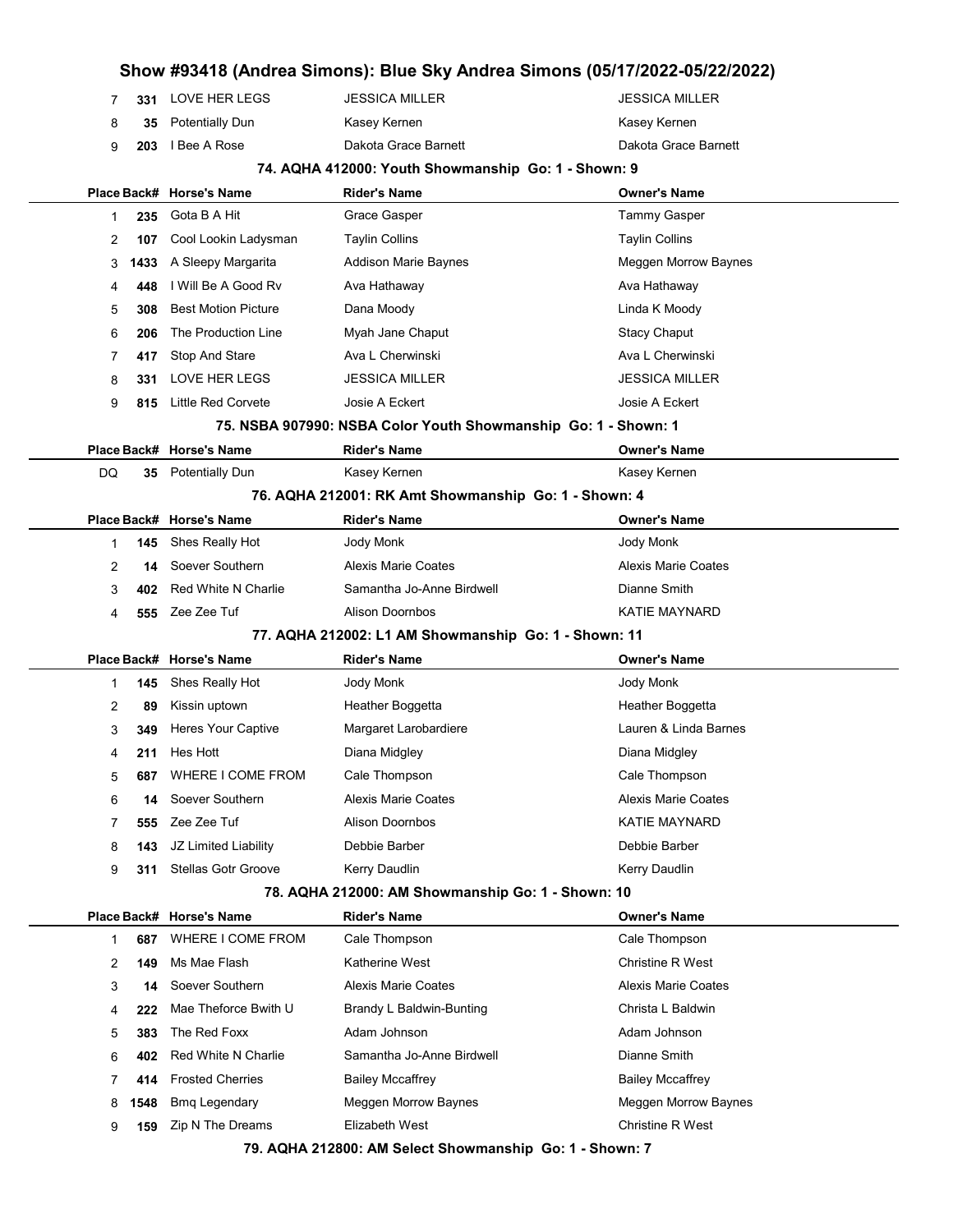| Place | Back# | Horse's Name | Rider's Name | Owner's Name |
|---|---|---|---|---|
| 7 | 331 | LOVE HER LEGS | JESSICA MILLER | JESSICA MILLER |
| 8 | 35 | Potentially Dun | Kasey Kernen | Kasey Kernen |
| 9 | 203 | I Bee A Rose | Dakota Grace Barnett | Dakota Grace Barnett |

### 74. AQHA 412000: Youth Showmanship Go: 1 - Shown: 9

| Place | Back# | Horse's Name | Rider's Name | Owner's Name |
|---|---|---|---|---|
| 1 | 235 | Gota B A Hit | Grace Gasper | Tammy Gasper |
| 2 | 107 | Cool Lookin Ladysman | Taylin Collins | Taylin Collins |
| 3 | 1433 | A Sleepy Margarita | Addison Marie Baynes | Meggen Morrow Baynes |
| 4 | 448 | I Will Be A Good Rv | Ava Hathaway | Ava Hathaway |
| 5 | 308 | Best Motion Picture | Dana Moody | Linda K Moody |
| 6 | 206 | The Production Line | Myah Jane Chaput | Stacy Chaput |
| 7 | 417 | Stop And Stare | Ava L Cherwinski | Ava L Cherwinski |
| 8 | 331 | LOVE HER LEGS | JESSICA MILLER | JESSICA MILLER |
| 9 | 815 | Little Red Corvete | Josie A Eckert | Josie A Eckert |

### 75. NSBA 907990: NSBA Color Youth Showmanship Go: 1 - Shown: 1

| Place | Back# | Horse's Name | Rider's Name | Owner's Name |
|---|---|---|---|---|
| DQ | 35 | Potentially Dun | Kasey Kernen | Kasey Kernen |

### 76. AQHA 212001: RK Amt Showmanship Go: 1 - Shown: 4

| Place | Back# | Horse's Name | Rider's Name | Owner's Name |
|---|---|---|---|---|
| 1 | 145 | Shes Really Hot | Jody Monk | Jody Monk |
| 2 | 14 | Soever Southern | Alexis Marie Coates | Alexis Marie Coates |
| 3 | 402 | Red White N Charlie | Samantha Jo-Anne Birdwell | Dianne Smith |
| 4 | 555 | Zee Zee Tuf | Alison Doornbos | KATIE MAYNARD |

### 77. AQHA 212002: L1 AM Showmanship Go: 1 - Shown: 11

| Place | Back# | Horse's Name | Rider's Name | Owner's Name |
|---|---|---|---|---|
| 1 | 145 | Shes Really Hot | Jody Monk | Jody Monk |
| 2 | 89 | Kissin uptown | Heather Boggetta | Heather Boggetta |
| 3 | 349 | Heres Your Captive | Margaret Larobardiere | Lauren & Linda Barnes |
| 4 | 211 | Hes Hott | Diana Midgley | Diana Midgley |
| 5 | 687 | WHERE I COME FROM | Cale Thompson | Cale Thompson |
| 6 | 14 | Soever Southern | Alexis Marie Coates | Alexis Marie Coates |
| 7 | 555 | Zee Zee Tuf | Alison Doornbos | KATIE MAYNARD |
| 8 | 143 | JZ Limited Liability | Debbie Barber | Debbie Barber |
| 9 | 311 | Stellas Gotr Groove | Kerry Daudlin | Kerry Daudlin |

### 78. AQHA 212000: AM Showmanship Go: 1 - Shown: 10

| Place | Back# | Horse's Name | Rider's Name | Owner's Name |
|---|---|---|---|---|
| 1 | 687 | WHERE I COME FROM | Cale Thompson | Cale Thompson |
| 2 | 149 | Ms Mae Flash | Katherine West | Christine R West |
| 3 | 14 | Soever Southern | Alexis Marie Coates | Alexis Marie Coates |
| 4 | 222 | Mae Theforce Bwith U | Brandy L Baldwin-Bunting | Christa L Baldwin |
| 5 | 383 | The Red Foxx | Adam Johnson | Adam Johnson |
| 6 | 402 | Red White N Charlie | Samantha Jo-Anne Birdwell | Dianne Smith |
| 7 | 414 | Frosted Cherries | Bailey Mccaffrey | Bailey Mccaffrey |
| 8 | 1548 | Bmq Legendary | Meggen Morrow Baynes | Meggen Morrow Baynes |
| 9 | 159 | Zip N The Dreams | Elizabeth West | Christine R West |

### 79. AQHA 212800: AM Select Showmanship Go: 1 - Shown: 7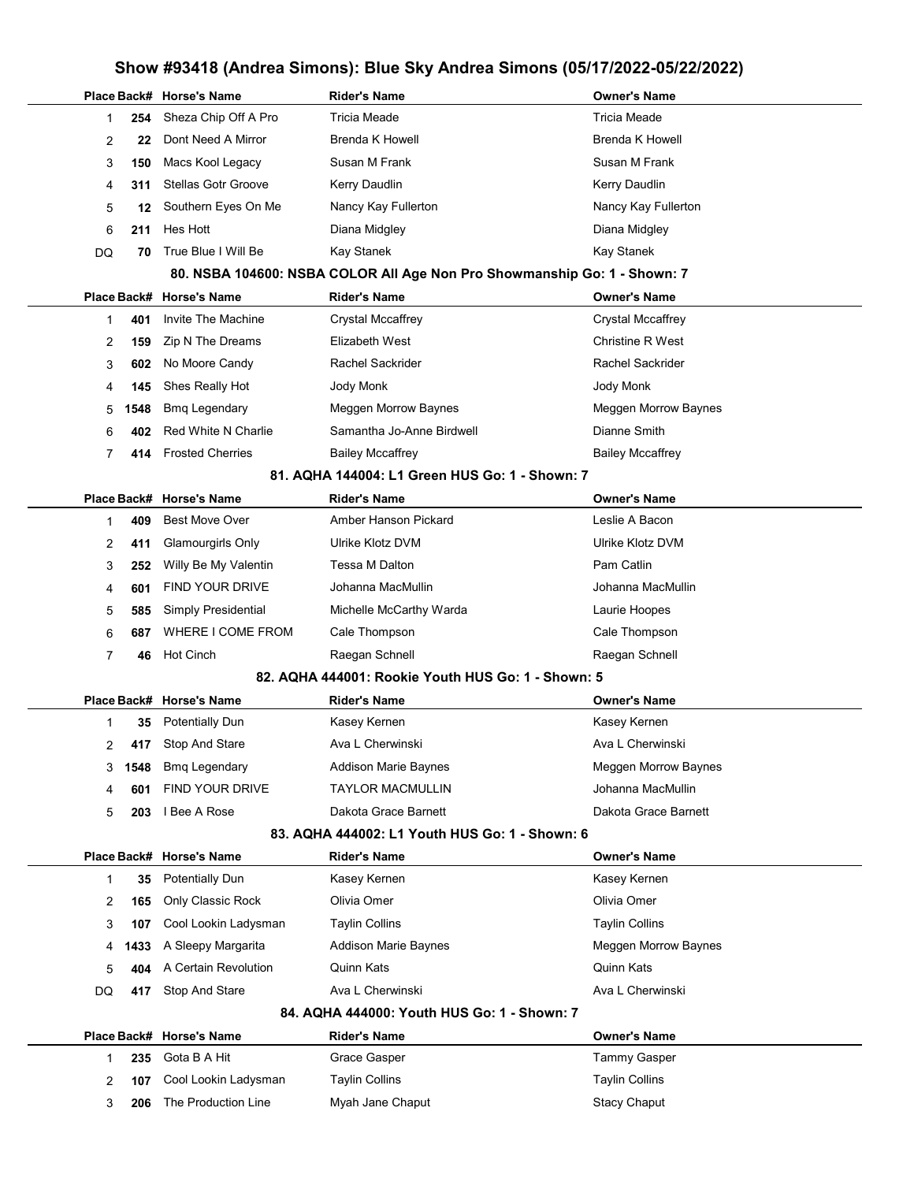## Show #93418 (Andrea Simons): Blue Sky Andrea Simons (05/17/2022-05/22/2022)

| Place | Back# | Horse's Name | Rider's Name | Owner's Name |
|---|---|---|---|---|
| 1 | 254 | Sheza Chip Off A Pro | Tricia Meade | Tricia Meade |
| 2 | 22 | Dont Need A Mirror | Brenda K Howell | Brenda K Howell |
| 3 | 150 | Macs Kool Legacy | Susan M Frank | Susan M Frank |
| 4 | 311 | Stellas Gotr Groove | Kerry Daudlin | Kerry Daudlin |
| 5 | 12 | Southern Eyes On Me | Nancy Kay Fullerton | Nancy Kay Fullerton |
| 6 | 211 | Hes Hott | Diana Midgley | Diana Midgley |
| DQ | 70 | True Blue I Will Be | Kay Stanek | Kay Stanek |

### 80. NSBA 104600: NSBA COLOR All Age Non Pro Showmanship Go: 1 - Shown: 7

| Place | Back# | Horse's Name | Rider's Name | Owner's Name |
|---|---|---|---|---|
| 1 | 401 | Invite The Machine | Crystal Mccaffrey | Crystal Mccaffrey |
| 2 | 159 | Zip N The Dreams | Elizabeth West | Christine R West |
| 3 | 602 | No Moore Candy | Rachel Sackrider | Rachel Sackrider |
| 4 | 145 | Shes Really Hot | Jody Monk | Jody Monk |
| 5 | 1548 | Bmq Legendary | Meggen Morrow Baynes | Meggen Morrow Baynes |
| 6 | 402 | Red White N Charlie | Samantha Jo-Anne Birdwell | Dianne Smith |
| 7 | 414 | Frosted Cherries | Bailey Mccaffrey | Bailey Mccaffrey |

### 81. AQHA 144004: L1 Green HUS Go: 1 - Shown: 7

| Place | Back# | Horse's Name | Rider's Name | Owner's Name |
|---|---|---|---|---|
| 1 | 409 | Best Move Over | Amber Hanson Pickard | Leslie A Bacon |
| 2 | 411 | Glamourgirls Only | Ulrike Klotz DVM | Ulrike Klotz DVM |
| 3 | 252 | Willy Be My Valentin | Tessa M Dalton | Pam Catlin |
| 4 | 601 | FIND YOUR DRIVE | Johanna MacMullin | Johanna MacMullin |
| 5 | 585 | Simply Presidential | Michelle McCarthy Warda | Laurie Hoopes |
| 6 | 687 | WHERE I COME FROM | Cale Thompson | Cale Thompson |
| 7 | 46 | Hot Cinch | Raegan Schnell | Raegan Schnell |

### 82. AQHA 444001: Rookie Youth HUS Go: 1 - Shown: 5

| Place | Back# | Horse's Name | Rider's Name | Owner's Name |
|---|---|---|---|---|
| 1 | 35 | Potentially Dun | Kasey Kernen | Kasey Kernen |
| 2 | 417 | Stop And Stare | Ava L Cherwinski | Ava L Cherwinski |
| 3 | 1548 | Bmq Legendary | Addison Marie Baynes | Meggen Morrow Baynes |
| 4 | 601 | FIND YOUR DRIVE | TAYLOR MACMULLIN | Johanna MacMullin |
| 5 | 203 | I Bee A Rose | Dakota Grace Barnett | Dakota Grace Barnett |

### 83. AQHA 444002: L1 Youth HUS Go: 1 - Shown: 6

| Place | Back# | Horse's Name | Rider's Name | Owner's Name |
|---|---|---|---|---|
| 1 | 35 | Potentially Dun | Kasey Kernen | Kasey Kernen |
| 2 | 165 | Only Classic Rock | Olivia Omer | Olivia Omer |
| 3 | 107 | Cool Lookin Ladysman | Taylin Collins | Taylin Collins |
| 4 | 1433 | A Sleepy Margarita | Addison Marie Baynes | Meggen Morrow Baynes |
| 5 | 404 | A Certain Revolution | Quinn Kats | Quinn Kats |
| DQ | 417 | Stop And Stare | Ava L Cherwinski | Ava L Cherwinski |

### 84. AQHA 444000: Youth HUS Go: 1 - Shown: 7

| Place | Back# | Horse's Name | Rider's Name | Owner's Name |
|---|---|---|---|---|
| 1 | 235 | Gota B A Hit | Grace Gasper | Tammy Gasper |
| 2 | 107 | Cool Lookin Ladysman | Taylin Collins | Taylin Collins |
| 3 | 206 | The Production Line | Myah Jane Chaput | Stacy Chaput |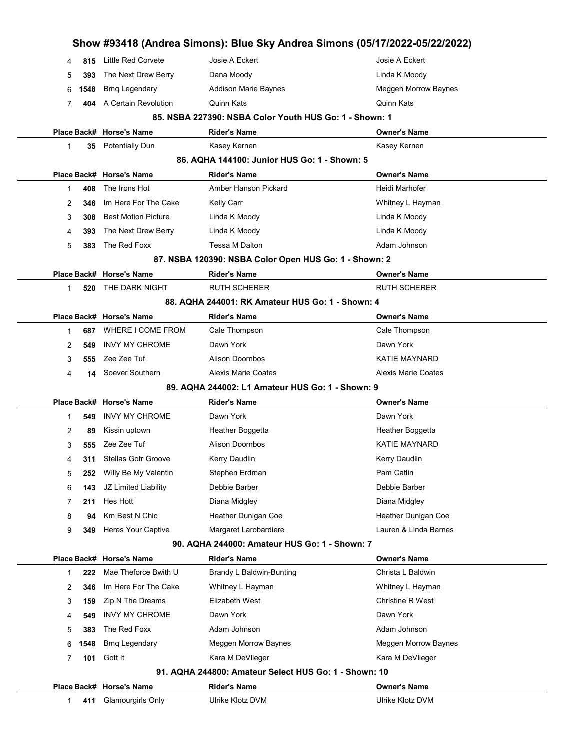| Place | Back# | Horse's Name | Rider's Name | Owner's Name |
|---|---|---|---|---|
| 4 | 815 | Little Red Corvete | Josie A Eckert | Josie A Eckert |
| 5 | 393 | The Next Drew Berry | Dana Moody | Linda K Moody |
| 6 | 1548 | Bmq Legendary | Addison Marie Baynes | Meggen Morrow Baynes |
| 7 | 404 | A Certain Revolution | Quinn Kats | Quinn Kats |

### 85. NSBA 227390: NSBA Color Youth HUS Go: 1 - Shown: 1

| Place | Back# | Horse's Name | Rider's Name | Owner's Name |
|---|---|---|---|---|
| 1 | 35 | Potentially Dun | Kasey Kernen | Kasey Kernen |

### 86. AQHA 144100: Junior HUS Go: 1 - Shown: 5

| Place | Back# | Horse's Name | Rider's Name | Owner's Name |
|---|---|---|---|---|
| 1 | 408 | The Irons Hot | Amber Hanson Pickard | Heidi Marhofer |
| 2 | 346 | Im Here For The Cake | Kelly Carr | Whitney L Hayman |
| 3 | 308 | Best Motion Picture | Linda K Moody | Linda K Moody |
| 4 | 393 | The Next Drew Berry | Linda K Moody | Linda K Moody |
| 5 | 383 | The Red Foxx | Tessa M Dalton | Adam Johnson |

### 87. NSBA 120390: NSBA Color Open HUS Go: 1 - Shown: 2

| Place | Back# | Horse's Name | Rider's Name | Owner's Name |
|---|---|---|---|---|
| 1 | 520 | THE DARK NIGHT | RUTH SCHERER | RUTH SCHERER |

### 88. AQHA 244001: RK Amateur HUS Go: 1 - Shown: 4

| Place | Back# | Horse's Name | Rider's Name | Owner's Name |
|---|---|---|---|---|
| 1 | 687 | WHERE I COME FROM | Cale Thompson | Cale Thompson |
| 2 | 549 | INVY MY CHROME | Dawn York | Dawn York |
| 3 | 555 | Zee Zee Tuf | Alison Doornbos | KATIE MAYNARD |
| 4 | 14 | Soever Southern | Alexis Marie Coates | Alexis Marie Coates |

### 89. AQHA 244002: L1 Amateur HUS Go: 1 - Shown: 9

| Place | Back# | Horse's Name | Rider's Name | Owner's Name |
|---|---|---|---|---|
| 1 | 549 | INVY MY CHROME | Dawn York | Dawn York |
| 2 | 89 | Kissin uptown | Heather Boggetta | Heather Boggetta |
| 3 | 555 | Zee Zee Tuf | Alison Doornbos | KATIE MAYNARD |
| 4 | 311 | Stellas Gotr Groove | Kerry Daudlin | Kerry Daudlin |
| 5 | 252 | Willy Be My Valentin | Stephen Erdman | Pam Catlin |
| 6 | 143 | JZ Limited Liability | Debbie Barber | Debbie Barber |
| 7 | 211 | Hes Hott | Diana Midgley | Diana Midgley |
| 8 | 94 | Km Best N Chic | Heather Dunigan Coe | Heather Dunigan Coe |
| 9 | 349 | Heres Your Captive | Margaret Larobardiere | Lauren & Linda Barnes |

### 90. AQHA 244000: Amateur HUS Go: 1 - Shown: 7

| Place | Back# | Horse's Name | Rider's Name | Owner's Name |
|---|---|---|---|---|
| 1 | 222 | Mae Theforce Bwith U | Brandy L Baldwin-Bunting | Christa L Baldwin |
| 2 | 346 | Im Here For The Cake | Whitney L Hayman | Whitney L Hayman |
| 3 | 159 | Zip N The Dreams | Elizabeth West | Christine R West |
| 4 | 549 | INVY MY CHROME | Dawn York | Dawn York |
| 5 | 383 | The Red Foxx | Adam Johnson | Adam Johnson |
| 6 | 1548 | Bmq Legendary | Meggen Morrow Baynes | Meggen Morrow Baynes |
| 7 | 101 | Gott It | Kara M DeVlieger | Kara M DeVlieger |

### 91. AQHA 244800: Amateur Select HUS Go: 1 - Shown: 10

| Place | Back# | Horse's Name | Rider's Name | Owner's Name |
|---|---|---|---|---|
| 1 | 411 | Glamourgirls Only | Ulrike Klotz DVM | Ulrike Klotz DVM |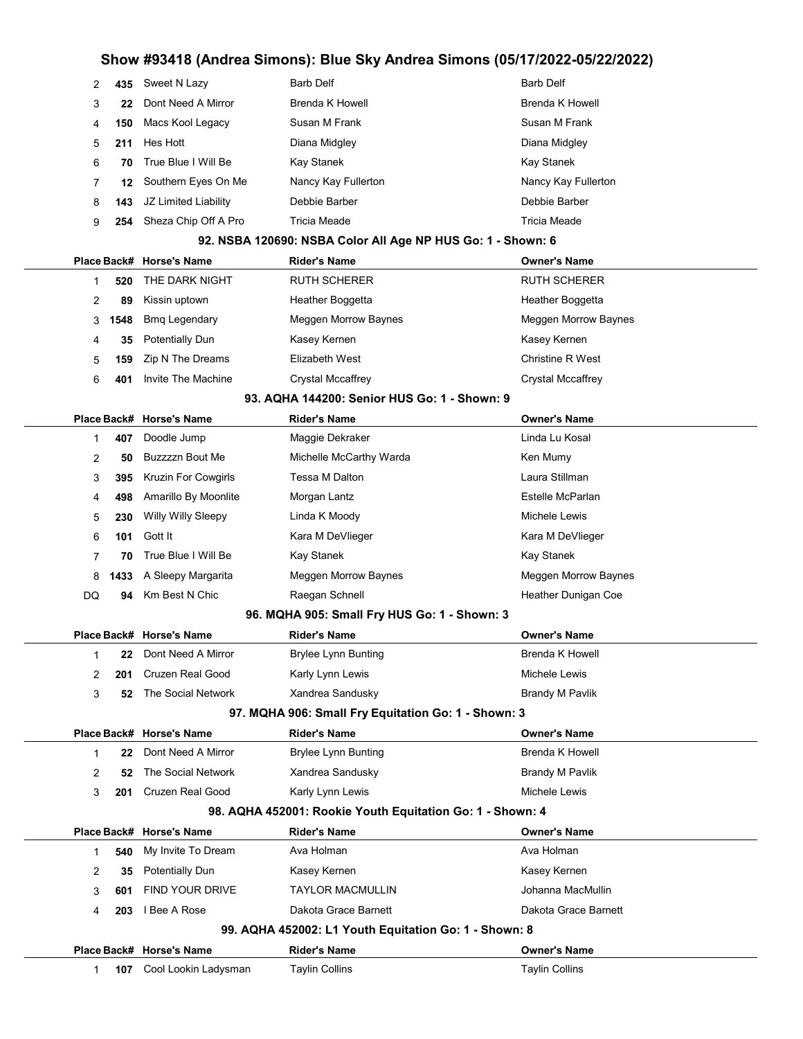| Place | Back# | Horse's Name | Rider's Name | Owner's Name |
|---|---|---|---|---|
| 2 | 435 | Sweet N Lazy | Barb Delf | Barb Delf |
| 3 | 22 | Dont Need A Mirror | Brenda K Howell | Brenda K Howell |
| 4 | 150 | Macs Kool Legacy | Susan M Frank | Susan M Frank |
| 5 | 211 | Hes Hott | Diana Midgley | Diana Midgley |
| 6 | 70 | True Blue I Will Be | Kay Stanek | Kay Stanek |
| 7 | 12 | Southern Eyes On Me | Nancy Kay Fullerton | Nancy Kay Fullerton |
| 8 | 143 | JZ Limited Liability | Debbie Barber | Debbie Barber |
| 9 | 254 | Sheza Chip Off A Pro | Tricia Meade | Tricia Meade |

### 92. NSBA 120690: NSBA Color All Age NP HUS Go: 1 - Shown: 6

| Place | Back# | Horse's Name | Rider's Name | Owner's Name |
|---|---|---|---|---|
| 1 | 520 | THE DARK NIGHT | RUTH SCHERER | RUTH SCHERER |
| 2 | 89 | Kissin uptown | Heather Boggetta | Heather Boggetta |
| 3 | 1548 | Bmq Legendary | Meggen Morrow Baynes | Meggen Morrow Baynes |
| 4 | 35 | Potentially Dun | Kasey Kernen | Kasey Kernen |
| 5 | 159 | Zip N The Dreams | Elizabeth West | Christine R West |
| 6 | 401 | Invite The Machine | Crystal Mccaffrey | Crystal Mccaffrey |

### 93. AQHA 144200: Senior HUS Go: 1 - Shown: 9

| Place | Back# | Horse's Name | Rider's Name | Owner's Name |
|---|---|---|---|---|
| 1 | 407 | Doodle Jump | Maggie Dekraker | Linda Lu Kosal |
| 2 | 50 | Buzzzzn Bout Me | Michelle McCarthy Warda | Ken Mumy |
| 3 | 395 | Kruzin For Cowgirls | Tessa M Dalton | Laura Stillman |
| 4 | 498 | Amarillo By Moonlite | Morgan Lantz | Estelle McParlan |
| 5 | 230 | Willy Willy Sleepy | Linda K Moody | Michele Lewis |
| 6 | 101 | Gott It | Kara M DeVlieger | Kara M DeVlieger |
| 7 | 70 | True Blue I Will Be | Kay Stanek | Kay Stanek |
| 8 | 1433 | A Sleepy Margarita | Meggen Morrow Baynes | Meggen Morrow Baynes |
| DQ | 94 | Km Best N Chic | Raegan Schnell | Heather Dunigan Coe |

### 96. MQHA 905: Small Fry HUS Go: 1 - Shown: 3

| Place | Back# | Horse's Name | Rider's Name | Owner's Name |
|---|---|---|---|---|
| 1 | 22 | Dont Need A Mirror | Brylee Lynn Bunting | Brenda K Howell |
| 2 | 201 | Cruzen Real Good | Karly Lynn Lewis | Michele Lewis |
| 3 | 52 | The Social Network | Xandrea Sandusky | Brandy M Pavlik |

### 97. MQHA 906: Small Fry Equitation Go: 1 - Shown: 3

| Place | Back# | Horse's Name | Rider's Name | Owner's Name |
|---|---|---|---|---|
| 1 | 22 | Dont Need A Mirror | Brylee Lynn Bunting | Brenda K Howell |
| 2 | 52 | The Social Network | Xandrea Sandusky | Brandy M Pavlik |
| 3 | 201 | Cruzen Real Good | Karly Lynn Lewis | Michele Lewis |

### 98. AQHA 452001: Rookie Youth Equitation Go: 1 - Shown: 4

| Place | Back# | Horse's Name | Rider's Name | Owner's Name |
|---|---|---|---|---|
| 1 | 540 | My Invite To Dream | Ava Holman | Ava Holman |
| 2 | 35 | Potentially Dun | Kasey Kernen | Kasey Kernen |
| 3 | 601 | FIND YOUR DRIVE | TAYLOR MACMULLIN | Johanna MacMullin |
| 4 | 203 | I Bee A Rose | Dakota Grace Barnett | Dakota Grace Barnett |

### 99. AQHA 452002: L1 Youth Equitation Go: 1 - Shown: 8

| Place | Back# | Horse's Name | Rider's Name | Owner's Name |
|---|---|---|---|---|
| 1 | 107 | Cool Lookin Ladysman | Taylin Collins | Taylin Collins |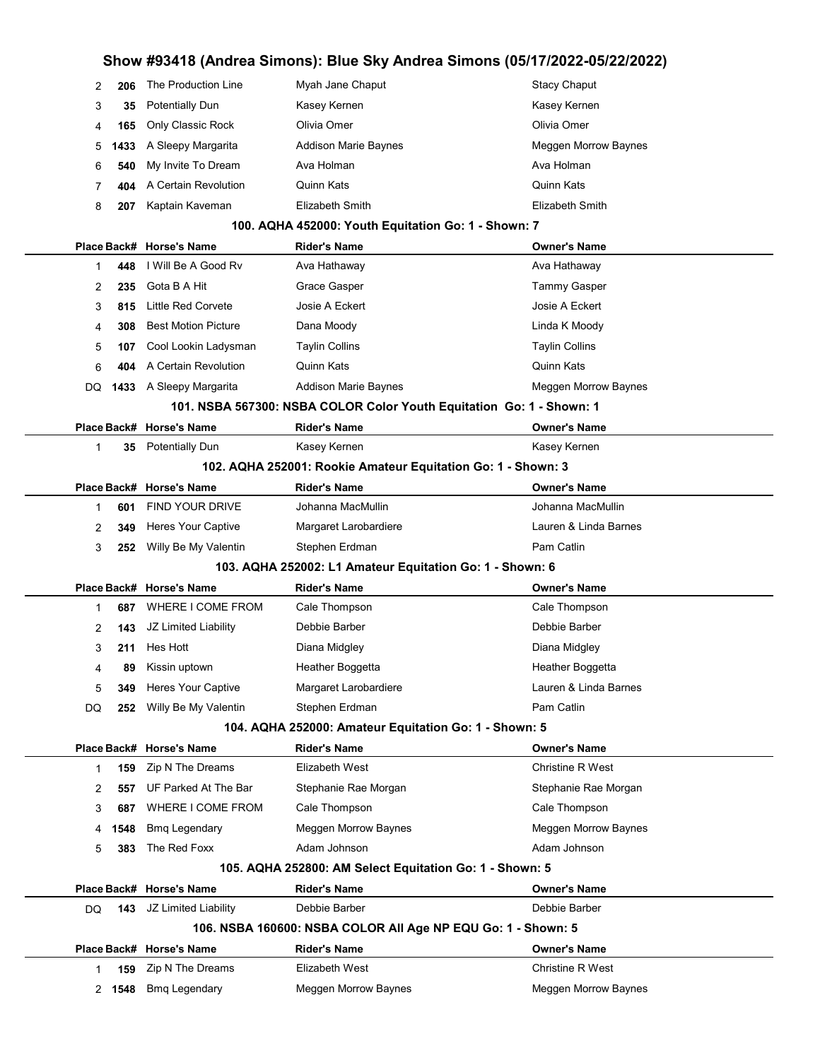| Place | Back# | Horse's Name | Rider's Name | Owner's Name |
|---|---|---|---|---|
| 2 | 206 | The Production Line | Myah Jane Chaput | Stacy Chaput |
| 3 | 35 | Potentially Dun | Kasey Kernen | Kasey Kernen |
| 4 | 165 | Only Classic Rock | Olivia Omer | Olivia Omer |
| 5 | 1433 | A Sleepy Margarita | Addison Marie Baynes | Meggen Morrow Baynes |
| 6 | 540 | My Invite To Dream | Ava Holman | Ava Holman |
| 7 | 404 | A Certain Revolution | Quinn Kats | Quinn Kats |
| 8 | 207 | Kaptain Kaveman | Elizabeth Smith | Elizabeth Smith |

### 100. AQHA 452000: Youth Equitation Go: 1 - Shown: 7

| Place | Back# | Horse's Name | Rider's Name | Owner's Name |
|---|---|---|---|---|
| 1 | 448 | I Will Be A Good Rv | Ava Hathaway | Ava Hathaway |
| 2 | 235 | Gota B A Hit | Grace Gasper | Tammy Gasper |
| 3 | 815 | Little Red Corvete | Josie A Eckert | Josie A Eckert |
| 4 | 308 | Best Motion Picture | Dana Moody | Linda K Moody |
| 5 | 107 | Cool Lookin Ladysman | Taylin Collins | Taylin Collins |
| 6 | 404 | A Certain Revolution | Quinn Kats | Quinn Kats |
| DQ | 1433 | A Sleepy Margarita | Addison Marie Baynes | Meggen Morrow Baynes |

### 101. NSBA 567300: NSBA COLOR Color Youth Equitation Go: 1 - Shown: 1

| Place | Back# | Horse's Name | Rider's Name | Owner's Name |
|---|---|---|---|---|
| 1 | 35 | Potentially Dun | Kasey Kernen | Kasey Kernen |

### 102. AQHA 252001: Rookie Amateur Equitation Go: 1 - Shown: 3

| Place | Back# | Horse's Name | Rider's Name | Owner's Name |
|---|---|---|---|---|
| 1 | 601 | FIND YOUR DRIVE | Johanna MacMullin | Johanna MacMullin |
| 2 | 349 | Heres Your Captive | Margaret Larobardiere | Lauren & Linda Barnes |
| 3 | 252 | Willy Be My Valentin | Stephen Erdman | Pam Catlin |

### 103. AQHA 252002: L1 Amateur Equitation Go: 1 - Shown: 6

| Place | Back# | Horse's Name | Rider's Name | Owner's Name |
|---|---|---|---|---|
| 1 | 687 | WHERE I COME FROM | Cale Thompson | Cale Thompson |
| 2 | 143 | JZ Limited Liability | Debbie Barber | Debbie Barber |
| 3 | 211 | Hes Hott | Diana Midgley | Diana Midgley |
| 4 | 89 | Kissin uptown | Heather Boggetta | Heather Boggetta |
| 5 | 349 | Heres Your Captive | Margaret Larobardiere | Lauren & Linda Barnes |
| DQ | 252 | Willy Be My Valentin | Stephen Erdman | Pam Catlin |

### 104. AQHA 252000: Amateur Equitation Go: 1 - Shown: 5

| Place | Back# | Horse's Name | Rider's Name | Owner's Name |
|---|---|---|---|---|
| 1 | 159 | Zip N The Dreams | Elizabeth West | Christine R West |
| 2 | 557 | UF Parked At The Bar | Stephanie Rae Morgan | Stephanie Rae Morgan |
| 3 | 687 | WHERE I COME FROM | Cale Thompson | Cale Thompson |
| 4 | 1548 | Bmq Legendary | Meggen Morrow Baynes | Meggen Morrow Baynes |
| 5 | 383 | The Red Foxx | Adam Johnson | Adam Johnson |

### 105. AQHA 252800: AM Select Equitation Go: 1 - Shown: 5

| Place | Back# | Horse's Name | Rider's Name | Owner's Name |
|---|---|---|---|---|
| DQ | 143 | JZ Limited Liability | Debbie Barber | Debbie Barber |

### 106. NSBA 160600: NSBA COLOR All Age NP EQU Go: 1 - Shown: 5

| Place | Back# | Horse's Name | Rider's Name | Owner's Name |
|---|---|---|---|---|
| 1 | 159 | Zip N The Dreams | Elizabeth West | Christine R West |
| 2 | 1548 | Bmq Legendary | Meggen Morrow Baynes | Meggen Morrow Baynes |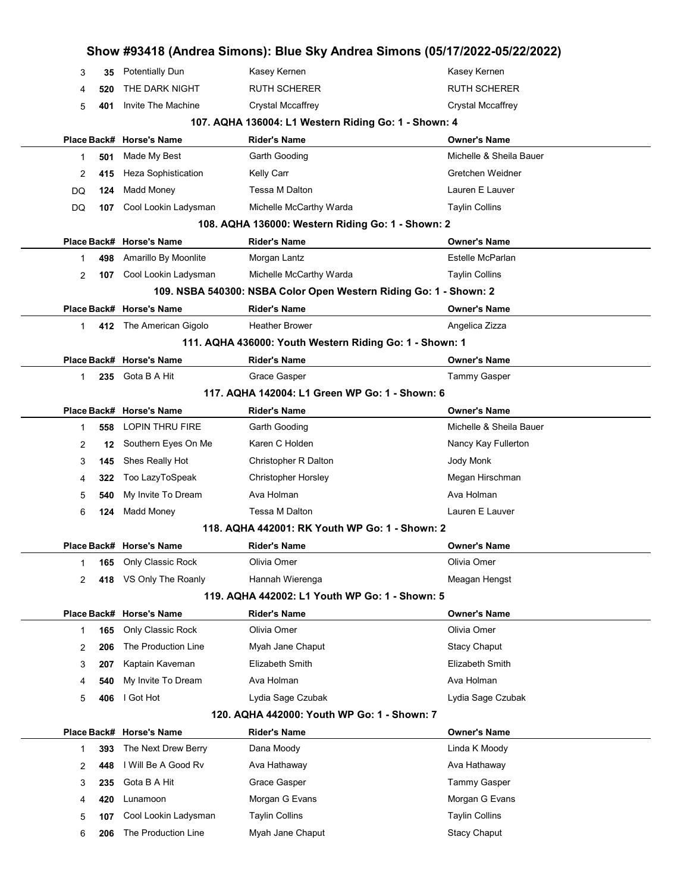| Place | Back# | Horse's Name | Rider's Name | Owner's Name |
|---|---|---|---|---|
| 3 | 35 | Potentially Dun | Kasey Kernen | Kasey Kernen |
| 4 | 520 | THE DARK NIGHT | RUTH SCHERER | RUTH SCHERER |
| 5 | 401 | Invite The Machine | Crystal Mccaffrey | Crystal Mccaffrey |

### 107. AQHA 136004: L1 Western Riding Go: 1 - Shown: 4

| Place | Back# | Horse's Name | Rider's Name | Owner's Name |
|---|---|---|---|---|
| 1 | 501 | Made My Best | Garth Gooding | Michelle & Sheila Bauer |
| 2 | 415 | Heza Sophistication | Kelly Carr | Gretchen Weidner |
| DQ | 124 | Madd Money | Tessa M Dalton | Lauren E Lauver |
| DQ | 107 | Cool Lookin Ladysman | Michelle McCarthy Warda | Taylin Collins |

### 108. AQHA 136000: Western Riding Go: 1 - Shown: 2

| Place | Back# | Horse's Name | Rider's Name | Owner's Name |
|---|---|---|---|---|
| 1 | 498 | Amarillo By Moonlite | Morgan Lantz | Estelle McParlan |
| 2 | 107 | Cool Lookin Ladysman | Michelle McCarthy Warda | Taylin Collins |

### 109. NSBA 540300: NSBA Color Open Western Riding Go: 1 - Shown: 2

| Place | Back# | Horse's Name | Rider's Name | Owner's Name |
|---|---|---|---|---|
| 1 | 412 | The American Gigolo | Heather Brower | Angelica Zizza |

### 111. AQHA 436000: Youth Western Riding Go: 1 - Shown: 1

| Place | Back# | Horse's Name | Rider's Name | Owner's Name |
|---|---|---|---|---|
| 1 | 235 | Gota B A Hit | Grace Gasper | Tammy Gasper |

### 117. AQHA 142004: L1 Green WP Go: 1 - Shown: 6

| Place | Back# | Horse's Name | Rider's Name | Owner's Name |
|---|---|---|---|---|
| 1 | 558 | LOPIN THRU FIRE | Garth Gooding | Michelle & Sheila Bauer |
| 2 | 12 | Southern Eyes On Me | Karen C Holden | Nancy Kay Fullerton |
| 3 | 145 | Shes Really Hot | Christopher R Dalton | Jody Monk |
| 4 | 322 | Too LazyToSpeak | Christopher Horsley | Megan Hirschman |
| 5 | 540 | My Invite To Dream | Ava Holman | Ava Holman |
| 6 | 124 | Madd Money | Tessa M Dalton | Lauren E Lauver |

### 118. AQHA 442001: RK Youth WP Go: 1 - Shown: 2

| Place | Back# | Horse's Name | Rider's Name | Owner's Name |
|---|---|---|---|---|
| 1 | 165 | Only Classic Rock | Olivia Omer | Olivia Omer |
| 2 | 418 | VS Only The Roanly | Hannah Wierenga | Meagan Hengst |

### 119. AQHA 442002: L1 Youth WP Go: 1 - Shown: 5

| Place | Back# | Horse's Name | Rider's Name | Owner's Name |
|---|---|---|---|---|
| 1 | 165 | Only Classic Rock | Olivia Omer | Olivia Omer |
| 2 | 206 | The Production Line | Myah Jane Chaput | Stacy Chaput |
| 3 | 207 | Kaptain Kaveman | Elizabeth Smith | Elizabeth Smith |
| 4 | 540 | My Invite To Dream | Ava Holman | Ava Holman |
| 5 | 406 | I Got Hot | Lydia Sage Czubak | Lydia Sage Czubak |

### 120. AQHA 442000: Youth WP Go: 1 - Shown: 7

| Place | Back# | Horse's Name | Rider's Name | Owner's Name |
|---|---|---|---|---|
| 1 | 393 | The Next Drew Berry | Dana Moody | Linda K Moody |
| 2 | 448 | I Will Be A Good Rv | Ava Hathaway | Ava Hathaway |
| 3 | 235 | Gota B A Hit | Grace Gasper | Tammy Gasper |
| 4 | 420 | Lunamoon | Morgan G Evans | Morgan G Evans |
| 5 | 107 | Cool Lookin Ladysman | Taylin Collins | Taylin Collins |
| 6 | 206 | The Production Line | Myah Jane Chaput | Stacy Chaput |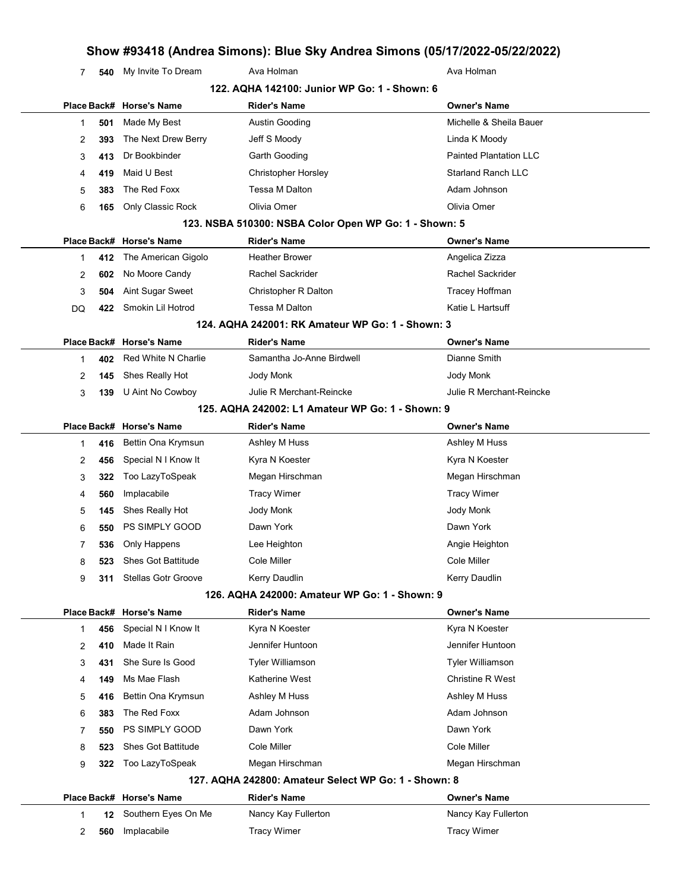| Place | Back# | Horse's Name | Rider's Name | Owner's Name |
|---|---|---|---|---|
| 7 | 540 | My Invite To Dream | Ava Holman | Ava Holman |

### 122. AQHA 142100: Junior WP Go: 1 - Shown: 6

| Place | Back# | Horse's Name | Rider's Name | Owner's Name |
|---|---|---|---|---|
| 1 | 501 | Made My Best | Austin Gooding | Michelle & Sheila Bauer |
| 2 | 393 | The Next Drew Berry | Jeff S Moody | Linda K Moody |
| 3 | 413 | Dr Bookbinder | Garth Gooding | Painted Plantation LLC |
| 4 | 419 | Maid U Best | Christopher Horsley | Starland Ranch LLC |
| 5 | 383 | The Red Foxx | Tessa M Dalton | Adam Johnson |
| 6 | 165 | Only Classic Rock | Olivia Omer | Olivia Omer |

### 123. NSBA 510300: NSBA Color Open WP Go: 1 - Shown: 5

| Place | Back# | Horse's Name | Rider's Name | Owner's Name |
|---|---|---|---|---|
| 1 | 412 | The American Gigolo | Heather Brower | Angelica Zizza |
| 2 | 602 | No Moore Candy | Rachel Sackrider | Rachel Sackrider |
| 3 | 504 | Aint Sugar Sweet | Christopher R Dalton | Tracey Hoffman |
| DQ | 422 | Smokin Lil Hotrod | Tessa M Dalton | Katie L Hartsuff |

### 124. AQHA 242001: RK Amateur WP Go: 1 - Shown: 3

| Place | Back# | Horse's Name | Rider's Name | Owner's Name |
|---|---|---|---|---|
| 1 | 402 | Red White N Charlie | Samantha Jo-Anne Birdwell | Dianne Smith |
| 2 | 145 | Shes Really Hot | Jody Monk | Jody Monk |
| 3 | 139 | U Aint No Cowboy | Julie R Merchant-Reincke | Julie R Merchant-Reincke |

### 125. AQHA 242002: L1 Amateur WP Go: 1 - Shown: 9

| Place | Back# | Horse's Name | Rider's Name | Owner's Name |
|---|---|---|---|---|
| 1 | 416 | Bettin Ona Krymsun | Ashley M Huss | Ashley M Huss |
| 2 | 456 | Special N I Know It | Kyra N Koester | Kyra N Koester |
| 3 | 322 | Too LazyToSpeak | Megan Hirschman | Megan Hirschman |
| 4 | 560 | Implacabile | Tracy Wimer | Tracy Wimer |
| 5 | 145 | Shes Really Hot | Jody Monk | Jody Monk |
| 6 | 550 | PS SIMPLY GOOD | Dawn York | Dawn York |
| 7 | 536 | Only Happens | Lee Heighton | Angie Heighton |
| 8 | 523 | Shes Got Battitude | Cole Miller | Cole Miller |
| 9 | 311 | Stellas Gotr Groove | Kerry Daudlin | Kerry Daudlin |

### 126. AQHA 242000: Amateur WP Go: 1 - Shown: 9

| Place | Back# | Horse's Name | Rider's Name | Owner's Name |
|---|---|---|---|---|
| 1 | 456 | Special N I Know It | Kyra N Koester | Kyra N Koester |
| 2 | 410 | Made It Rain | Jennifer Huntoon | Jennifer Huntoon |
| 3 | 431 | She Sure Is Good | Tyler Williamson | Tyler Williamson |
| 4 | 149 | Ms Mae Flash | Katherine West | Christine R West |
| 5 | 416 | Bettin Ona Krymsun | Ashley M Huss | Ashley M Huss |
| 6 | 383 | The Red Foxx | Adam Johnson | Adam Johnson |
| 7 | 550 | PS SIMPLY GOOD | Dawn York | Dawn York |
| 8 | 523 | Shes Got Battitude | Cole Miller | Cole Miller |
| 9 | 322 | Too LazyToSpeak | Megan Hirschman | Megan Hirschman |

### 127. AQHA 242800: Amateur Select WP Go: 1 - Shown: 8

| Place | Back# | Horse's Name | Rider's Name | Owner's Name |
|---|---|---|---|---|
| 1 | 12 | Southern Eyes On Me | Nancy Kay Fullerton | Nancy Kay Fullerton |
| 2 | 560 | Implacabile | Tracy Wimer | Tracy Wimer |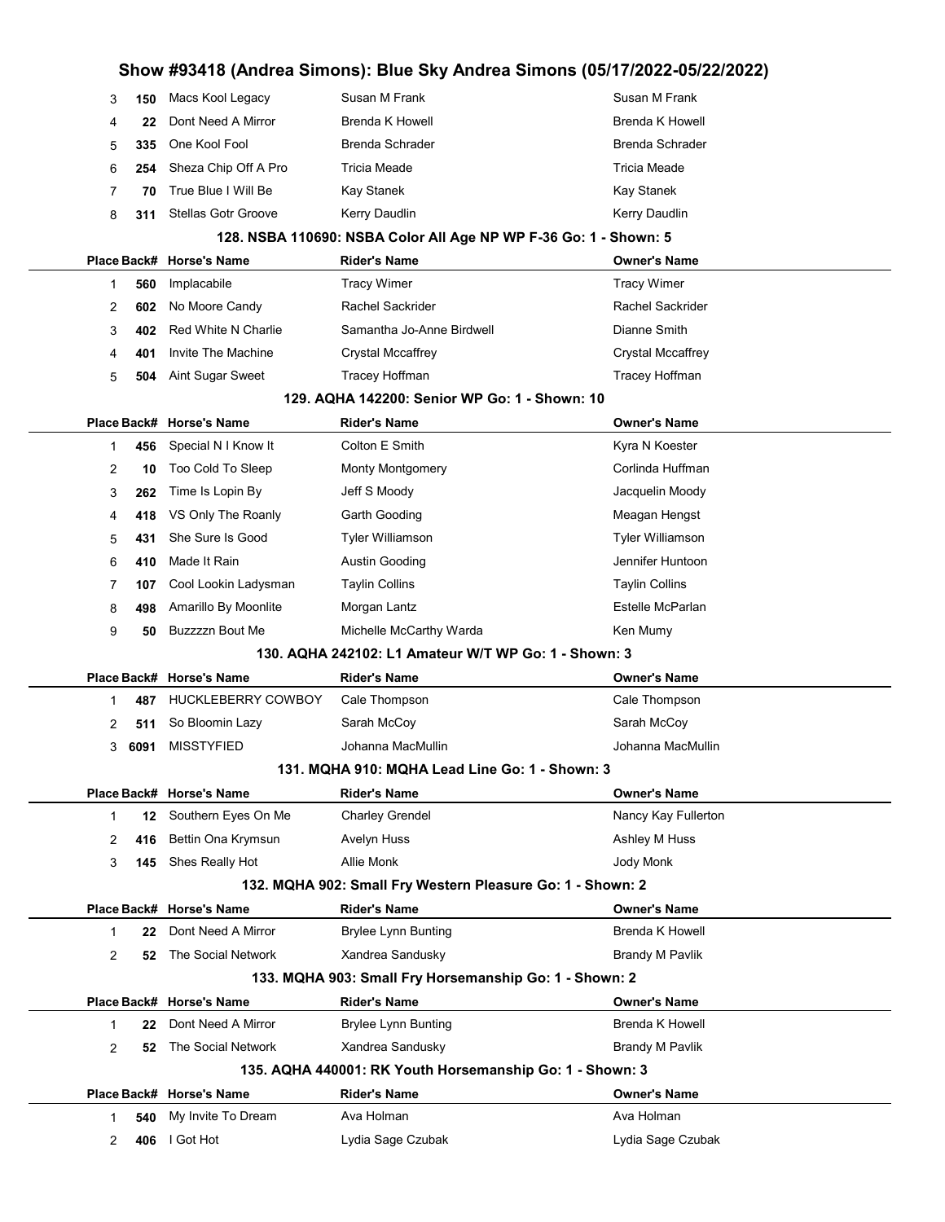| Place | Back# | Horse's Name | Rider's Name | Owner's Name |
|---|---|---|---|---|
| 3 | 150 | Macs Kool Legacy | Susan M Frank | Susan M Frank |
| 4 | 22 | Dont Need A Mirror | Brenda K Howell | Brenda K Howell |
| 5 | 335 | One Kool Fool | Brenda Schrader | Brenda Schrader |
| 6 | 254 | Sheza Chip Off A Pro | Tricia Meade | Tricia Meade |
| 7 | 70 | True Blue I Will Be | Kay Stanek | Kay Stanek |
| 8 | 311 | Stellas Gotr Groove | Kerry Daudlin | Kerry Daudlin |

### 128. NSBA 110690: NSBA Color All Age NP WP F-36 Go: 1 - Shown: 5

| Place | Back# | Horse's Name | Rider's Name | Owner's Name |
|---|---|---|---|---|
| 1 | 560 | Implacabile | Tracy Wimer | Tracy Wimer |
| 2 | 602 | No Moore Candy | Rachel Sackrider | Rachel Sackrider |
| 3 | 402 | Red White N Charlie | Samantha Jo-Anne Birdwell | Dianne Smith |
| 4 | 401 | Invite The Machine | Crystal Mccaffrey | Crystal Mccaffrey |
| 5 | 504 | Aint Sugar Sweet | Tracey Hoffman | Tracey Hoffman |

### 129. AQHA 142200: Senior WP Go: 1 - Shown: 10

| Place | Back# | Horse's Name | Rider's Name | Owner's Name |
|---|---|---|---|---|
| 1 | 456 | Special N I Know It | Colton E Smith | Kyra N Koester |
| 2 | 10 | Too Cold To Sleep | Monty Montgomery | Corlinda Huffman |
| 3 | 262 | Time Is Lopin By | Jeff S Moody | Jacquelin Moody |
| 4 | 418 | VS Only The Roanly | Garth Gooding | Meagan Hengst |
| 5 | 431 | She Sure Is Good | Tyler Williamson | Tyler Williamson |
| 6 | 410 | Made It Rain | Austin Gooding | Jennifer Huntoon |
| 7 | 107 | Cool Lookin Ladysman | Taylin Collins | Taylin Collins |
| 8 | 498 | Amarillo By Moonlite | Morgan Lantz | Estelle McParlan |
| 9 | 50 | Buzzzzn Bout Me | Michelle McCarthy Warda | Ken Mumy |

### 130. AQHA 242102: L1 Amateur W/T WP Go: 1 - Shown: 3

| Place | Back# | Horse's Name | Rider's Name | Owner's Name |
|---|---|---|---|---|
| 1 | 487 | HUCKLEBERRY COWBOY | Cale Thompson | Cale Thompson |
| 2 | 511 | So Bloomin Lazy | Sarah McCoy | Sarah McCoy |
| 3 | 6091 | MISSTYFIED | Johanna MacMullin | Johanna MacMullin |

### 131. MQHA 910: MQHA Lead Line Go: 1 - Shown: 3

| Place | Back# | Horse's Name | Rider's Name | Owner's Name |
|---|---|---|---|---|
| 1 | 12 | Southern Eyes On Me | Charley Grendel | Nancy Kay Fullerton |
| 2 | 416 | Bettin Ona Krymsun | Avelyn Huss | Ashley M Huss |
| 3 | 145 | Shes Really Hot | Allie Monk | Jody Monk |

### 132. MQHA 902: Small Fry Western Pleasure Go: 1 - Shown: 2

| Place | Back# | Horse's Name | Rider's Name | Owner's Name |
|---|---|---|---|---|
| 1 | 22 | Dont Need A Mirror | Brylee Lynn Bunting | Brenda K Howell |
| 2 | 52 | The Social Network | Xandrea Sandusky | Brandy M Pavlik |

### 133. MQHA 903: Small Fry Horsemanship Go: 1 - Shown: 2

| Place | Back# | Horse's Name | Rider's Name | Owner's Name |
|---|---|---|---|---|
| 1 | 22 | Dont Need A Mirror | Brylee Lynn Bunting | Brenda K Howell |
| 2 | 52 | The Social Network | Xandrea Sandusky | Brandy M Pavlik |

### 135. AQHA 440001: RK Youth Horsemanship Go: 1 - Shown: 3

| Place | Back# | Horse's Name | Rider's Name | Owner's Name |
|---|---|---|---|---|
| 1 | 540 | My Invite To Dream | Ava Holman | Ava Holman |
| 2 | 406 | I Got Hot | Lydia Sage Czubak | Lydia Sage Czubak |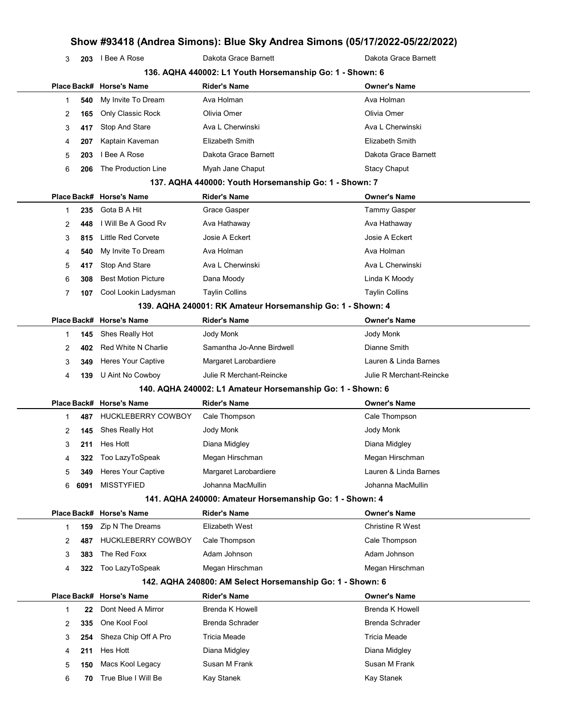| Place | Back# | Horse's Name | Rider's Name | Owner's Name |
|---|---|---|---|---|
| 3 | 203 | I Bee A Rose | Dakota Grace Barnett | Dakota Grace Barnett |

### 136. AQHA 440002: L1 Youth Horsemanship Go: 1 - Shown: 6

| Place | Back# | Horse's Name | Rider's Name | Owner's Name |
|---|---|---|---|---|
| 1 | 540 | My Invite To Dream | Ava Holman | Ava Holman |
| 2 | 165 | Only Classic Rock | Olivia Omer | Olivia Omer |
| 3 | 417 | Stop And Stare | Ava L Cherwinski | Ava L Cherwinski |
| 4 | 207 | Kaptain Kaveman | Elizabeth Smith | Elizabeth Smith |
| 5 | 203 | I Bee A Rose | Dakota Grace Barnett | Dakota Grace Barnett |
| 6 | 206 | The Production Line | Myah Jane Chaput | Stacy Chaput |

### 137. AQHA 440000: Youth Horsemanship Go: 1 - Shown: 7

| Place | Back# | Horse's Name | Rider's Name | Owner's Name |
|---|---|---|---|---|
| 1 | 235 | Gota B A Hit | Grace Gasper | Tammy Gasper |
| 2 | 448 | I Will Be A Good Rv | Ava Hathaway | Ava Hathaway |
| 3 | 815 | Little Red Corvete | Josie A Eckert | Josie A Eckert |
| 4 | 540 | My Invite To Dream | Ava Holman | Ava Holman |
| 5 | 417 | Stop And Stare | Ava L Cherwinski | Ava L Cherwinski |
| 6 | 308 | Best Motion Picture | Dana Moody | Linda K Moody |
| 7 | 107 | Cool Lookin Ladysman | Taylin Collins | Taylin Collins |

### 139. AQHA 240001: RK Amateur Horsemanship Go: 1 - Shown: 4

| Place | Back# | Horse's Name | Rider's Name | Owner's Name |
|---|---|---|---|---|
| 1 | 145 | Shes Really Hot | Jody Monk | Jody Monk |
| 2 | 402 | Red White N Charlie | Samantha Jo-Anne Birdwell | Dianne Smith |
| 3 | 349 | Heres Your Captive | Margaret Larobardiere | Lauren & Linda Barnes |
| 4 | 139 | U Aint No Cowboy | Julie R Merchant-Reincke | Julie R Merchant-Reincke |

### 140. AQHA 240002: L1 Amateur Horsemanship Go: 1 - Shown: 6

| Place | Back# | Horse's Name | Rider's Name | Owner's Name |
|---|---|---|---|---|
| 1 | 487 | HUCKLEBERRY COWBOY | Cale Thompson | Cale Thompson |
| 2 | 145 | Shes Really Hot | Jody Monk | Jody Monk |
| 3 | 211 | Hes Hott | Diana Midgley | Diana Midgley |
| 4 | 322 | Too LazyToSpeak | Megan Hirschman | Megan Hirschman |
| 5 | 349 | Heres Your Captive | Margaret Larobardiere | Lauren & Linda Barnes |
| 6 | 6091 | MISSTYFIED | Johanna MacMullin | Johanna MacMullin |

### 141. AQHA 240000: Amateur Horsemanship Go: 1 - Shown: 4

| Place | Back# | Horse's Name | Rider's Name | Owner's Name |
|---|---|---|---|---|
| 1 | 159 | Zip N The Dreams | Elizabeth West | Christine R West |
| 2 | 487 | HUCKLEBERRY COWBOY | Cale Thompson | Cale Thompson |
| 3 | 383 | The Red Foxx | Adam Johnson | Adam Johnson |
| 4 | 322 | Too LazyToSpeak | Megan Hirschman | Megan Hirschman |

### 142. AQHA 240800: AM Select Horsemanship Go: 1 - Shown: 6

| Place | Back# | Horse's Name | Rider's Name | Owner's Name |
|---|---|---|---|---|
| 1 | 22 | Dont Need A Mirror | Brenda K Howell | Brenda K Howell |
| 2 | 335 | One Kool Fool | Brenda Schrader | Brenda Schrader |
| 3 | 254 | Sheza Chip Off A Pro | Tricia Meade | Tricia Meade |
| 4 | 211 | Hes Hott | Diana Midgley | Diana Midgley |
| 5 | 150 | Macs Kool Legacy | Susan M Frank | Susan M Frank |
| 6 | 70 | True Blue I Will Be | Kay Stanek | Kay Stanek |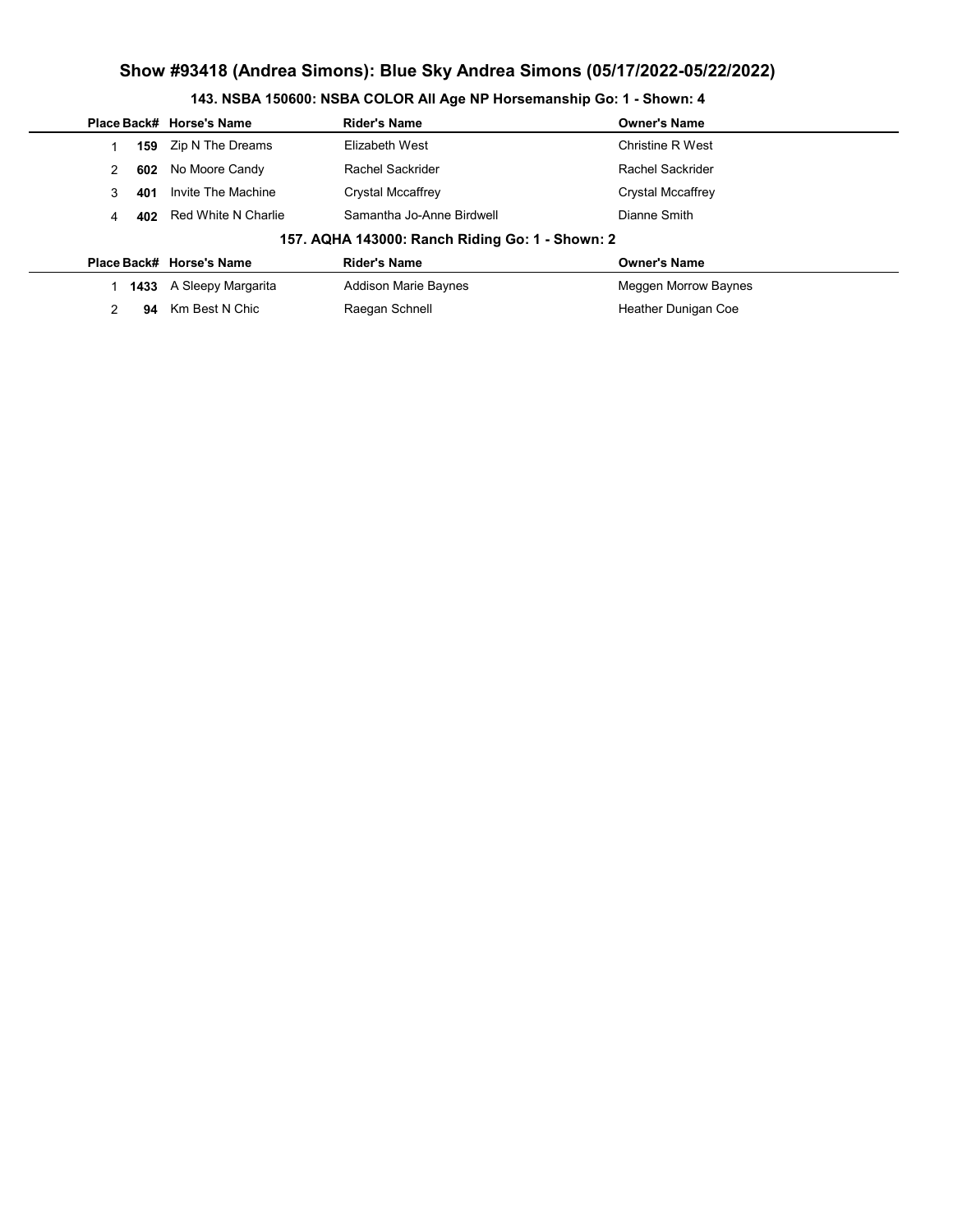## Show #93418 (Andrea Simons): Blue Sky Andrea Simons (05/17/2022-05/22/2022)

### 143. NSBA 150600: NSBA COLOR All Age NP Horsemanship Go: 1 - Shown: 4

| Place | Back# | Horse's Name | Rider's Name | Owner's Name |
|---|---|---|---|---|
| 1 | **159** | Zip N The Dreams | Elizabeth West | Christine R West |
| 2 | **602** | No Moore Candy | Rachel Sackrider | Rachel Sackrider |
| 3 | **401** | Invite The Machine | Crystal Mccaffrey | Crystal Mccaffrey |
| 4 | **402** | Red White N Charlie | Samantha Jo-Anne Birdwell | Dianne Smith |

### 157. AQHA 143000: Ranch Riding Go: 1 - Shown: 2

| Place | Back# | Horse's Name | Rider's Name | Owner's Name |
|---|---|---|---|---|
| 1 | **1433** | A Sleepy Margarita | Addison Marie Baynes | Meggen Morrow Baynes |
| 2 | **94** | Km Best N Chic | Raegan Schnell | Heather Dunigan Coe |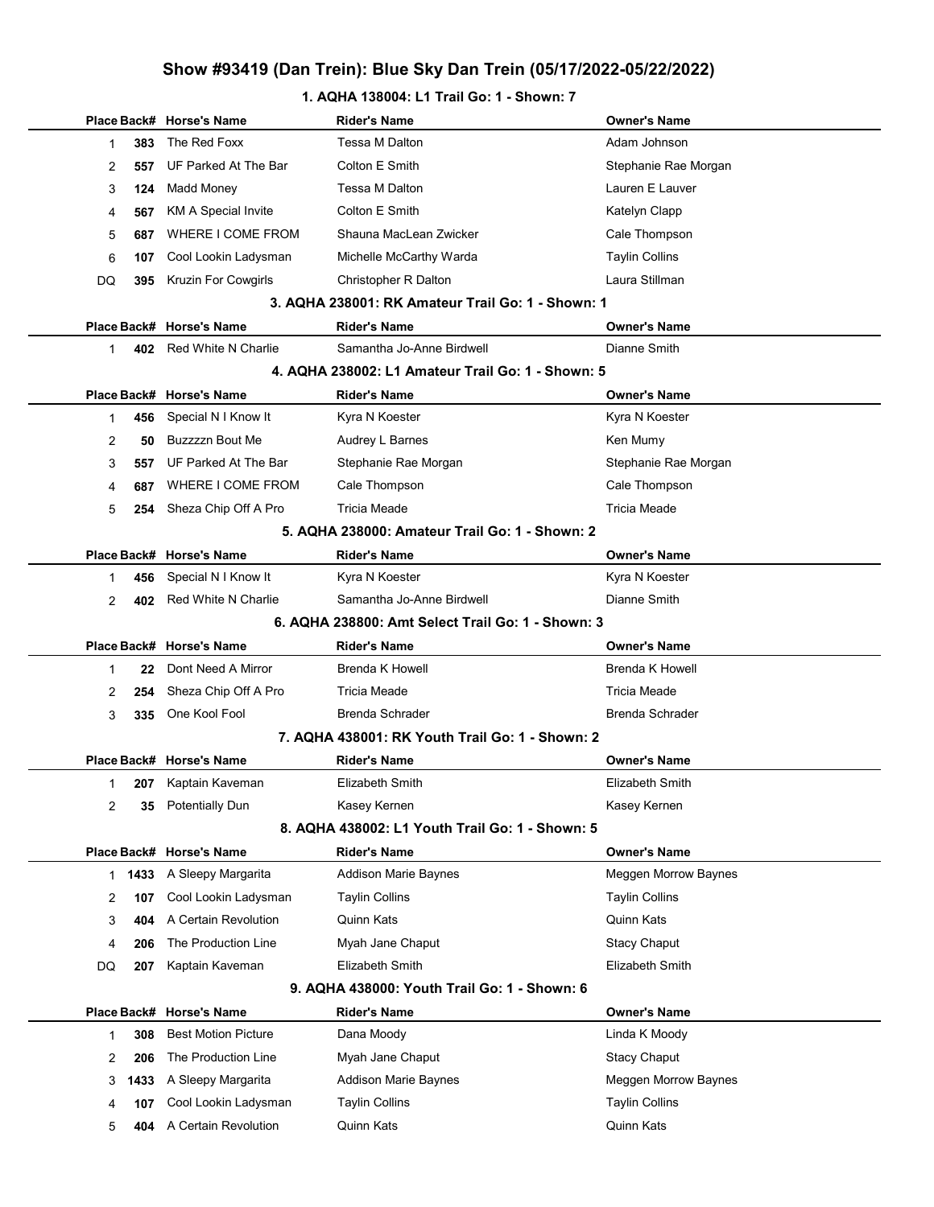# Show #93419 (Dan Trein): Blue Sky Dan Trein (05/17/2022-05/22/2022)

### 1. AQHA 138004: L1 Trail Go: 1 - Shown: 7

| Place | Back# | Horse's Name | Rider's Name | Owner's Name |
|---|---|---|---|---|
| 1 | 383 | The Red Foxx | Tessa M Dalton | Adam Johnson |
| 2 | 557 | UF Parked At The Bar | Colton E Smith | Stephanie Rae Morgan |
| 3 | 124 | Madd Money | Tessa M Dalton | Lauren E Lauver |
| 4 | 567 | KM A Special Invite | Colton E Smith | Katelyn Clapp |
| 5 | 687 | WHERE I COME FROM | Shauna MacLean Zwicker | Cale Thompson |
| 6 | 107 | Cool Lookin Ladysman | Michelle McCarthy Warda | Taylin Collins |
| DQ | 395 | Kruzin For Cowgirls | Christopher R Dalton | Laura Stillman |

### 3. AQHA 238001: RK Amateur Trail Go: 1 - Shown: 1

| Place | Back# | Horse's Name | Rider's Name | Owner's Name |
|---|---|---|---|---|
| 1 | 402 | Red White N Charlie | Samantha Jo-Anne Birdwell | Dianne Smith |

### 4. AQHA 238002: L1 Amateur Trail Go: 1 - Shown: 5

| Place | Back# | Horse's Name | Rider's Name | Owner's Name |
|---|---|---|---|---|
| 1 | 456 | Special N I Know It | Kyra N Koester | Kyra N Koester |
| 2 | 50 | Buzzzzn Bout Me | Audrey L Barnes | Ken Mumy |
| 3 | 557 | UF Parked At The Bar | Stephanie Rae Morgan | Stephanie Rae Morgan |
| 4 | 687 | WHERE I COME FROM | Cale Thompson | Cale Thompson |
| 5 | 254 | Sheza Chip Off A Pro | Tricia Meade | Tricia Meade |

### 5. AQHA 238000: Amateur Trail Go: 1 - Shown: 2

| Place | Back# | Horse's Name | Rider's Name | Owner's Name |
|---|---|---|---|---|
| 1 | 456 | Special N I Know It | Kyra N Koester | Kyra N Koester |
| 2 | 402 | Red White N Charlie | Samantha Jo-Anne Birdwell | Dianne Smith |

### 6. AQHA 238800: Amt Select Trail Go: 1 - Shown: 3

| Place | Back# | Horse's Name | Rider's Name | Owner's Name |
|---|---|---|---|---|
| 1 | 22 | Dont Need A Mirror | Brenda K Howell | Brenda K Howell |
| 2 | 254 | Sheza Chip Off A Pro | Tricia Meade | Tricia Meade |
| 3 | 335 | One Kool Fool | Brenda Schrader | Brenda Schrader |

### 7. AQHA 438001: RK Youth Trail Go: 1 - Shown: 2

| Place | Back# | Horse's Name | Rider's Name | Owner's Name |
|---|---|---|---|---|
| 1 | 207 | Kaptain Kaveman | Elizabeth Smith | Elizabeth Smith |
| 2 | 35 | Potentially Dun | Kasey Kernen | Kasey Kernen |

### 8. AQHA 438002: L1 Youth Trail Go: 1 - Shown: 5

| Place | Back# | Horse's Name | Rider's Name | Owner's Name |
|---|---|---|---|---|
| 1 | 1433 | A Sleepy Margarita | Addison Marie Baynes | Meggen Morrow Baynes |
| 2 | 107 | Cool Lookin Ladysman | Taylin Collins | Taylin Collins |
| 3 | 404 | A Certain Revolution | Quinn Kats | Quinn Kats |
| 4 | 206 | The Production Line | Myah Jane Chaput | Stacy Chaput |
| DQ | 207 | Kaptain Kaveman | Elizabeth Smith | Elizabeth Smith |

### 9. AQHA 438000: Youth Trail Go: 1 - Shown: 6

| Place | Back# | Horse's Name | Rider's Name | Owner's Name |
|---|---|---|---|---|
| 1 | 308 | Best Motion Picture | Dana Moody | Linda K Moody |
| 2 | 206 | The Production Line | Myah Jane Chaput | Stacy Chaput |
| 3 | 1433 | A Sleepy Margarita | Addison Marie Baynes | Meggen Morrow Baynes |
| 4 | 107 | Cool Lookin Ladysman | Taylin Collins | Taylin Collins |
| 5 | 404 | A Certain Revolution | Quinn Kats | Quinn Kats |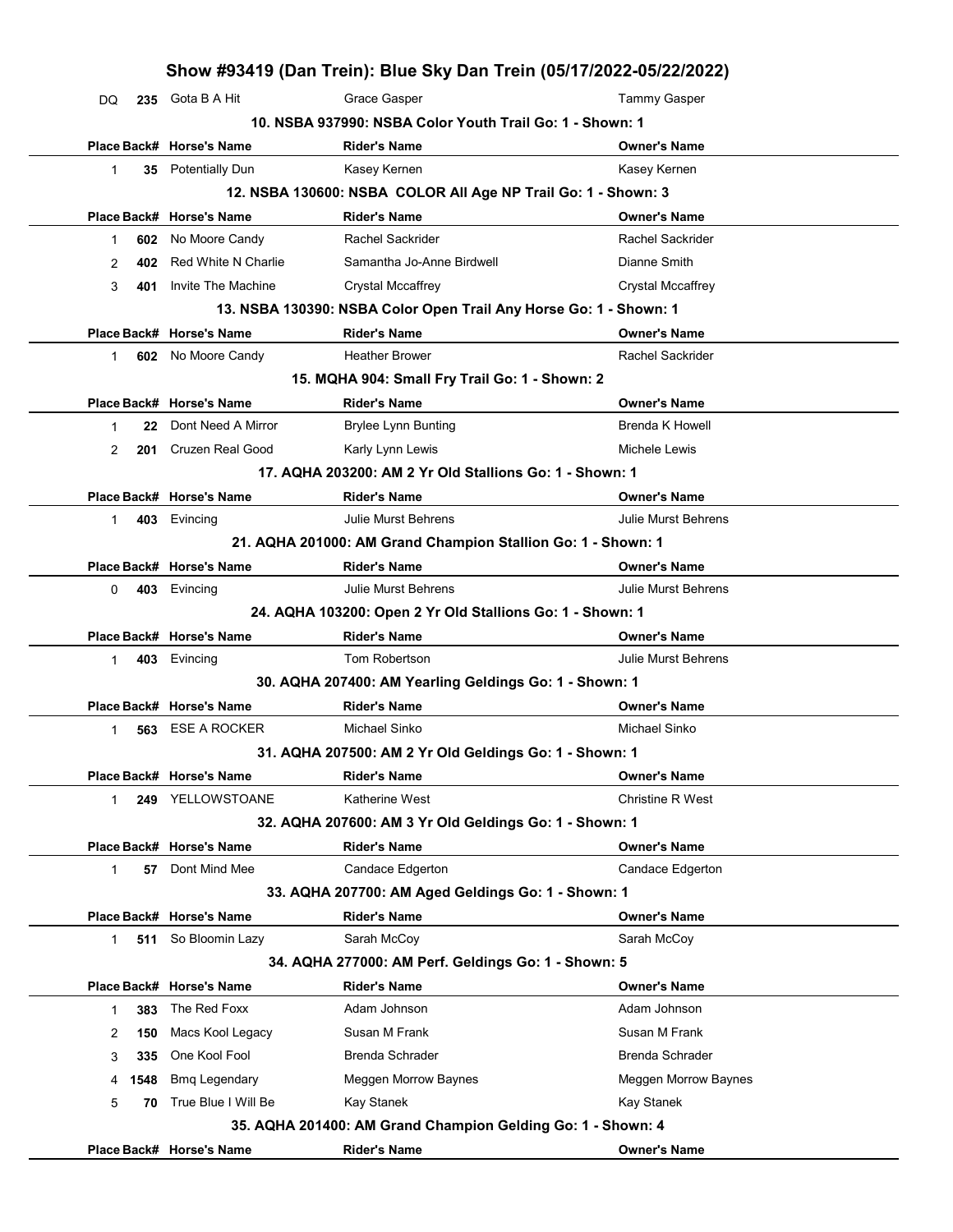## Show #93419 (Dan Trein): Blue Sky Dan Trein (05/17/2022-05/22/2022)

| Place | Back# | Horse's Name | Rider's Name | Owner's Name |
|---|---|---|---|---|
| DQ | 235 | Gota B A Hit | Grace Gasper | Tammy Gasper |

### 10. NSBA 937990: NSBA Color Youth Trail Go: 1 - Shown: 1

| Place | Back# | Horse's Name | Rider's Name | Owner's Name |
|---|---|---|---|---|
| 1 | 35 | Potentially Dun | Kasey Kernen | Kasey Kernen |

### 12. NSBA 130600: NSBA COLOR All Age NP Trail Go: 1 - Shown: 3

| Place | Back# | Horse's Name | Rider's Name | Owner's Name |
|---|---|---|---|---|
| 1 | 602 | No Moore Candy | Rachel Sackrider | Rachel Sackrider |
| 2 | 402 | Red White N Charlie | Samantha Jo-Anne Birdwell | Dianne Smith |
| 3 | 401 | Invite The Machine | Crystal Mccaffrey | Crystal Mccaffrey |

### 13. NSBA 130390: NSBA Color Open Trail Any Horse Go: 1 - Shown: 1

| Place | Back# | Horse's Name | Rider's Name | Owner's Name |
|---|---|---|---|---|
| 1 | 602 | No Moore Candy | Heather Brower | Rachel Sackrider |

### 15. MQHA 904: Small Fry Trail Go: 1 - Shown: 2

| Place | Back# | Horse's Name | Rider's Name | Owner's Name |
|---|---|---|---|---|
| 1 | 22 | Dont Need A Mirror | Brylee Lynn Bunting | Brenda K Howell |
| 2 | 201 | Cruzen Real Good | Karly Lynn Lewis | Michele Lewis |

### 17. AQHA 203200: AM 2 Yr Old Stallions Go: 1 - Shown: 1

| Place | Back# | Horse's Name | Rider's Name | Owner's Name |
|---|---|---|---|---|
| 1 | 403 | Evincing | Julie Murst Behrens | Julie Murst Behrens |

### 21. AQHA 201000: AM Grand Champion Stallion Go: 1 - Shown: 1

| Place | Back# | Horse's Name | Rider's Name | Owner's Name |
|---|---|---|---|---|
| 0 | 403 | Evincing | Julie Murst Behrens | Julie Murst Behrens |

### 24. AQHA 103200: Open 2 Yr Old Stallions Go: 1 - Shown: 1

| Place | Back# | Horse's Name | Rider's Name | Owner's Name |
|---|---|---|---|---|
| 1 | 403 | Evincing | Tom Robertson | Julie Murst Behrens |

### 30. AQHA 207400: AM Yearling Geldings Go: 1 - Shown: 1

| Place | Back# | Horse's Name | Rider's Name | Owner's Name |
|---|---|---|---|---|
| 1 | 563 | ESE A ROCKER | Michael Sinko | Michael Sinko |

### 31. AQHA 207500: AM 2 Yr Old Geldings Go: 1 - Shown: 1

| Place | Back# | Horse's Name | Rider's Name | Owner's Name |
|---|---|---|---|---|
| 1 | 249 | YELLOWSTOANE | Katherine West | Christine R West |

### 32. AQHA 207600: AM 3 Yr Old Geldings Go: 1 - Shown: 1

| Place | Back# | Horse's Name | Rider's Name | Owner's Name |
|---|---|---|---|---|
| 1 | 57 | Dont Mind Mee | Candace Edgerton | Candace Edgerton |

### 33. AQHA 207700: AM Aged Geldings Go: 1 - Shown: 1

| Place | Back# | Horse's Name | Rider's Name | Owner's Name |
|---|---|---|---|---|
| 1 | 511 | So Bloomin Lazy | Sarah McCoy | Sarah McCoy |

### 34. AQHA 277000: AM Perf. Geldings Go: 1 - Shown: 5

| Place | Back# | Horse's Name | Rider's Name | Owner's Name |
|---|---|---|---|---|
| 1 | 383 | The Red Foxx | Adam Johnson | Adam Johnson |
| 2 | 150 | Macs Kool Legacy | Susan M Frank | Susan M Frank |
| 3 | 335 | One Kool Fool | Brenda Schrader | Brenda Schrader |
| 4 | 1548 | Bmq Legendary | Meggen Morrow Baynes | Meggen Morrow Baynes |
| 5 | 70 | True Blue I Will Be | Kay Stanek | Kay Stanek |

### 35. AQHA 201400: AM Grand Champion Gelding Go: 1 - Shown: 4

| Place | Back# | Horse's Name | Rider's Name | Owner's Name |
|---|---|---|---|---|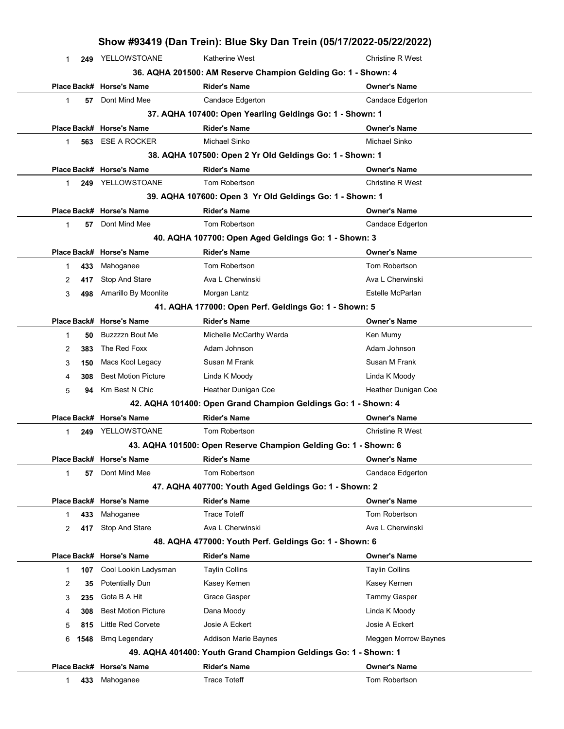## Show #93419 (Dan Trein): Blue Sky Dan Trein (05/17/2022-05/22/2022)

| Place | Back# | Horse's Name | Rider's Name | Owner's Name |
|---|---|---|---|---|
| 1 | 249 | YELLOWSTOANE | Katherine West | Christine R West |

### 36. AQHA 201500: AM Reserve Champion Gelding Go: 1 - Shown: 4

| Place | Back# | Horse's Name | Rider's Name | Owner's Name |
|---|---|---|---|---|
| 1 | 57 | Dont Mind Mee | Candace Edgerton | Candace Edgerton |

### 37. AQHA 107400: Open Yearling Geldings Go: 1 - Shown: 1

| Place | Back# | Horse's Name | Rider's Name | Owner's Name |
|---|---|---|---|---|
| 1 | 563 | ESE A ROCKER | Michael Sinko | Michael Sinko |

### 38. AQHA 107500: Open 2 Yr Old Geldings Go: 1 - Shown: 1

| Place | Back# | Horse's Name | Rider's Name | Owner's Name |
|---|---|---|---|---|
| 1 | 249 | YELLOWSTOANE | Tom Robertson | Christine R West |

### 39. AQHA 107600: Open 3 Yr Old Geldings Go: 1 - Shown: 1

| Place | Back# | Horse's Name | Rider's Name | Owner's Name |
|---|---|---|---|---|
| 1 | 57 | Dont Mind Mee | Tom Robertson | Candace Edgerton |

### 40. AQHA 107700: Open Aged Geldings Go: 1 - Shown: 3

| Place | Back# | Horse's Name | Rider's Name | Owner's Name |
|---|---|---|---|---|
| 1 | 433 | Mahoganee | Tom Robertson | Tom Robertson |
| 2 | 417 | Stop And Stare | Ava L Cherwinski | Ava L Cherwinski |
| 3 | 498 | Amarillo By Moonlite | Morgan Lantz | Estelle McParlan |

### 41. AQHA 177000: Open Perf. Geldings Go: 1 - Shown: 5

| Place | Back# | Horse's Name | Rider's Name | Owner's Name |
|---|---|---|---|---|
| 1 | 50 | Buzzzzn Bout Me | Michelle McCarthy Warda | Ken Mumy |
| 2 | 383 | The Red Foxx | Adam Johnson | Adam Johnson |
| 3 | 150 | Macs Kool Legacy | Susan M Frank | Susan M Frank |
| 4 | 308 | Best Motion Picture | Linda K Moody | Linda K Moody |
| 5 | 94 | Km Best N Chic | Heather Dunigan Coe | Heather Dunigan Coe |

### 42. AQHA 101400: Open Grand Champion Geldings Go: 1 - Shown: 4

| Place | Back# | Horse's Name | Rider's Name | Owner's Name |
|---|---|---|---|---|
| 1 | 249 | YELLOWSTOANE | Tom Robertson | Christine R West |

### 43. AQHA 101500: Open Reserve Champion Gelding Go: 1 - Shown: 6

| Place | Back# | Horse's Name | Rider's Name | Owner's Name |
|---|---|---|---|---|
| 1 | 57 | Dont Mind Mee | Tom Robertson | Candace Edgerton |

### 47. AQHA 407700: Youth Aged Geldings Go: 1 - Shown: 2

| Place | Back# | Horse's Name | Rider's Name | Owner's Name |
|---|---|---|---|---|
| 1 | 433 | Mahoganee | Trace Toteff | Tom Robertson |
| 2 | 417 | Stop And Stare | Ava L Cherwinski | Ava L Cherwinski |

### 48. AQHA 477000: Youth Perf. Geldings Go: 1 - Shown: 6

| Place | Back# | Horse's Name | Rider's Name | Owner's Name |
|---|---|---|---|---|
| 1 | 107 | Cool Lookin Ladysman | Taylin Collins | Taylin Collins |
| 2 | 35 | Potentially Dun | Kasey Kernen | Kasey Kernen |
| 3 | 235 | Gota B A Hit | Grace Gasper | Tammy Gasper |
| 4 | 308 | Best Motion Picture | Dana Moody | Linda K Moody |
| 5 | 815 | Little Red Corvete | Josie A Eckert | Josie A Eckert |
| 6 | 1548 | Bmq Legendary | Addison Marie Baynes | Meggen Morrow Baynes |

### 49. AQHA 401400: Youth Grand Champion Geldings Go: 1 - Shown: 1

| Place | Back# | Horse's Name | Rider's Name | Owner's Name |
|---|---|---|---|---|
| 1 | 433 | Mahoganee | Trace Toteff | Tom Robertson |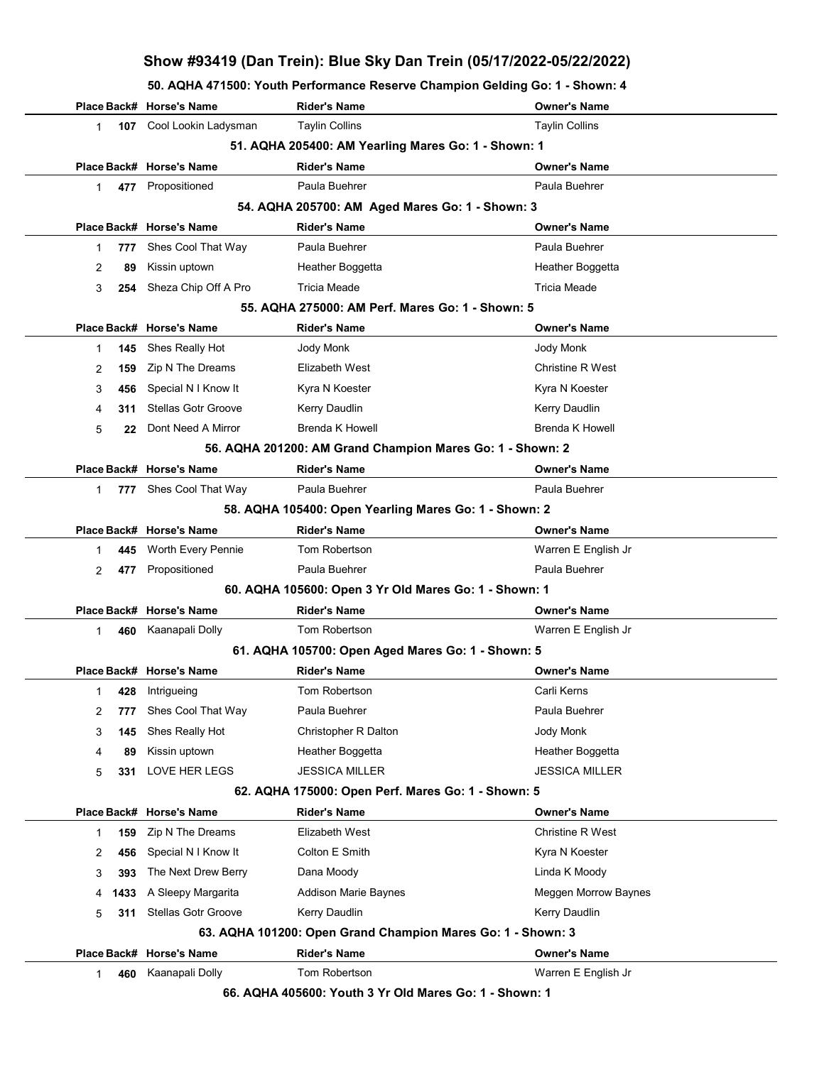# Show #93419 (Dan Trein): Blue Sky Dan Trein (05/17/2022-05/22/2022)

### 50. AQHA 471500: Youth Performance Reserve Champion Gelding Go: 1 - Shown: 4

| Place | Back# | Horse's Name | Rider's Name | Owner's Name |
|---|---|---|---|---|
| 1 | 107 | Cool Lookin Ladysman | Taylin Collins | Taylin Collins |

### 51. AQHA 205400: AM Yearling Mares Go: 1 - Shown: 1

| Place | Back# | Horse's Name | Rider's Name | Owner's Name |
|---|---|---|---|---|
| 1 | 477 | Propositioned | Paula Buehrer | Paula Buehrer |

### 54. AQHA 205700: AM Aged Mares Go: 1 - Shown: 3

| Place | Back# | Horse's Name | Rider's Name | Owner's Name |
|---|---|---|---|---|
| 1 | 777 | Shes Cool That Way | Paula Buehrer | Paula Buehrer |
| 2 | 89 | Kissin uptown | Heather Boggetta | Heather Boggetta |
| 3 | 254 | Sheza Chip Off A Pro | Tricia Meade | Tricia Meade |

### 55. AQHA 275000: AM Perf. Mares Go: 1 - Shown: 5

| Place | Back# | Horse's Name | Rider's Name | Owner's Name |
|---|---|---|---|---|
| 1 | 145 | Shes Really Hot | Jody Monk | Jody Monk |
| 2 | 159 | Zip N The Dreams | Elizabeth West | Christine R West |
| 3 | 456 | Special N I Know It | Kyra N Koester | Kyra N Koester |
| 4 | 311 | Stellas Gotr Groove | Kerry Daudlin | Kerry Daudlin |
| 5 | 22 | Dont Need A Mirror | Brenda K Howell | Brenda K Howell |

### 56. AQHA 201200: AM Grand Champion Mares Go: 1 - Shown: 2

| Place | Back# | Horse's Name | Rider's Name | Owner's Name |
|---|---|---|---|---|
| 1 | 777 | Shes Cool That Way | Paula Buehrer | Paula Buehrer |

### 58. AQHA 105400: Open Yearling Mares Go: 1 - Shown: 2

| Place | Back# | Horse's Name | Rider's Name | Owner's Name |
|---|---|---|---|---|
| 1 | 445 | Worth Every Pennie | Tom Robertson | Warren E English Jr |
| 2 | 477 | Propositioned | Paula Buehrer | Paula Buehrer |

### 60. AQHA 105600: Open 3 Yr Old Mares Go: 1 - Shown: 1

| Place | Back# | Horse's Name | Rider's Name | Owner's Name |
|---|---|---|---|---|
| 1 | 460 | Kaanapali Dolly | Tom Robertson | Warren E English Jr |

### 61. AQHA 105700: Open Aged Mares Go: 1 - Shown: 5

| Place | Back# | Horse's Name | Rider's Name | Owner's Name |
|---|---|---|---|---|
| 1 | 428 | Intrigueing | Tom Robertson | Carli Kerns |
| 2 | 777 | Shes Cool That Way | Paula Buehrer | Paula Buehrer |
| 3 | 145 | Shes Really Hot | Christopher R Dalton | Jody Monk |
| 4 | 89 | Kissin uptown | Heather Boggetta | Heather Boggetta |
| 5 | 331 | LOVE HER LEGS | JESSICA MILLER | JESSICA MILLER |

### 62. AQHA 175000: Open Perf. Mares Go: 1 - Shown: 5

| Place | Back# | Horse's Name | Rider's Name | Owner's Name |
|---|---|---|---|---|
| 1 | 159 | Zip N The Dreams | Elizabeth West | Christine R West |
| 2 | 456 | Special N I Know It | Colton E Smith | Kyra N Koester |
| 3 | 393 | The Next Drew Berry | Dana Moody | Linda K Moody |
| 4 | 1433 | A Sleepy Margarita | Addison Marie Baynes | Meggen Morrow Baynes |
| 5 | 311 | Stellas Gotr Groove | Kerry Daudlin | Kerry Daudlin |

### 63. AQHA 101200: Open Grand Champion Mares Go: 1 - Shown: 3

| Place | Back# | Horse's Name | Rider's Name | Owner's Name |
|---|---|---|---|---|
| 1 | 460 | Kaanapali Dolly | Tom Robertson | Warren E English Jr |

### 66. AQHA 405600: Youth 3 Yr Old Mares Go: 1 - Shown: 1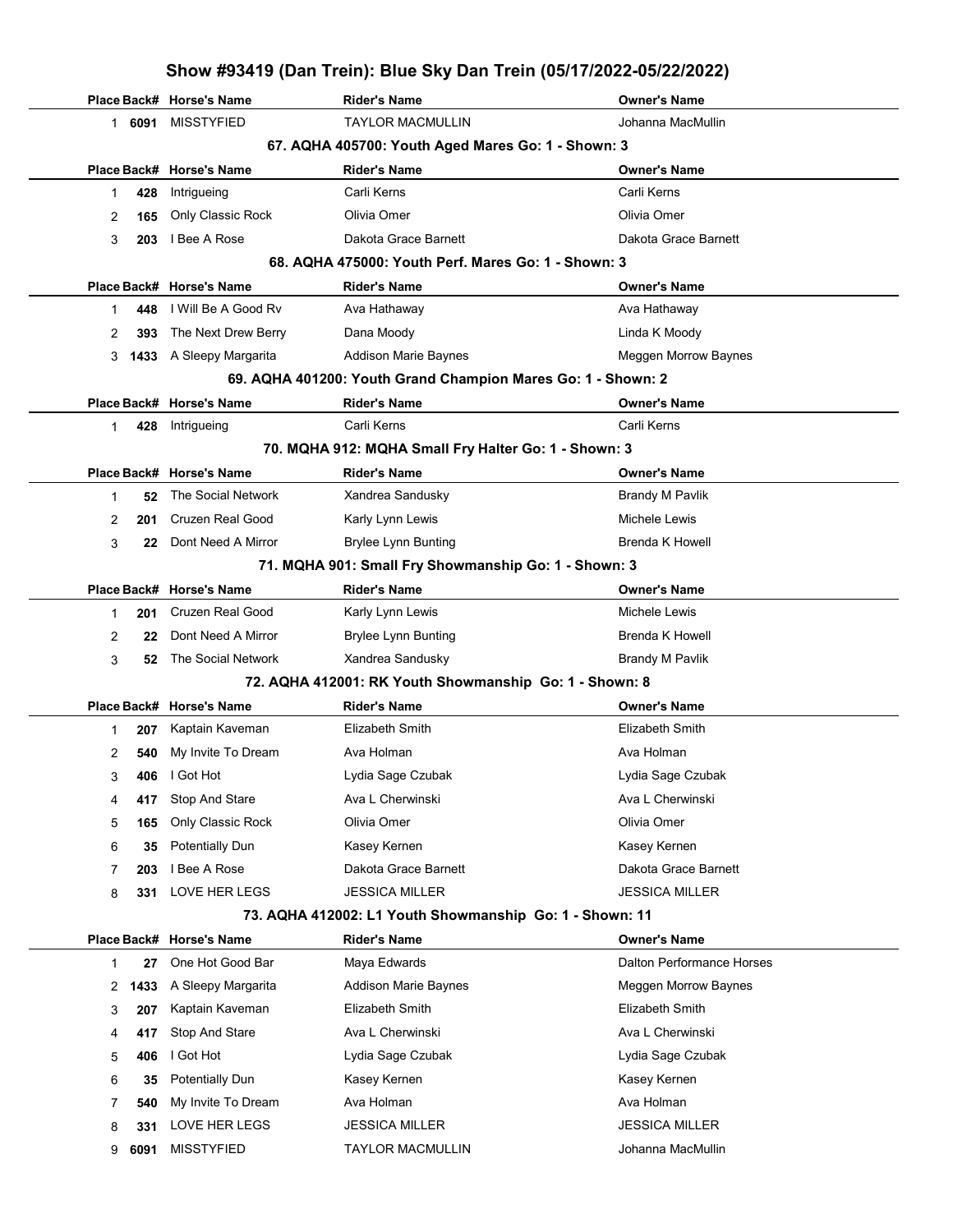# Show #93419 (Dan Trein): Blue Sky Dan Trein (05/17/2022-05/22/2022)

| Place | Back# | Horse's Name | Rider's Name | Owner's Name |
|---|---|---|---|---|
| 1 | 6091 | MISSTYFIED | TAYLOR MACMULLIN | Johanna MacMullin |

### 67. AQHA 405700: Youth Aged Mares Go: 1 - Shown: 3

| Place | Back# | Horse's Name | Rider's Name | Owner's Name |
|---|---|---|---|---|
| 1 | 428 | Intrigueing | Carli Kerns | Carli Kerns |
| 2 | 165 | Only Classic Rock | Olivia Omer | Olivia Omer |
| 3 | 203 | I Bee A Rose | Dakota Grace Barnett | Dakota Grace Barnett |

### 68. AQHA 475000: Youth Perf. Mares Go: 1 - Shown: 3

| Place | Back# | Horse's Name | Rider's Name | Owner's Name |
|---|---|---|---|---|
| 1 | 448 | I Will Be A Good Rv | Ava Hathaway | Ava Hathaway |
| 2 | 393 | The Next Drew Berry | Dana Moody | Linda K Moody |
| 3 | 1433 | A Sleepy Margarita | Addison Marie Baynes | Meggen Morrow Baynes |

### 69. AQHA 401200: Youth Grand Champion Mares Go: 1 - Shown: 2

| Place | Back# | Horse's Name | Rider's Name | Owner's Name |
|---|---|---|---|---|
| 1 | 428 | Intrigueing | Carli Kerns | Carli Kerns |

### 70. MQHA 912: MQHA Small Fry Halter Go: 1 - Shown: 3

| Place | Back# | Horse's Name | Rider's Name | Owner's Name |
|---|---|---|---|---|
| 1 | 52 | The Social Network | Xandrea Sandusky | Brandy M Pavlik |
| 2 | 201 | Cruzen Real Good | Karly Lynn Lewis | Michele Lewis |
| 3 | 22 | Dont Need A Mirror | Brylee Lynn Bunting | Brenda K Howell |

### 71. MQHA 901: Small Fry Showmanship Go: 1 - Shown: 3

| Place | Back# | Horse's Name | Rider's Name | Owner's Name |
|---|---|---|---|---|
| 1 | 201 | Cruzen Real Good | Karly Lynn Lewis | Michele Lewis |
| 2 | 22 | Dont Need A Mirror | Brylee Lynn Bunting | Brenda K Howell |
| 3 | 52 | The Social Network | Xandrea Sandusky | Brandy M Pavlik |

### 72. AQHA 412001: RK Youth Showmanship Go: 1 - Shown: 8

| Place | Back# | Horse's Name | Rider's Name | Owner's Name |
|---|---|---|---|---|
| 1 | 207 | Kaptain Kaveman | Elizabeth Smith | Elizabeth Smith |
| 2 | 540 | My Invite To Dream | Ava Holman | Ava Holman |
| 3 | 406 | I Got Hot | Lydia Sage Czubak | Lydia Sage Czubak |
| 4 | 417 | Stop And Stare | Ava L Cherwinski | Ava L Cherwinski |
| 5 | 165 | Only Classic Rock | Olivia Omer | Olivia Omer |
| 6 | 35 | Potentially Dun | Kasey Kernen | Kasey Kernen |
| 7 | 203 | I Bee A Rose | Dakota Grace Barnett | Dakota Grace Barnett |
| 8 | 331 | LOVE HER LEGS | JESSICA MILLER | JESSICA MILLER |

### 73. AQHA 412002: L1 Youth Showmanship Go: 1 - Shown: 11

| Place | Back# | Horse's Name | Rider's Name | Owner's Name |
|---|---|---|---|---|
| 1 | 27 | One Hot Good Bar | Maya Edwards | Dalton Performance Horses |
| 2 | 1433 | A Sleepy Margarita | Addison Marie Baynes | Meggen Morrow Baynes |
| 3 | 207 | Kaptain Kaveman | Elizabeth Smith | Elizabeth Smith |
| 4 | 417 | Stop And Stare | Ava L Cherwinski | Ava L Cherwinski |
| 5 | 406 | I Got Hot | Lydia Sage Czubak | Lydia Sage Czubak |
| 6 | 35 | Potentially Dun | Kasey Kernen | Kasey Kernen |
| 7 | 540 | My Invite To Dream | Ava Holman | Ava Holman |
| 8 | 331 | LOVE HER LEGS | JESSICA MILLER | JESSICA MILLER |
| 9 | 6091 | MISSTYFIED | TAYLOR MACMULLIN | Johanna MacMullin |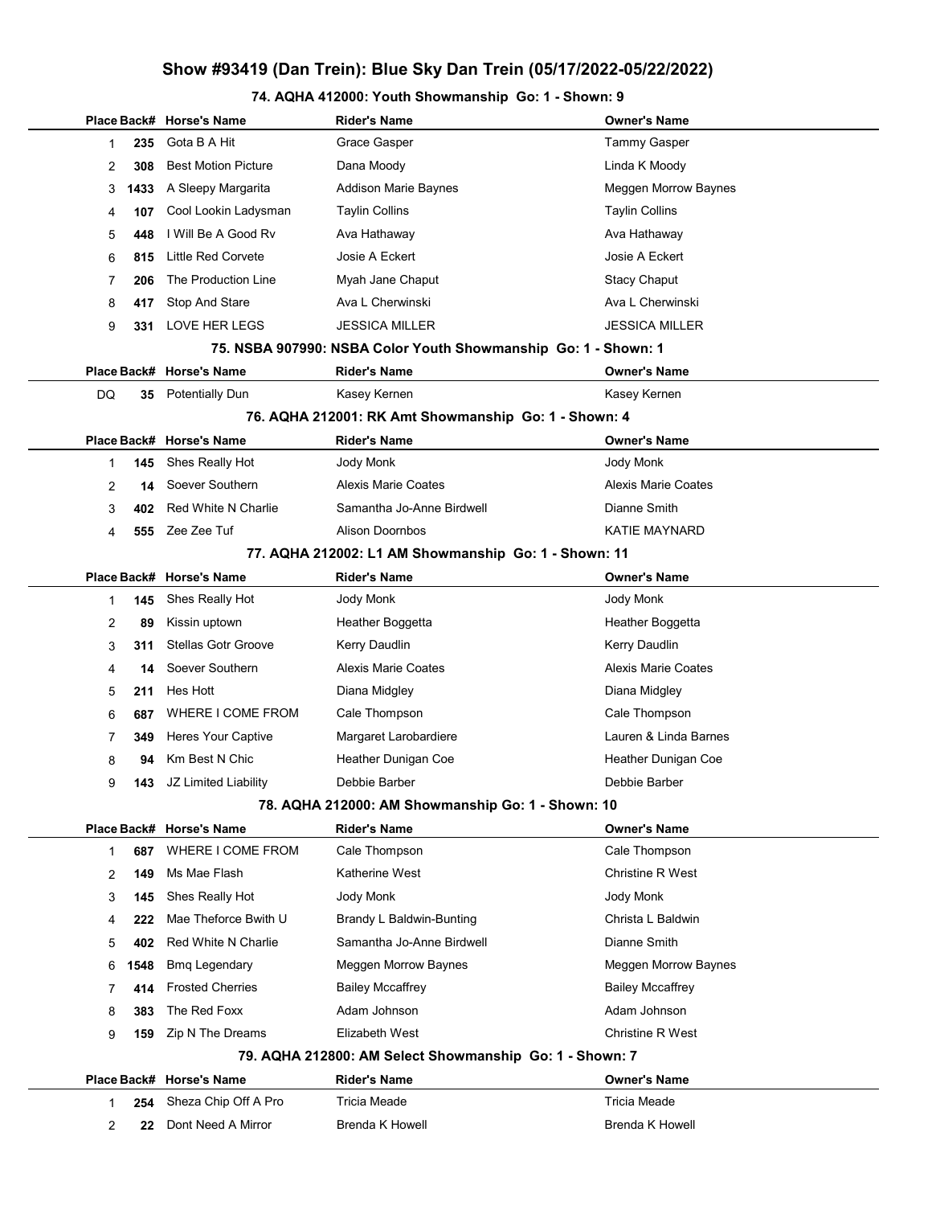# Show #93419 (Dan Trein): Blue Sky Dan Trein (05/17/2022-05/22/2022)

## 74. AQHA 412000: Youth Showmanship Go: 1 - Shown: 9

| Place | Back# | Horse's Name | Rider's Name | Owner's Name |
|---|---|---|---|---|
| 1 | 235 | Gota B A Hit | Grace Gasper | Tammy Gasper |
| 2 | 308 | Best Motion Picture | Dana Moody | Linda K Moody |
| 3 | 1433 | A Sleepy Margarita | Addison Marie Baynes | Meggen Morrow Baynes |
| 4 | 107 | Cool Lookin Ladysman | Taylin Collins | Taylin Collins |
| 5 | 448 | I Will Be A Good Rv | Ava Hathaway | Ava Hathaway |
| 6 | 815 | Little Red Corvete | Josie A Eckert | Josie A Eckert |
| 7 | 206 | The Production Line | Myah Jane Chaput | Stacy Chaput |
| 8 | 417 | Stop And Stare | Ava L Cherwinski | Ava L Cherwinski |
| 9 | 331 | LOVE HER LEGS | JESSICA MILLER | JESSICA MILLER |

## 75. NSBA 907990: NSBA Color Youth Showmanship Go: 1 - Shown: 1

| Place | Back# | Horse's Name | Rider's Name | Owner's Name |
|---|---|---|---|---|
| DQ | 35 | Potentially Dun | Kasey Kernen | Kasey Kernen |

## 76. AQHA 212001: RK Amt Showmanship Go: 1 - Shown: 4

| Place | Back# | Horse's Name | Rider's Name | Owner's Name |
|---|---|---|---|---|
| 1 | 145 | Shes Really Hot | Jody Monk | Jody Monk |
| 2 | 14 | Soever Southern | Alexis Marie Coates | Alexis Marie Coates |
| 3 | 402 | Red White N Charlie | Samantha Jo-Anne Birdwell | Dianne Smith |
| 4 | 555 | Zee Zee Tuf | Alison Doornbos | KATIE MAYNARD |

## 77. AQHA 212002: L1 AM Showmanship Go: 1 - Shown: 11

| Place | Back# | Horse's Name | Rider's Name | Owner's Name |
|---|---|---|---|---|
| 1 | 145 | Shes Really Hot | Jody Monk | Jody Monk |
| 2 | 89 | Kissin uptown | Heather Boggetta | Heather Boggetta |
| 3 | 311 | Stellas Gotr Groove | Kerry Daudlin | Kerry Daudlin |
| 4 | 14 | Soever Southern | Alexis Marie Coates | Alexis Marie Coates |
| 5 | 211 | Hes Hott | Diana Midgley | Diana Midgley |
| 6 | 687 | WHERE I COME FROM | Cale Thompson | Cale Thompson |
| 7 | 349 | Heres Your Captive | Margaret Larobardiere | Lauren & Linda Barnes |
| 8 | 94 | Km Best N Chic | Heather Dunigan Coe | Heather Dunigan Coe |
| 9 | 143 | JZ Limited Liability | Debbie Barber | Debbie Barber |

## 78. AQHA 212000: AM Showmanship Go: 1 - Shown: 10

| Place | Back# | Horse's Name | Rider's Name | Owner's Name |
|---|---|---|---|---|
| 1 | 687 | WHERE I COME FROM | Cale Thompson | Cale Thompson |
| 2 | 149 | Ms Mae Flash | Katherine West | Christine R West |
| 3 | 145 | Shes Really Hot | Jody Monk | Jody Monk |
| 4 | 222 | Mae Theforce Bwith U | Brandy L Baldwin-Bunting | Christa L Baldwin |
| 5 | 402 | Red White N Charlie | Samantha Jo-Anne Birdwell | Dianne Smith |
| 6 | 1548 | Bmq Legendary | Meggen Morrow Baynes | Meggen Morrow Baynes |
| 7 | 414 | Frosted Cherries | Bailey Mccaffrey | Bailey Mccaffrey |
| 8 | 383 | The Red Foxx | Adam Johnson | Adam Johnson |
| 9 | 159 | Zip N The Dreams | Elizabeth West | Christine R West |

## 79. AQHA 212800: AM Select Showmanship Go: 1 - Shown: 7

| Place | Back# | Horse's Name | Rider's Name | Owner's Name |
|---|---|---|---|---|
| 1 | 254 | Sheza Chip Off A Pro | Tricia Meade | Tricia Meade |
| 2 | 22 | Dont Need A Mirror | Brenda K Howell | Brenda K Howell |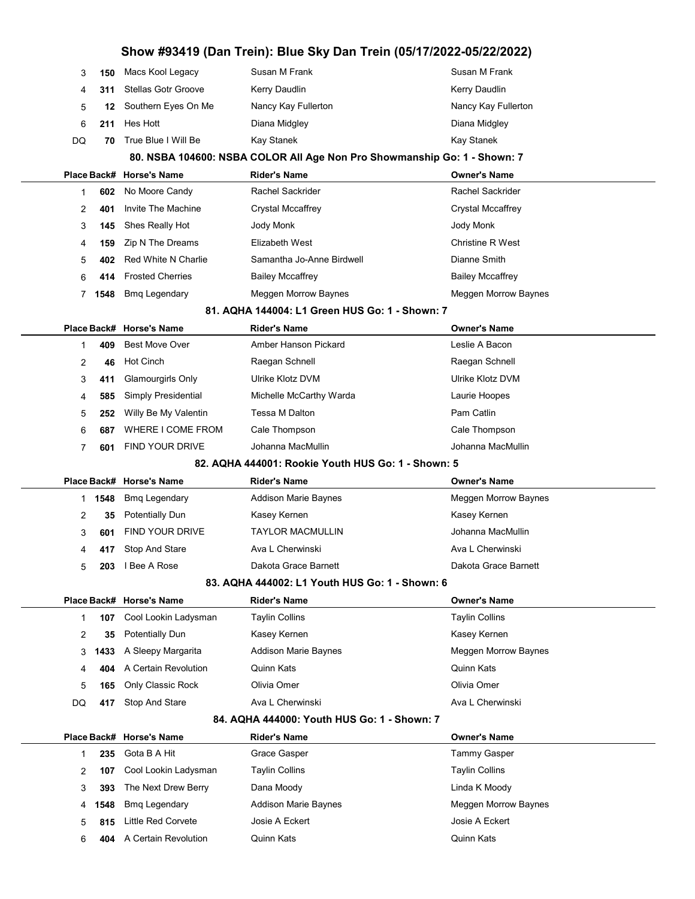| Place | Back# | Horse's Name | Rider's Name | Owner's Name |
|---|---|---|---|---|
| 3 | 150 | Macs Kool Legacy | Susan M Frank | Susan M Frank |
| 4 | 311 | Stellas Gotr Groove | Kerry Daudlin | Kerry Daudlin |
| 5 | 12 | Southern Eyes On Me | Nancy Kay Fullerton | Nancy Kay Fullerton |
| 6 | 211 | Hes Hott | Diana Midgley | Diana Midgley |
| DQ | 70 | True Blue I Will Be | Kay Stanek | Kay Stanek |

### 80. NSBA 104600: NSBA COLOR All Age Non Pro Showmanship Go: 1 - Shown: 7

| Place | Back# | Horse's Name | Rider's Name | Owner's Name |
|---|---|---|---|---|
| 1 | 602 | No Moore Candy | Rachel Sackrider | Rachel Sackrider |
| 2 | 401 | Invite The Machine | Crystal Mccaffrey | Crystal Mccaffrey |
| 3 | 145 | Shes Really Hot | Jody Monk | Jody Monk |
| 4 | 159 | Zip N The Dreams | Elizabeth West | Christine R West |
| 5 | 402 | Red White N Charlie | Samantha Jo-Anne Birdwell | Dianne Smith |
| 6 | 414 | Frosted Cherries | Bailey Mccaffrey | Bailey Mccaffrey |
| 7 | 1548 | Bmq Legendary | Meggen Morrow Baynes | Meggen Morrow Baynes |

### 81. AQHA 144004: L1 Green HUS Go: 1 - Shown: 7

| Place | Back# | Horse's Name | Rider's Name | Owner's Name |
|---|---|---|---|---|
| 1 | 409 | Best Move Over | Amber Hanson Pickard | Leslie A Bacon |
| 2 | 46 | Hot Cinch | Raegan Schnell | Raegan Schnell |
| 3 | 411 | Glamourgirls Only | Ulrike Klotz DVM | Ulrike Klotz DVM |
| 4 | 585 | Simply Presidential | Michelle McCarthy Warda | Laurie Hoopes |
| 5 | 252 | Willy Be My Valentin | Tessa M Dalton | Pam Catlin |
| 6 | 687 | WHERE I COME FROM | Cale Thompson | Cale Thompson |
| 7 | 601 | FIND YOUR DRIVE | Johanna MacMullin | Johanna MacMullin |

### 82. AQHA 444001: Rookie Youth HUS Go: 1 - Shown: 5

| Place | Back# | Horse's Name | Rider's Name | Owner's Name |
|---|---|---|---|---|
| 1 | 1548 | Bmq Legendary | Addison Marie Baynes | Meggen Morrow Baynes |
| 2 | 35 | Potentially Dun | Kasey Kernen | Kasey Kernen |
| 3 | 601 | FIND YOUR DRIVE | TAYLOR MACMULLIN | Johanna MacMullin |
| 4 | 417 | Stop And Stare | Ava L Cherwinski | Ava L Cherwinski |
| 5 | 203 | I Bee A Rose | Dakota Grace Barnett | Dakota Grace Barnett |

### 83. AQHA 444002: L1 Youth HUS Go: 1 - Shown: 6

| Place | Back# | Horse's Name | Rider's Name | Owner's Name |
|---|---|---|---|---|
| 1 | 107 | Cool Lookin Ladysman | Taylin Collins | Taylin Collins |
| 2 | 35 | Potentially Dun | Kasey Kernen | Kasey Kernen |
| 3 | 1433 | A Sleepy Margarita | Addison Marie Baynes | Meggen Morrow Baynes |
| 4 | 404 | A Certain Revolution | Quinn Kats | Quinn Kats |
| 5 | 165 | Only Classic Rock | Olivia Omer | Olivia Omer |
| DQ | 417 | Stop And Stare | Ava L Cherwinski | Ava L Cherwinski |

### 84. AQHA 444000: Youth HUS Go: 1 - Shown: 7

| Place | Back# | Horse's Name | Rider's Name | Owner's Name |
|---|---|---|---|---|
| 1 | 235 | Gota B A Hit | Grace Gasper | Tammy Gasper |
| 2 | 107 | Cool Lookin Ladysman | Taylin Collins | Taylin Collins |
| 3 | 393 | The Next Drew Berry | Dana Moody | Linda K Moody |
| 4 | 1548 | Bmq Legendary | Addison Marie Baynes | Meggen Morrow Baynes |
| 5 | 815 | Little Red Corvete | Josie A Eckert | Josie A Eckert |
| 6 | 404 | A Certain Revolution | Quinn Kats | Quinn Kats |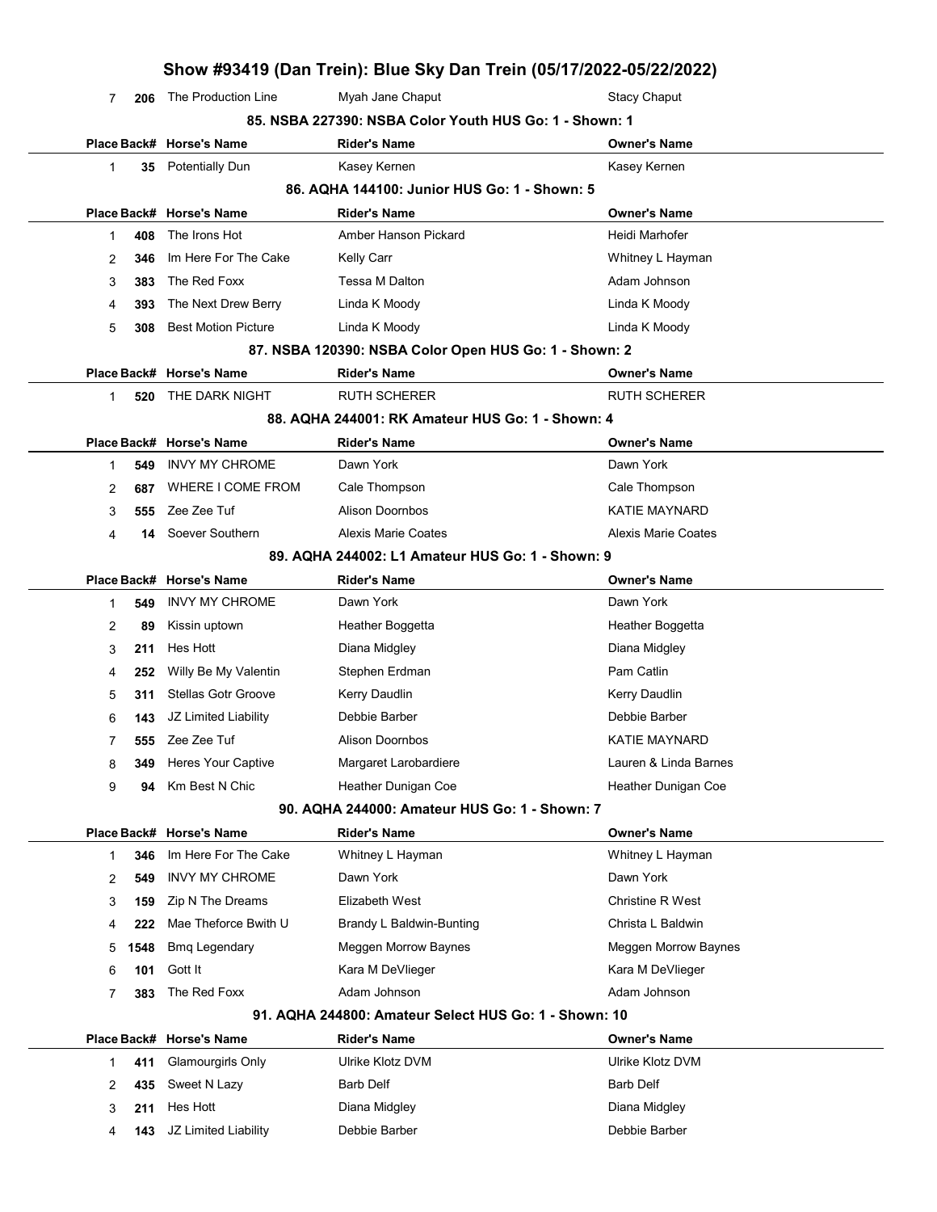| 7 | 206 | The Production Line | Myah Jane Chaput | Stacy Chaput |
|---|---|---|---|---|

### 85. NSBA 227390: NSBA Color Youth HUS Go: 1 - Shown: 1

| Place | Back# | Horse's Name | Rider's Name | Owner's Name |
|---|---|---|---|---|
| 1 | 35 | Potentially Dun | Kasey Kernen | Kasey Kernen |

### 86. AQHA 144100: Junior HUS Go: 1 - Shown: 5

| Place | Back# | Horse's Name | Rider's Name | Owner's Name |
|---|---|---|---|---|
| 1 | 408 | The Irons Hot | Amber Hanson Pickard | Heidi Marhofer |
| 2 | 346 | Im Here For The Cake | Kelly Carr | Whitney L Hayman |
| 3 | 383 | The Red Foxx | Tessa M Dalton | Adam Johnson |
| 4 | 393 | The Next Drew Berry | Linda K Moody | Linda K Moody |
| 5 | 308 | Best Motion Picture | Linda K Moody | Linda K Moody |

### 87. NSBA 120390: NSBA Color Open HUS Go: 1 - Shown: 2

| Place | Back# | Horse's Name | Rider's Name | Owner's Name |
|---|---|---|---|---|
| 1 | 520 | THE DARK NIGHT | RUTH SCHERER | RUTH SCHERER |

### 88. AQHA 244001: RK Amateur HUS Go: 1 - Shown: 4

| Place | Back# | Horse's Name | Rider's Name | Owner's Name |
|---|---|---|---|---|
| 1 | 549 | INVY MY CHROME | Dawn York | Dawn York |
| 2 | 687 | WHERE I COME FROM | Cale Thompson | Cale Thompson |
| 3 | 555 | Zee Zee Tuf | Alison Doornbos | KATIE MAYNARD |
| 4 | 14 | Soever Southern | Alexis Marie Coates | Alexis Marie Coates |

### 89. AQHA 244002: L1 Amateur HUS Go: 1 - Shown: 9

| Place | Back# | Horse's Name | Rider's Name | Owner's Name |
|---|---|---|---|---|
| 1 | 549 | INVY MY CHROME | Dawn York | Dawn York |
| 2 | 89 | Kissin uptown | Heather Boggetta | Heather Boggetta |
| 3 | 211 | Hes Hott | Diana Midgley | Diana Midgley |
| 4 | 252 | Willy Be My Valentin | Stephen Erdman | Pam Catlin |
| 5 | 311 | Stellas Gotr Groove | Kerry Daudlin | Kerry Daudlin |
| 6 | 143 | JZ Limited Liability | Debbie Barber | Debbie Barber |
| 7 | 555 | Zee Zee Tuf | Alison Doornbos | KATIE MAYNARD |
| 8 | 349 | Heres Your Captive | Margaret Larobardiere | Lauren & Linda Barnes |
| 9 | 94 | Km Best N Chic | Heather Dunigan Coe | Heather Dunigan Coe |

### 90. AQHA 244000: Amateur HUS Go: 1 - Shown: 7

| Place | Back# | Horse's Name | Rider's Name | Owner's Name |
|---|---|---|---|---|
| 1 | 346 | Im Here For The Cake | Whitney L Hayman | Whitney L Hayman |
| 2 | 549 | INVY MY CHROME | Dawn York | Dawn York |
| 3 | 159 | Zip N The Dreams | Elizabeth West | Christine R West |
| 4 | 222 | Mae Theforce Bwith U | Brandy L Baldwin-Bunting | Christa L Baldwin |
| 5 | 1548 | Bmq Legendary | Meggen Morrow Baynes | Meggen Morrow Baynes |
| 6 | 101 | Gott It | Kara M DeVlieger | Kara M DeVlieger |
| 7 | 383 | The Red Foxx | Adam Johnson | Adam Johnson |

### 91. AQHA 244800: Amateur Select HUS Go: 1 - Shown: 10

| Place | Back# | Horse's Name | Rider's Name | Owner's Name |
|---|---|---|---|---|
| 1 | 411 | Glamourgirls Only | Ulrike Klotz DVM | Ulrike Klotz DVM |
| 2 | 435 | Sweet N Lazy | Barb Delf | Barb Delf |
| 3 | 211 | Hes Hott | Diana Midgley | Diana Midgley |
| 4 | 143 | JZ Limited Liability | Debbie Barber | Debbie Barber |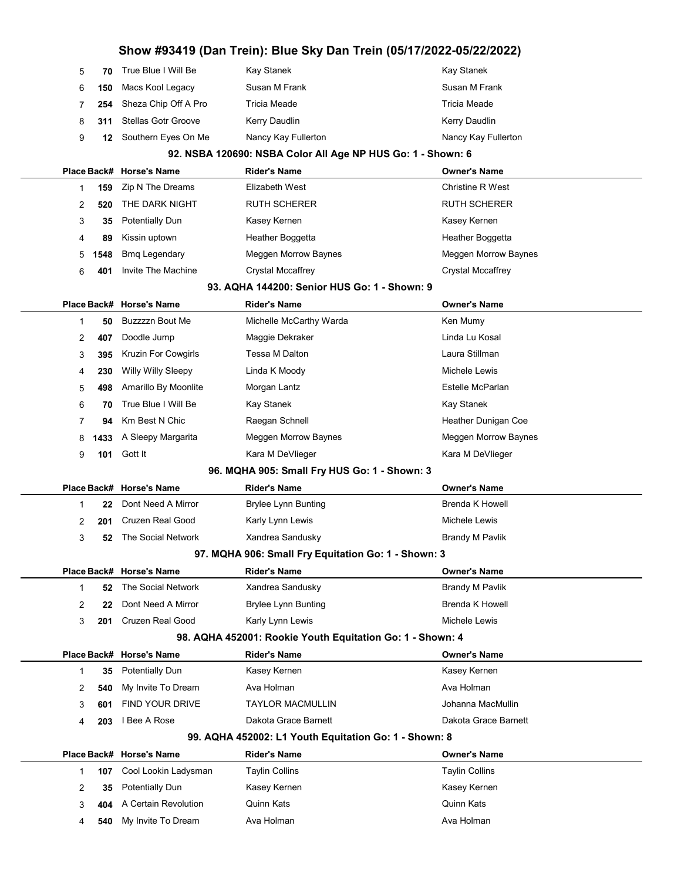| Place | Back# | Horse's Name | Rider's Name | Owner's Name |
|---|---|---|---|---|
| 5 | **70** | True Blue I Will Be | Kay Stanek | Kay Stanek |
| 6 | **150** | Macs Kool Legacy | Susan M Frank | Susan M Frank |
| 7 | **254** | Sheza Chip Off A Pro | Tricia Meade | Tricia Meade |
| 8 | **311** | Stellas Gotr Groove | Kerry Daudlin | Kerry Daudlin |
| 9 | **12** | Southern Eyes On Me | Nancy Kay Fullerton | Nancy Kay Fullerton |

### 92. NSBA 120690: NSBA Color All Age NP HUS Go: 1 - Shown: 6

| Place | Back# | Horse's Name | Rider's Name | Owner's Name |
|---|---|---|---|---|
| 1 | **159** | Zip N The Dreams | Elizabeth West | Christine R West |
| 2 | **520** | THE DARK NIGHT | RUTH SCHERER | RUTH SCHERER |
| 3 | **35** | Potentially Dun | Kasey Kernen | Kasey Kernen |
| 4 | **89** | Kissin uptown | Heather Boggetta | Heather Boggetta |
| 5 | **1548** | Bmq Legendary | Meggen Morrow Baynes | Meggen Morrow Baynes |
| 6 | **401** | Invite The Machine | Crystal Mccaffrey | Crystal Mccaffrey |

### 93. AQHA 144200: Senior HUS Go: 1 - Shown: 9

| Place | Back# | Horse's Name | Rider's Name | Owner's Name |
|---|---|---|---|---|
| 1 | **50** | Buzzzzn Bout Me | Michelle McCarthy Warda | Ken Mumy |
| 2 | **407** | Doodle Jump | Maggie Dekraker | Linda Lu Kosal |
| 3 | **395** | Kruzin For Cowgirls | Tessa M Dalton | Laura Stillman |
| 4 | **230** | Willy Willy Sleepy | Linda K Moody | Michele Lewis |
| 5 | **498** | Amarillo By Moonlite | Morgan Lantz | Estelle McParlan |
| 6 | **70** | True Blue I Will Be | Kay Stanek | Kay Stanek |
| 7 | **94** | Km Best N Chic | Raegan Schnell | Heather Dunigan Coe |
| 8 | **1433** | A Sleepy Margarita | Meggen Morrow Baynes | Meggen Morrow Baynes |
| 9 | **101** | Gott It | Kara M DeVlieger | Kara M DeVlieger |

### 96. MQHA 905: Small Fry HUS Go: 1 - Shown: 3

| Place | Back# | Horse's Name | Rider's Name | Owner's Name |
|---|---|---|---|---|
| 1 | **22** | Dont Need A Mirror | Brylee Lynn Bunting | Brenda K Howell |
| 2 | **201** | Cruzen Real Good | Karly Lynn Lewis | Michele Lewis |
| 3 | **52** | The Social Network | Xandrea Sandusky | Brandy M Pavlik |

### 97. MQHA 906: Small Fry Equitation Go: 1 - Shown: 3

| Place | Back# | Horse's Name | Rider's Name | Owner's Name |
|---|---|---|---|---|
| 1 | **52** | The Social Network | Xandrea Sandusky | Brandy M Pavlik |
| 2 | **22** | Dont Need A Mirror | Brylee Lynn Bunting | Brenda K Howell |
| 3 | **201** | Cruzen Real Good | Karly Lynn Lewis | Michele Lewis |

### 98. AQHA 452001: Rookie Youth Equitation Go: 1 - Shown: 4

| Place | Back# | Horse's Name | Rider's Name | Owner's Name |
|---|---|---|---|---|
| 1 | **35** | Potentially Dun | Kasey Kernen | Kasey Kernen |
| 2 | **540** | My Invite To Dream | Ava Holman | Ava Holman |
| 3 | **601** | FIND YOUR DRIVE | TAYLOR MACMULLIN | Johanna MacMullin |
| 4 | **203** | I Bee A Rose | Dakota Grace Barnett | Dakota Grace Barnett |

### 99. AQHA 452002: L1 Youth Equitation Go: 1 - Shown: 8

| Place | Back# | Horse's Name | Rider's Name | Owner's Name |
|---|---|---|---|---|
| 1 | **107** | Cool Lookin Ladysman | Taylin Collins | Taylin Collins |
| 2 | **35** | Potentially Dun | Kasey Kernen | Kasey Kernen |
| 3 | **404** | A Certain Revolution | Quinn Kats | Quinn Kats |
| 4 | **540** | My Invite To Dream | Ava Holman | Ava Holman |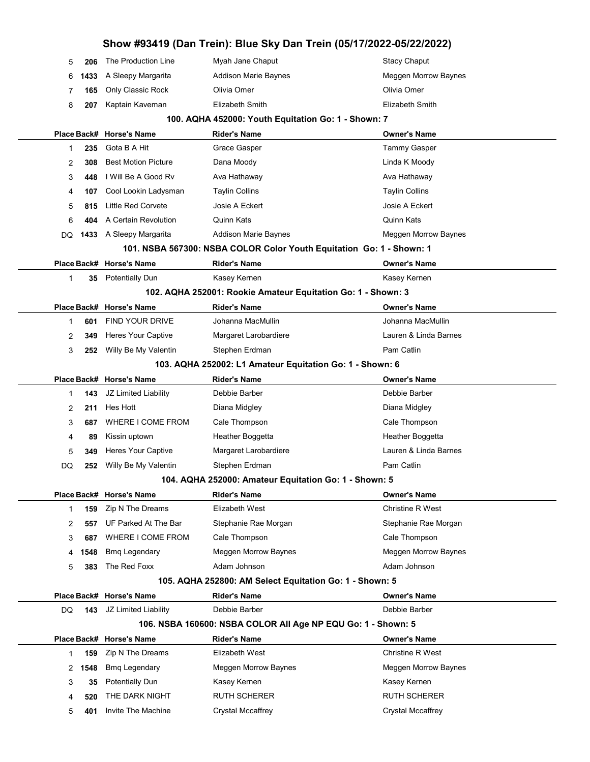| Place | Back# | Horse's Name | Rider's Name | Owner's Name |
|---|---|---|---|---|
| 5 | 206 | The Production Line | Myah Jane Chaput | Stacy Chaput |
| 6 | 1433 | A Sleepy Margarita | Addison Marie Baynes | Meggen Morrow Baynes |
| 7 | 165 | Only Classic Rock | Olivia Omer | Olivia Omer |
| 8 | 207 | Kaptain Kaveman | Elizabeth Smith | Elizabeth Smith |

### 100. AQHA 452000: Youth Equitation Go: 1 - Shown: 7

| Place | Back# | Horse's Name | Rider's Name | Owner's Name |
|---|---|---|---|---|
| 1 | 235 | Gota B A Hit | Grace Gasper | Tammy Gasper |
| 2 | 308 | Best Motion Picture | Dana Moody | Linda K Moody |
| 3 | 448 | I Will Be A Good Rv | Ava Hathaway | Ava Hathaway |
| 4 | 107 | Cool Lookin Ladysman | Taylin Collins | Taylin Collins |
| 5 | 815 | Little Red Corvete | Josie A Eckert | Josie A Eckert |
| 6 | 404 | A Certain Revolution | Quinn Kats | Quinn Kats |
| DQ | 1433 | A Sleepy Margarita | Addison Marie Baynes | Meggen Morrow Baynes |

### 101. NSBA 567300: NSBA COLOR Color Youth Equitation Go: 1 - Shown: 1

| Place | Back# | Horse's Name | Rider's Name | Owner's Name |
|---|---|---|---|---|
| 1 | 35 | Potentially Dun | Kasey Kernen | Kasey Kernen |

### 102. AQHA 252001: Rookie Amateur Equitation Go: 1 - Shown: 3

| Place | Back# | Horse's Name | Rider's Name | Owner's Name |
|---|---|---|---|---|
| 1 | 601 | FIND YOUR DRIVE | Johanna MacMullin | Johanna MacMullin |
| 2 | 349 | Heres Your Captive | Margaret Larobardiere | Lauren & Linda Barnes |
| 3 | 252 | Willy Be My Valentin | Stephen Erdman | Pam Catlin |

### 103. AQHA 252002: L1 Amateur Equitation Go: 1 - Shown: 6

| Place | Back# | Horse's Name | Rider's Name | Owner's Name |
|---|---|---|---|---|
| 1 | 143 | JZ Limited Liability | Debbie Barber | Debbie Barber |
| 2 | 211 | Hes Hott | Diana Midgley | Diana Midgley |
| 3 | 687 | WHERE I COME FROM | Cale Thompson | Cale Thompson |
| 4 | 89 | Kissin uptown | Heather Boggetta | Heather Boggetta |
| 5 | 349 | Heres Your Captive | Margaret Larobardiere | Lauren & Linda Barnes |
| DQ | 252 | Willy Be My Valentin | Stephen Erdman | Pam Catlin |

### 104. AQHA 252000: Amateur Equitation Go: 1 - Shown: 5

| Place | Back# | Horse's Name | Rider's Name | Owner's Name |
|---|---|---|---|---|
| 1 | 159 | Zip N The Dreams | Elizabeth West | Christine R West |
| 2 | 557 | UF Parked At The Bar | Stephanie Rae Morgan | Stephanie Rae Morgan |
| 3 | 687 | WHERE I COME FROM | Cale Thompson | Cale Thompson |
| 4 | 1548 | Bmq Legendary | Meggen Morrow Baynes | Meggen Morrow Baynes |
| 5 | 383 | The Red Foxx | Adam Johnson | Adam Johnson |

### 105. AQHA 252800: AM Select Equitation Go: 1 - Shown: 5

| Place | Back# | Horse's Name | Rider's Name | Owner's Name |
|---|---|---|---|---|
| DQ | 143 | JZ Limited Liability | Debbie Barber | Debbie Barber |

### 106. NSBA 160600: NSBA COLOR All Age NP EQU Go: 1 - Shown: 5

| Place | Back# | Horse's Name | Rider's Name | Owner's Name |
|---|---|---|---|---|
| 1 | 159 | Zip N The Dreams | Elizabeth West | Christine R West |
| 2 | 1548 | Bmq Legendary | Meggen Morrow Baynes | Meggen Morrow Baynes |
| 3 | 35 | Potentially Dun | Kasey Kernen | Kasey Kernen |
| 4 | 520 | THE DARK NIGHT | RUTH SCHERER | RUTH SCHERER |
| 5 | 401 | Invite The Machine | Crystal Mccaffrey | Crystal Mccaffrey |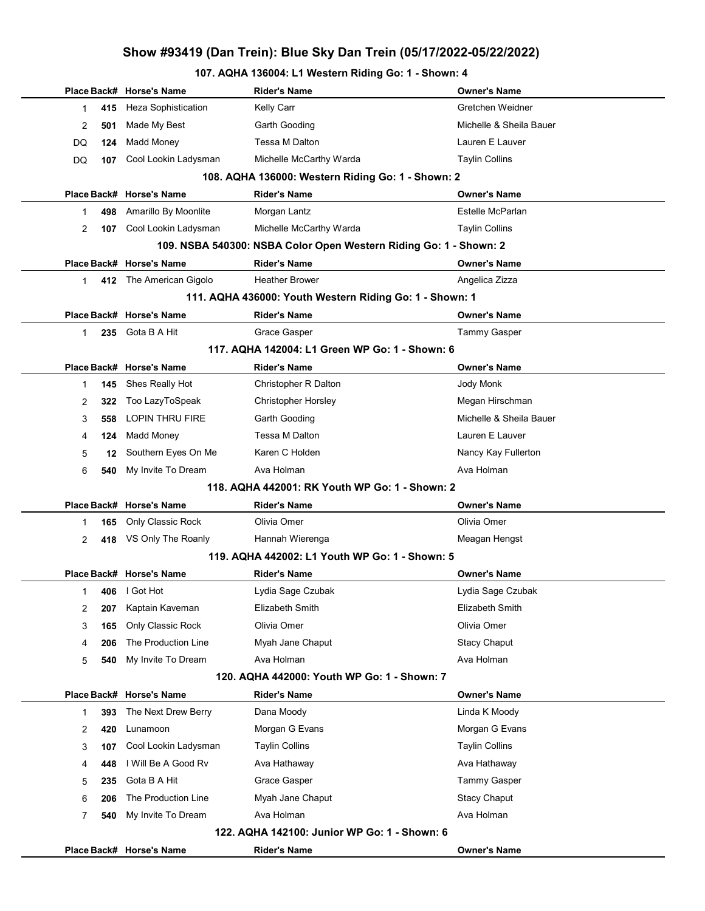# Show #93419 (Dan Trein): Blue Sky Dan Trein (05/17/2022-05/22/2022)

### 107. AQHA 136004: L1 Western Riding Go: 1 - Shown: 4

| Place | Back# | Horse's Name | Rider's Name | Owner's Name |
|---|---|---|---|---|
| 1 | 415 | Heza Sophistication | Kelly Carr | Gretchen Weidner |
| 2 | 501 | Made My Best | Garth Gooding | Michelle & Sheila Bauer |
| DQ | 124 | Madd Money | Tessa M Dalton | Lauren E Lauver |
| DQ | 107 | Cool Lookin Ladysman | Michelle McCarthy Warda | Taylin Collins |

### 108. AQHA 136000: Western Riding Go: 1 - Shown: 2

| Place | Back# | Horse's Name | Rider's Name | Owner's Name |
|---|---|---|---|---|
| 1 | 498 | Amarillo By Moonlite | Morgan Lantz | Estelle McParlan |
| 2 | 107 | Cool Lookin Ladysman | Michelle McCarthy Warda | Taylin Collins |

### 109. NSBA 540300: NSBA Color Open Western Riding Go: 1 - Shown: 2

| Place | Back# | Horse's Name | Rider's Name | Owner's Name |
|---|---|---|---|---|
| 1 | 412 | The American Gigolo | Heather Brower | Angelica Zizza |

### 111. AQHA 436000: Youth Western Riding Go: 1 - Shown: 1

| Place | Back# | Horse's Name | Rider's Name | Owner's Name |
|---|---|---|---|---|
| 1 | 235 | Gota B A Hit | Grace Gasper | Tammy Gasper |

### 117. AQHA 142004: L1 Green WP Go: 1 - Shown: 6

| Place | Back# | Horse's Name | Rider's Name | Owner's Name |
|---|---|---|---|---|
| 1 | 145 | Shes Really Hot | Christopher R Dalton | Jody Monk |
| 2 | 322 | Too LazyToSpeak | Christopher Horsley | Megan Hirschman |
| 3 | 558 | LOPIN THRU FIRE | Garth Gooding | Michelle & Sheila Bauer |
| 4 | 124 | Madd Money | Tessa M Dalton | Lauren E Lauver |
| 5 | 12 | Southern Eyes On Me | Karen C Holden | Nancy Kay Fullerton |
| 6 | 540 | My Invite To Dream | Ava Holman | Ava Holman |

### 118. AQHA 442001: RK Youth WP Go: 1 - Shown: 2

| Place | Back# | Horse's Name | Rider's Name | Owner's Name |
|---|---|---|---|---|
| 1 | 165 | Only Classic Rock | Olivia Omer | Olivia Omer |
| 2 | 418 | VS Only The Roanly | Hannah Wierenga | Meagan Hengst |

### 119. AQHA 442002: L1 Youth WP Go: 1 - Shown: 5

| Place | Back# | Horse's Name | Rider's Name | Owner's Name |
|---|---|---|---|---|
| 1 | 406 | I Got Hot | Lydia Sage Czubak | Lydia Sage Czubak |
| 2 | 207 | Kaptain Kaveman | Elizabeth Smith | Elizabeth Smith |
| 3 | 165 | Only Classic Rock | Olivia Omer | Olivia Omer |
| 4 | 206 | The Production Line | Myah Jane Chaput | Stacy Chaput |
| 5 | 540 | My Invite To Dream | Ava Holman | Ava Holman |

### 120. AQHA 442000: Youth WP Go: 1 - Shown: 7

| Place | Back# | Horse's Name | Rider's Name | Owner's Name |
|---|---|---|---|---|
| 1 | 393 | The Next Drew Berry | Dana Moody | Linda K Moody |
| 2 | 420 | Lunamoon | Morgan G Evans | Morgan G Evans |
| 3 | 107 | Cool Lookin Ladysman | Taylin Collins | Taylin Collins |
| 4 | 448 | I Will Be A Good Rv | Ava Hathaway | Ava Hathaway |
| 5 | 235 | Gota B A Hit | Grace Gasper | Tammy Gasper |
| 6 | 206 | The Production Line | Myah Jane Chaput | Stacy Chaput |
| 7 | 540 | My Invite To Dream | Ava Holman | Ava Holman |

### 122. AQHA 142100: Junior WP Go: 1 - Shown: 6

| Place | Back# | Horse's Name | Rider's Name | Owner's Name |
|---|---|---|---|---|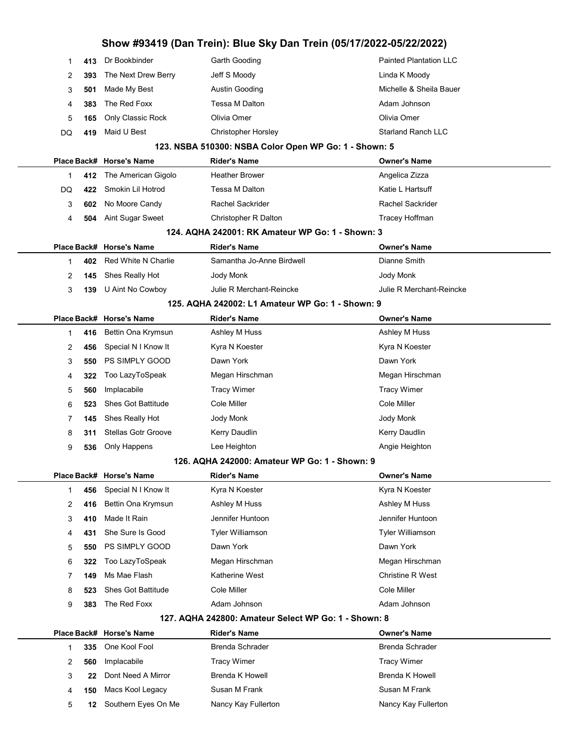## Show #93419 (Dan Trein): Blue Sky Dan Trein (05/17/2022-05/22/2022)

| Place | Back# | Horse's Name | Rider's Name | Owner's Name |
|---|---|---|---|---|
| 1 | 413 | Dr Bookbinder | Garth Gooding | Painted Plantation LLC |
| 2 | 393 | The Next Drew Berry | Jeff S Moody | Linda K Moody |
| 3 | 501 | Made My Best | Austin Gooding | Michelle & Sheila Bauer |
| 4 | 383 | The Red Foxx | Tessa M Dalton | Adam Johnson |
| 5 | 165 | Only Classic Rock | Olivia Omer | Olivia Omer |
| DQ | 419 | Maid U Best | Christopher Horsley | Starland Ranch LLC |

### 123. NSBA 510300: NSBA Color Open WP Go: 1 - Shown: 5

| Place | Back# | Horse's Name | Rider's Name | Owner's Name |
|---|---|---|---|---|
| 1 | 412 | The American Gigolo | Heather Brower | Angelica Zizza |
| DQ | 422 | Smokin Lil Hotrod | Tessa M Dalton | Katie L Hartsuff |
| 3 | 602 | No Moore Candy | Rachel Sackrider | Rachel Sackrider |
| 4 | 504 | Aint Sugar Sweet | Christopher R Dalton | Tracey Hoffman |

### 124. AQHA 242001: RK Amateur WP Go: 1 - Shown: 3

| Place | Back# | Horse's Name | Rider's Name | Owner's Name |
|---|---|---|---|---|
| 1 | 402 | Red White N Charlie | Samantha Jo-Anne Birdwell | Dianne Smith |
| 2 | 145 | Shes Really Hot | Jody Monk | Jody Monk |
| 3 | 139 | U Aint No Cowboy | Julie R Merchant-Reincke | Julie R Merchant-Reincke |

### 125. AQHA 242002: L1 Amateur WP Go: 1 - Shown: 9

| Place | Back# | Horse's Name | Rider's Name | Owner's Name |
|---|---|---|---|---|
| 1 | 416 | Bettin Ona Krymsun | Ashley M Huss | Ashley M Huss |
| 2 | 456 | Special N I Know It | Kyra N Koester | Kyra N Koester |
| 3 | 550 | PS SIMPLY GOOD | Dawn York | Dawn York |
| 4 | 322 | Too LazyToSpeak | Megan Hirschman | Megan Hirschman |
| 5 | 560 | Implacabile | Tracy Wimer | Tracy Wimer |
| 6 | 523 | Shes Got Battitude | Cole Miller | Cole Miller |
| 7 | 145 | Shes Really Hot | Jody Monk | Jody Monk |
| 8 | 311 | Stellas Gotr Groove | Kerry Daudlin | Kerry Daudlin |
| 9 | 536 | Only Happens | Lee Heighton | Angie Heighton |

### 126. AQHA 242000: Amateur WP Go: 1 - Shown: 9

| Place | Back# | Horse's Name | Rider's Name | Owner's Name |
|---|---|---|---|---|
| 1 | 456 | Special N I Know It | Kyra N Koester | Kyra N Koester |
| 2 | 416 | Bettin Ona Krymsun | Ashley M Huss | Ashley M Huss |
| 3 | 410 | Made It Rain | Jennifer Huntoon | Jennifer Huntoon |
| 4 | 431 | She Sure Is Good | Tyler Williamson | Tyler Williamson |
| 5 | 550 | PS SIMPLY GOOD | Dawn York | Dawn York |
| 6 | 322 | Too LazyToSpeak | Megan Hirschman | Megan Hirschman |
| 7 | 149 | Ms Mae Flash | Katherine West | Christine R West |
| 8 | 523 | Shes Got Battitude | Cole Miller | Cole Miller |
| 9 | 383 | The Red Foxx | Adam Johnson | Adam Johnson |

### 127. AQHA 242800: Amateur Select WP Go: 1 - Shown: 8

| Place | Back# | Horse's Name | Rider's Name | Owner's Name |
|---|---|---|---|---|
| 1 | 335 | One Kool Fool | Brenda Schrader | Brenda Schrader |
| 2 | 560 | Implacabile | Tracy Wimer | Tracy Wimer |
| 3 | 22 | Dont Need A Mirror | Brenda K Howell | Brenda K Howell |
| 4 | 150 | Macs Kool Legacy | Susan M Frank | Susan M Frank |
| 5 | 12 | Southern Eyes On Me | Nancy Kay Fullerton | Nancy Kay Fullerton |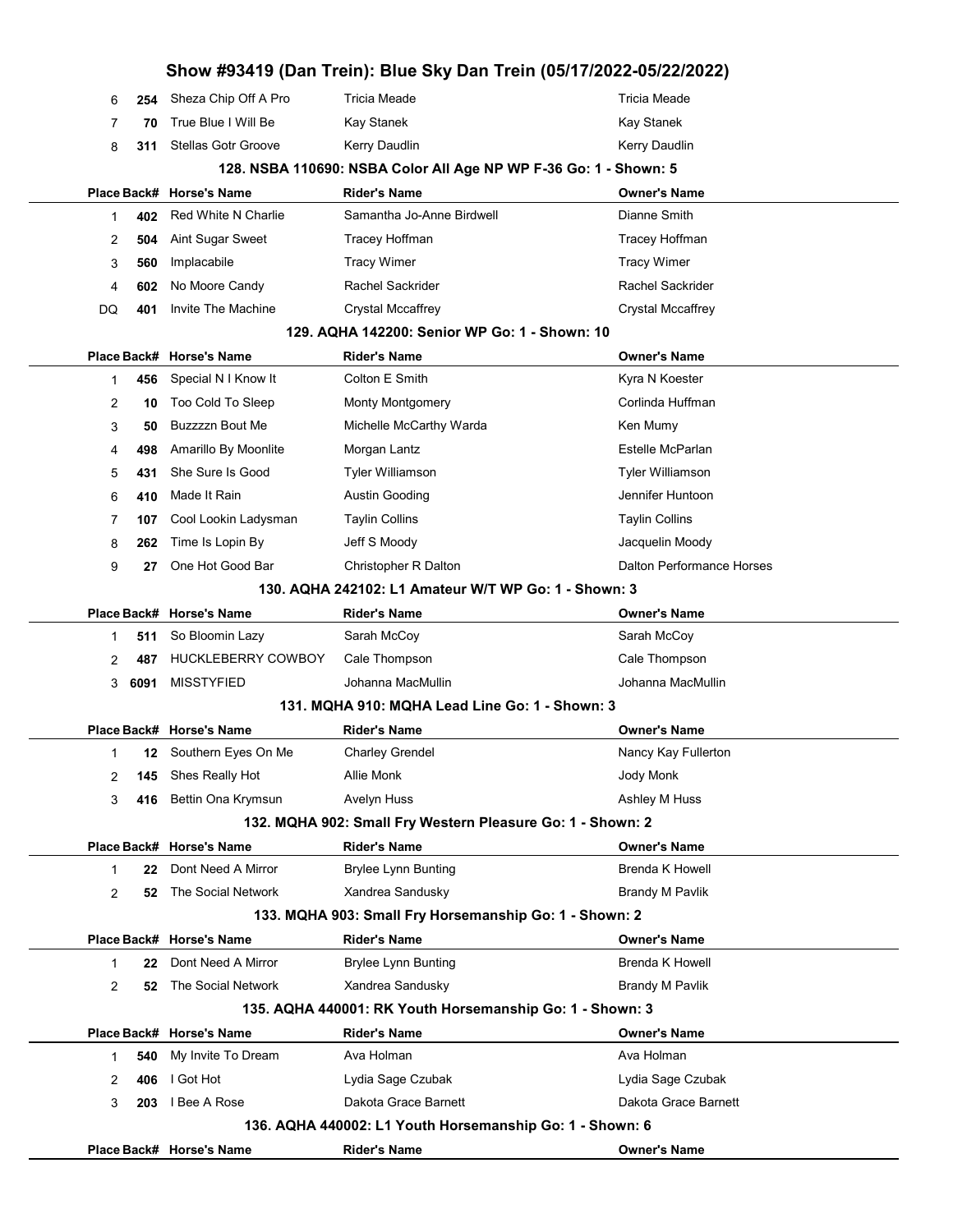| Place | Back# | Horse's Name | Rider's Name | Owner's Name |
|---|---|---|---|---|
| 6 | 254 | Sheza Chip Off A Pro | Tricia Meade | Tricia Meade |
| 7 | 70 | True Blue I Will Be | Kay Stanek | Kay Stanek |
| 8 | 311 | Stellas Gotr Groove | Kerry Daudlin | Kerry Daudlin |

### 128. NSBA 110690: NSBA Color All Age NP WP F-36 Go: 1 - Shown: 5

| Place | Back# | Horse's Name | Rider's Name | Owner's Name |
|---|---|---|---|---|
| 1 | 402 | Red White N Charlie | Samantha Jo-Anne Birdwell | Dianne Smith |
| 2 | 504 | Aint Sugar Sweet | Tracey Hoffman | Tracey Hoffman |
| 3 | 560 | Implacabile | Tracy Wimer | Tracy Wimer |
| 4 | 602 | No Moore Candy | Rachel Sackrider | Rachel Sackrider |
| DQ | 401 | Invite The Machine | Crystal Mccaffrey | Crystal Mccaffrey |

### 129. AQHA 142200: Senior WP Go: 1 - Shown: 10

| Place | Back# | Horse's Name | Rider's Name | Owner's Name |
|---|---|---|---|---|
| 1 | 456 | Special N I Know It | Colton E Smith | Kyra N Koester |
| 2 | 10 | Too Cold To Sleep | Monty Montgomery | Corlinda Huffman |
| 3 | 50 | Buzzzzn Bout Me | Michelle McCarthy Warda | Ken Mumy |
| 4 | 498 | Amarillo By Moonlite | Morgan Lantz | Estelle McParlan |
| 5 | 431 | She Sure Is Good | Tyler Williamson | Tyler Williamson |
| 6 | 410 | Made It Rain | Austin Gooding | Jennifer Huntoon |
| 7 | 107 | Cool Lookin Ladysman | Taylin Collins | Taylin Collins |
| 8 | 262 | Time Is Lopin By | Jeff S Moody | Jacquelin Moody |
| 9 | 27 | One Hot Good Bar | Christopher R Dalton | Dalton Performance Horses |

### 130. AQHA 242102: L1 Amateur W/T WP Go: 1 - Shown: 3

| Place | Back# | Horse's Name | Rider's Name | Owner's Name |
|---|---|---|---|---|
| 1 | 511 | So Bloomin Lazy | Sarah McCoy | Sarah McCoy |
| 2 | 487 | HUCKLEBERRY COWBOY | Cale Thompson | Cale Thompson |
| 3 | 6091 | MISSTYFIED | Johanna MacMullin | Johanna MacMullin |

### 131. MQHA 910: MQHA Lead Line Go: 1 - Shown: 3

| Place | Back# | Horse's Name | Rider's Name | Owner's Name |
|---|---|---|---|---|
| 1 | 12 | Southern Eyes On Me | Charley Grendel | Nancy Kay Fullerton |
| 2 | 145 | Shes Really Hot | Allie Monk | Jody Monk |
| 3 | 416 | Bettin Ona Krymsun | Avelyn Huss | Ashley M Huss |

### 132. MQHA 902: Small Fry Western Pleasure Go: 1 - Shown: 2

| Place | Back# | Horse's Name | Rider's Name | Owner's Name |
|---|---|---|---|---|
| 1 | 22 | Dont Need A Mirror | Brylee Lynn Bunting | Brenda K Howell |
| 2 | 52 | The Social Network | Xandrea Sandusky | Brandy M Pavlik |

### 133. MQHA 903: Small Fry Horsemanship Go: 1 - Shown: 2

| Place | Back# | Horse's Name | Rider's Name | Owner's Name |
|---|---|---|---|---|
| 1 | 22 | Dont Need A Mirror | Brylee Lynn Bunting | Brenda K Howell |
| 2 | 52 | The Social Network | Xandrea Sandusky | Brandy M Pavlik |

### 135. AQHA 440001: RK Youth Horsemanship Go: 1 - Shown: 3

| Place | Back# | Horse's Name | Rider's Name | Owner's Name |
|---|---|---|---|---|
| 1 | 540 | My Invite To Dream | Ava Holman | Ava Holman |
| 2 | 406 | I Got Hot | Lydia Sage Czubak | Lydia Sage Czubak |
| 3 | 203 | I Bee A Rose | Dakota Grace Barnett | Dakota Grace Barnett |

### 136. AQHA 440002: L1 Youth Horsemanship Go: 1 - Shown: 6

| Place | Back# | Horse's Name | Rider's Name | Owner's Name |
|---|---|---|---|---|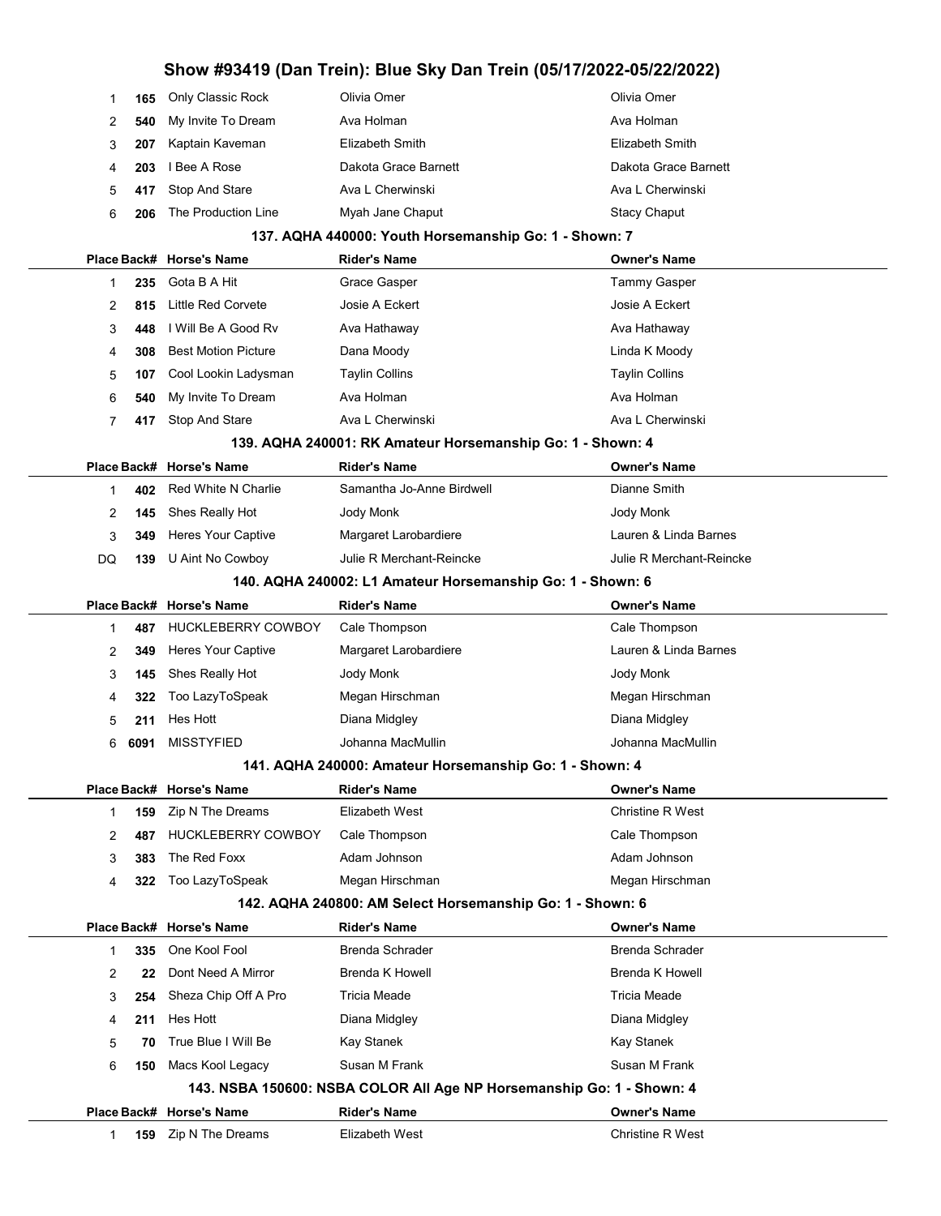| Place | Back# | Horse's Name | Rider's Name | Owner's Name |
|---|---|---|---|---|
| 1 | 165 | Only Classic Rock | Olivia Omer | Olivia Omer |
| 2 | 540 | My Invite To Dream | Ava Holman | Ava Holman |
| 3 | 207 | Kaptain Kaveman | Elizabeth Smith | Elizabeth Smith |
| 4 | 203 | I Bee A Rose | Dakota Grace Barnett | Dakota Grace Barnett |
| 5 | 417 | Stop And Stare | Ava L Cherwinski | Ava L Cherwinski |
| 6 | 206 | The Production Line | Myah Jane Chaput | Stacy Chaput |

### 137. AQHA 440000: Youth Horsemanship Go: 1 - Shown: 7

| Place | Back# | Horse's Name | Rider's Name | Owner's Name |
|---|---|---|---|---|
| 1 | 235 | Gota B A Hit | Grace Gasper | Tammy Gasper |
| 2 | 815 | Little Red Corvete | Josie A Eckert | Josie A Eckert |
| 3 | 448 | I Will Be A Good Rv | Ava Hathaway | Ava Hathaway |
| 4 | 308 | Best Motion Picture | Dana Moody | Linda K Moody |
| 5 | 107 | Cool Lookin Ladysman | Taylin Collins | Taylin Collins |
| 6 | 540 | My Invite To Dream | Ava Holman | Ava Holman |
| 7 | 417 | Stop And Stare | Ava L Cherwinski | Ava L Cherwinski |

### 139. AQHA 240001: RK Amateur Horsemanship Go: 1 - Shown: 4

| Place | Back# | Horse's Name | Rider's Name | Owner's Name |
|---|---|---|---|---|
| 1 | 402 | Red White N Charlie | Samantha Jo-Anne Birdwell | Dianne Smith |
| 2 | 145 | Shes Really Hot | Jody Monk | Jody Monk |
| 3 | 349 | Heres Your Captive | Margaret Larobardiere | Lauren & Linda Barnes |
| DQ | 139 | U Aint No Cowboy | Julie R Merchant-Reincke | Julie R Merchant-Reincke |

### 140. AQHA 240002: L1 Amateur Horsemanship Go: 1 - Shown: 6

| Place | Back# | Horse's Name | Rider's Name | Owner's Name |
|---|---|---|---|---|
| 1 | 487 | HUCKLEBERRY COWBOY | Cale Thompson | Cale Thompson |
| 2 | 349 | Heres Your Captive | Margaret Larobardiere | Lauren & Linda Barnes |
| 3 | 145 | Shes Really Hot | Jody Monk | Jody Monk |
| 4 | 322 | Too LazyToSpeak | Megan Hirschman | Megan Hirschman |
| 5 | 211 | Hes Hott | Diana Midgley | Diana Midgley |
| 6 | 6091 | MISSTYFIED | Johanna MacMullin | Johanna MacMullin |

### 141. AQHA 240000: Amateur Horsemanship Go: 1 - Shown: 4

| Place | Back# | Horse's Name | Rider's Name | Owner's Name |
|---|---|---|---|---|
| 1 | 159 | Zip N The Dreams | Elizabeth West | Christine R West |
| 2 | 487 | HUCKLEBERRY COWBOY | Cale Thompson | Cale Thompson |
| 3 | 383 | The Red Foxx | Adam Johnson | Adam Johnson |
| 4 | 322 | Too LazyToSpeak | Megan Hirschman | Megan Hirschman |

### 142. AQHA 240800: AM Select Horsemanship Go: 1 - Shown: 6

| Place | Back# | Horse's Name | Rider's Name | Owner's Name |
|---|---|---|---|---|
| 1 | 335 | One Kool Fool | Brenda Schrader | Brenda Schrader |
| 2 | 22 | Dont Need A Mirror | Brenda K Howell | Brenda K Howell |
| 3 | 254 | Sheza Chip Off A Pro | Tricia Meade | Tricia Meade |
| 4 | 211 | Hes Hott | Diana Midgley | Diana Midgley |
| 5 | 70 | True Blue I Will Be | Kay Stanek | Kay Stanek |
| 6 | 150 | Macs Kool Legacy | Susan M Frank | Susan M Frank |

### 143. NSBA 150600: NSBA COLOR All Age NP Horsemanship Go: 1 - Shown: 4

| Place | Back# | Horse's Name | Rider's Name | Owner's Name |
|---|---|---|---|---|
| 1 | 159 | Zip N The Dreams | Elizabeth West | Christine R West |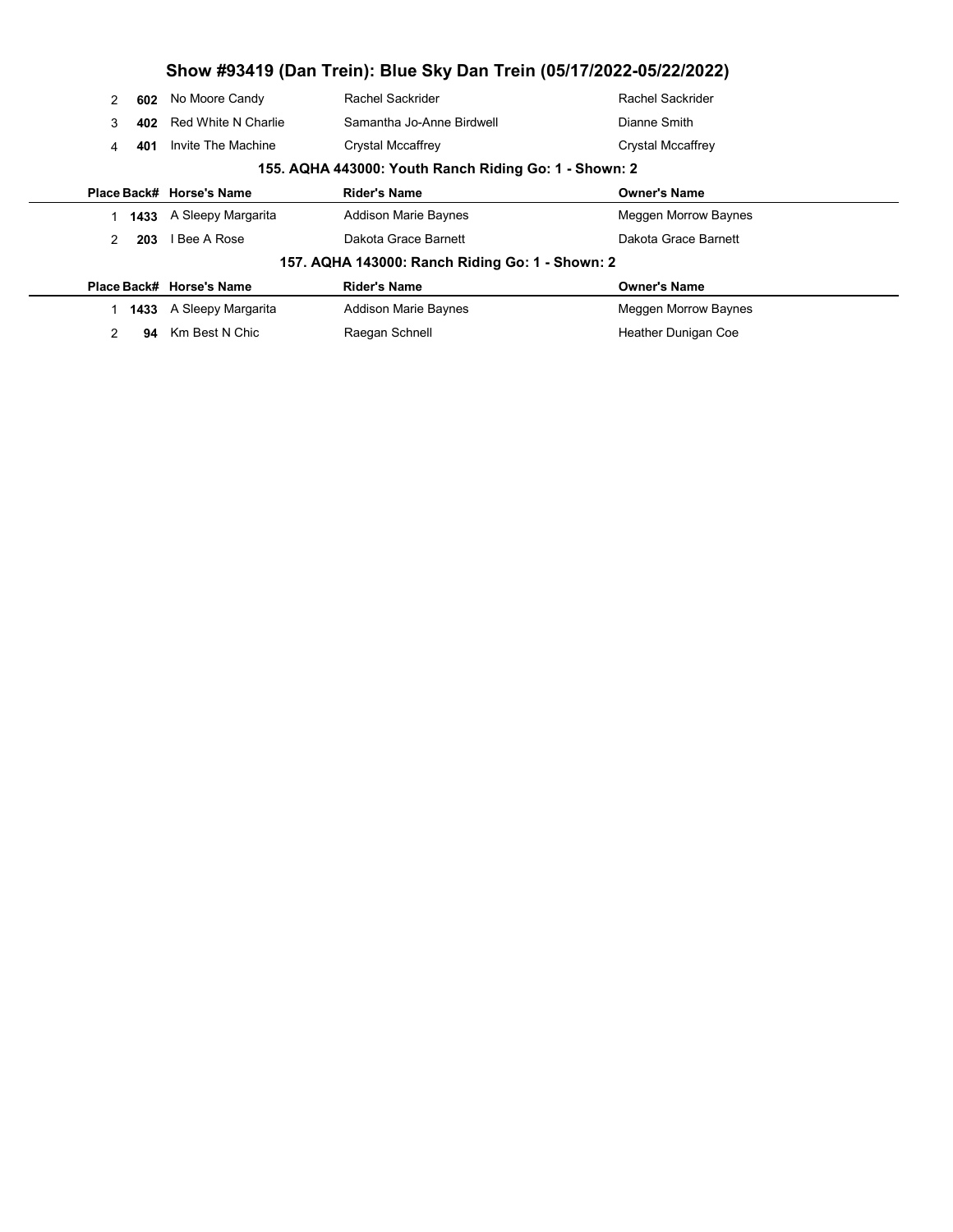| Place | Back# | Horse's Name | Rider's Name | Owner's Name |
|---|---|---|---|---|
| 2 | 602 | No Moore Candy | Rachel Sackrider | Rachel Sackrider |
| 3 | 402 | Red White N Charlie | Samantha Jo-Anne Birdwell | Dianne Smith |
| 4 | 401 | Invite The Machine | Crystal Mccaffrey | Crystal Mccaffrey |

### 155. AQHA 443000: Youth Ranch Riding Go: 1 - Shown: 2

| Place | Back# | Horse's Name | Rider's Name | Owner's Name |
|---|---|---|---|---|
| 1 | 1433 | A Sleepy Margarita | Addison Marie Baynes | Meggen Morrow Baynes |
| 2 | 203 | I Bee A Rose | Dakota Grace Barnett | Dakota Grace Barnett |

### 157. AQHA 143000: Ranch Riding Go: 1 - Shown: 2

| Place | Back# | Horse's Name | Rider's Name | Owner's Name |
|---|---|---|---|---|
| 1 | 1433 | A Sleepy Margarita | Addison Marie Baynes | Meggen Morrow Baynes |
| 2 | 94 | Km Best N Chic | Raegan Schnell | Heather Dunigan Coe |